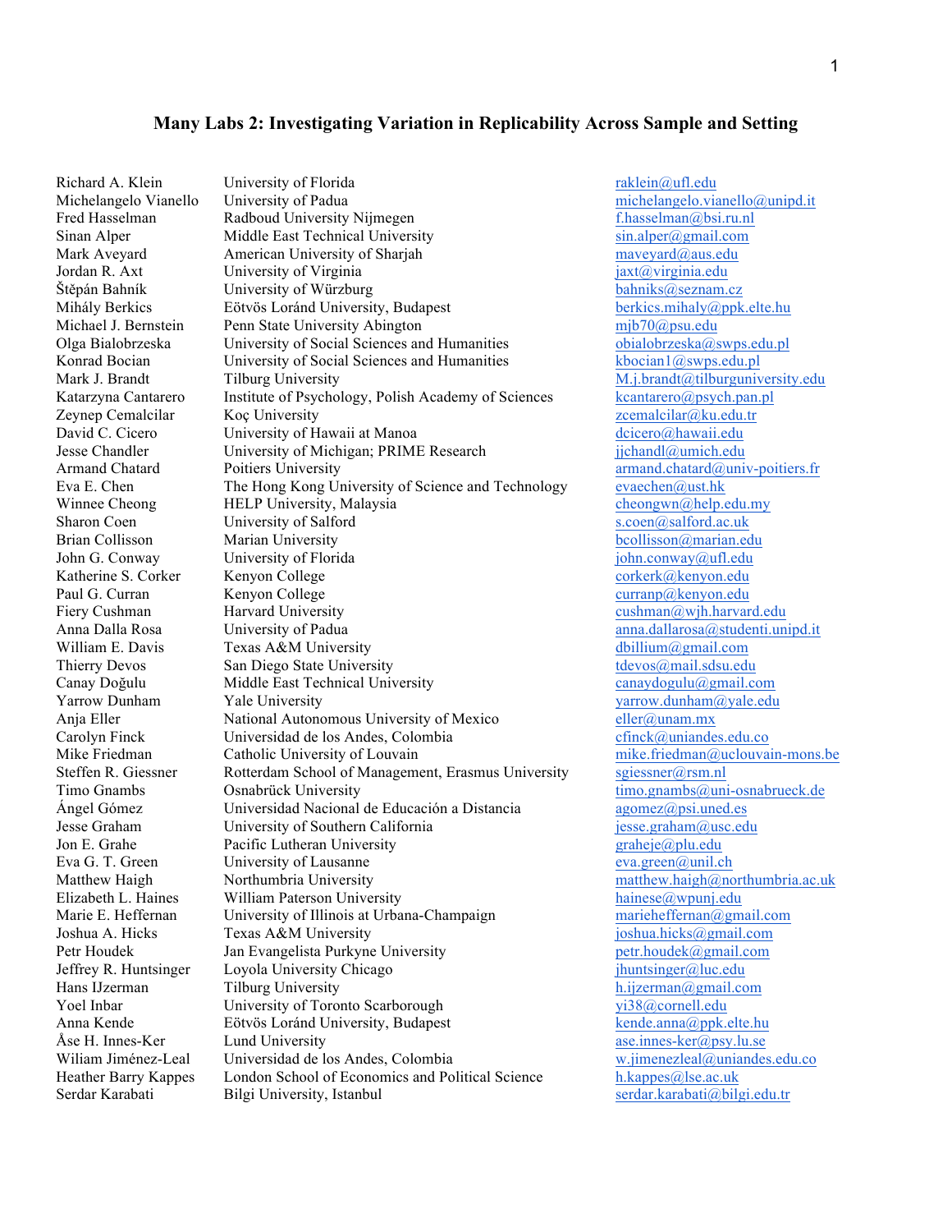# Many Labs 2: Investigating Variation in Replicability Across Sample and Setting

| | | |
|---|---|---|
| Richard A. Klein | University of Florida | raklein@ufl.edu |
| Michelangelo Vianello | University of Padua | michelangelo.vianello@unipd.it |
| Fred Hasselman | Radboud University Nijmegen | f.hasselman@bsi.ru.nl |
| Sinan Alper | Middle East Technical University | sin.alper@gmail.com |
| Mark Aveyard | American University of Sharjah | maveyard@aus.edu |
| Jordan R. Axt | University of Virginia | jaxt@virginia.edu |
| Štěpán Bahník | University of Würzburg | bahniks@seznam.cz |
| Mihály Berkics | Eötvös Loránd University, Budapest | berkics.mihaly@ppk.elte.hu |
| Michael J. Bernstein | Penn State University Abington | mjb70@psu.edu |
| Olga Bialobrzeska | University of Social Sciences and Humanities | obialobrzeska@swps.edu.pl |
| Konrad Bocian | University of Social Sciences and Humanities | kbocian1@swps.edu.pl |
| Mark J. Brandt | Tilburg University | M.j.brandt@tilburguniversity.edu |
| Katarzyna Cantarero | Institute of Psychology, Polish Academy of Sciences | kcantarero@psych.pan.pl |
| Zeynep Cemalcilar | Koç University | zcemalcilar@ku.edu.tr |
| David C. Cicero | University of Hawaii at Manoa | dcicero@hawaii.edu |
| Jesse Chandler | University of Michigan; PRIME Research | jjchandl@umich.edu |
| Armand Chatard | Poitiers University | armand.chatard@univ-poitiers.fr |
| Eva E. Chen | The Hong Kong University of Science and Technology | evaechen@ust.hk |
| Winnee Cheong | HELP University, Malaysia | cheongwn@help.edu.my |
| Sharon Coen | University of Salford | s.coen@salford.ac.uk |
| Brian Collisson | Marian University | bcollisson@marian.edu |
| John G. Conway | University of Florida | john.conway@ufl.edu |
| Katherine S. Corker | Kenyon College | corkerk@kenyon.edu |
| Paul G. Curran | Kenyon College | curranp@kenyon.edu |
| Fiery Cushman | Harvard University | cushman@wjh.harvard.edu |
| Anna Dalla Rosa | University of Padua | anna.dallarosa@studenti.unipd.it |
| William E. Davis | Texas A&M University | dbillium@gmail.com |
| Thierry Devos | San Diego State University | tdevos@mail.sdsu.edu |
| Canay Doğulu | Middle East Technical University | canaydogulu@gmail.com |
| Yarrow Dunham | Yale University | yarrow.dunham@yale.edu |
| Anja Eller | National Autonomous University of Mexico | eller@unam.mx |
| Carolyn Finck | Universidad de los Andes, Colombia | cfinck@uniandes.edu.co |
| Mike Friedman | Catholic University of Louvain | mike.friedman@uclouvain-mons.be |
| Steffen R. Giessner | Rotterdam School of Management, Erasmus University | sgiessner@rsm.nl |
| Timo Gnambs | Osnabrück University | timo.gnambs@uni-osnabrueck.de |
| Ángel Gómez | Universidad Nacional de Educación a Distancia | agomez@psi.uned.es |
| Jesse Graham | University of Southern California | jesse.graham@usc.edu |
| Jon E. Grahe | Pacific Lutheran University | graheje@plu.edu |
| Eva G. T. Green | University of Lausanne | eva.green@unil.ch |
| Matthew Haigh | Northumbria University | matthew.haigh@northumbria.ac.uk |
| Elizabeth L. Haines | William Paterson University | hainese@wpunj.edu |
| Marie E. Heffernan | University of Illinois at Urbana-Champaign | marieheffernan@gmail.com |
| Joshua A. Hicks | Texas A&M University | joshua.hicks@gmail.com |
| Petr Houdek | Jan Evangelista Purkyne University | petr.houdek@gmail.com |
| Jeffrey R. Huntsinger | Loyola University Chicago | jhuntsinger@luc.edu |
| Hans IJzerman | Tilburg University | h.ijzerman@gmail.com |
| Yoel Inbar | University of Toronto Scarborough | yi38@cornell.edu |
| Anna Kende | Eötvös Loránd University, Budapest | kende.anna@ppk.elte.hu |
| Åse H. Innes-Ker | Lund University | ase.innes-ker@psy.lu.se |
| Wiliam Jiménez-Leal | Universidad de los Andes, Colombia | w.jimenezleal@uniandes.edu.co |
| Heather Barry Kappes | London School of Economics and Political Science | h.kappes@lse.ac.uk |
| Serdar Karabati | Bilgi University, Istanbul | serdar.karabati@bilgi.edu.tr |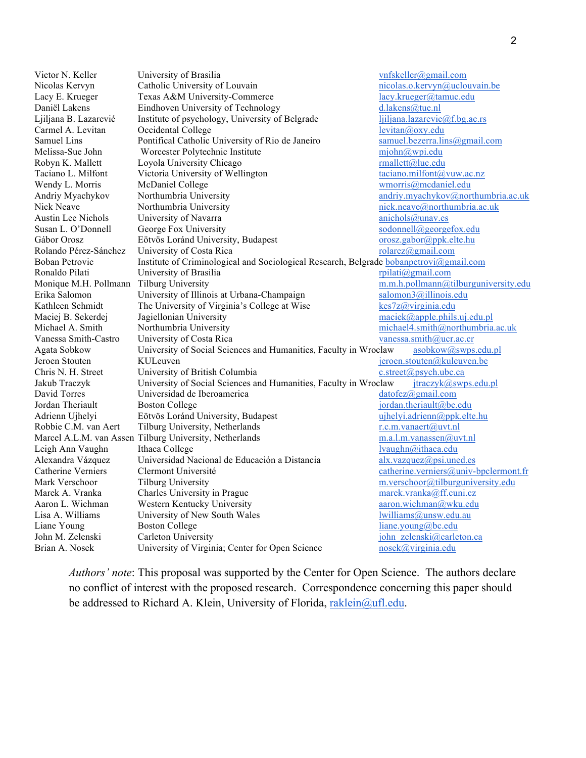| | | |
|---|---|---|
| Victor N. Keller | University of Brasilia | vnfskeller@gmail.com |
| Nicolas Kervyn | Catholic University of Louvain | nicolas.o.kervyn@uclouvain.be |
| Lacy E. Krueger | Texas A&M University-Commerce | lacy.krueger@tamuc.edu |
| Daniël Lakens | Eindhoven University of Technology | d.lakens@tue.nl |
| Ljiljana B. Lazarević | Institute of psychology, University of Belgrade | ljiljana.lazarevic@f.bg.ac.rs |
| Carmel A. Levitan | Occidental College | levitan@oxy.edu |
| Samuel Lins | Pontifical Catholic University of Rio de Janeiro | samuel.bezerra.lins@gmail.com |
| Melissa-Sue John | Worcester Polytechnic Institute | mjohn@wpi.edu |
| Robyn K. Mallett | Loyola University Chicago | rmallett@luc.edu |
| Taciano L. Milfont | Victoria University of Wellington | taciano.milfont@vuw.ac.nz |
| Wendy L. Morris | McDaniel College | wmorris@mcdaniel.edu |
| Andriy Myachykov | Northumbria University | andriy.myachykov@northumbria.ac.uk |
| Nick Neave | Northumbria University | nick.neave@northumbria.ac.uk |
| Austin Lee Nichols | University of Navarra | anichols@unav.es |
| Susan L. O'Donnell | George Fox University | sodonnell@georgefox.edu |
| Gábor Orosz | Eötvös Loránd University, Budapest | orosz.gabor@ppk.elte.hu |
| Rolando Pérez-Sánchez | University of Costa Rica | rolarez@gmail.com |
| Boban Petrovic | Institute of Criminological and Sociological Research, Belgrade | bobanpetrovi@gmail.com |
| Ronaldo Pilati | University of Brasilia | rpilati@gmail.com |
| Monique M.H. Pollmann | Tilburg University | m.m.h.pollmann@tilburguniversity.edu |
| Erika Salomon | University of Illinois at Urbana-Champaign | salomon3@illinois.edu |
| Kathleen Schmidt | The University of Virginia's College at Wise | kes7z@virginia.edu |
| Maciej B. Sekerdej | Jagiellonian University | maciek@apple.phils.uj.edu.pl |
| Michael A. Smith | Northumbria University | michael4.smith@northumbria.ac.uk |
| Vanessa Smith-Castro | University of Costa Rica | vanessa.smith@ucr.ac.cr |
| Agata Sobkow | University of Social Sciences and Humanities, Faculty in Wroclaw | asobkow@swps.edu.pl |
| Jeroen Stouten | KULeuven | jeroen.stouten@kuleuven.be |
| Chris N. H. Street | University of British Columbia | c.street@psych.ubc.ca |
| Jakub Traczyk | University of Social Sciences and Humanities, Faculty in Wroclaw | jtraczyk@swps.edu.pl |
| David Torres | Universidad de Iberoamerica | datofez@gmail.com |
| Jordan Theriault | Boston College | jordan.theriault@bc.edu |
| Adrienn Ujhelyi | Eötvös Loránd University, Budapest | ujhelyi.adrienn@ppk.elte.hu |
| Robbie C.M. van Aert | Tilburg University, Netherlands | r.c.m.vanaert@uvt.nl |
| Marcel A.L.M. van Assen | Tilburg University, Netherlands | m.a.l.m.vanassen@uvt.nl |
| Leigh Ann Vaughn | Ithaca College | lvaughn@ithaca.edu |
| Alexandra Vázquez | Universidad Nacional de Educación a Distancia | alx.vazquez@psi.uned.es |
| Catherine Verniers | Clermont Université | catherine.verniers@univ-bpclermont.fr |
| Mark Verschoor | Tilburg University | m.verschoor@tilburguniversity.edu |
| Marek A. Vranka | Charles University in Prague | marek.vranka@ff.cuni.cz |
| Aaron L. Wichman | Western Kentucky University | aaron.wichman@wku.edu |
| Lisa A. Williams | University of New South Wales | lwilliams@unsw.edu.au |
| Liane Young | Boston College | liane.young@bc.edu |
| John M. Zelenski | Carleton University | john_zelenski@carleton.ca |
| Brian A. Nosek | University of Virginia; Center for Open Science | nosek@virginia.edu |

*Authors' note*: This proposal was supported by the Center for Open Science. The authors declare no conflict of interest with the proposed research. Correspondence concerning this paper should be addressed to Richard A. Klein, University of Florida, raklein@ufl.edu.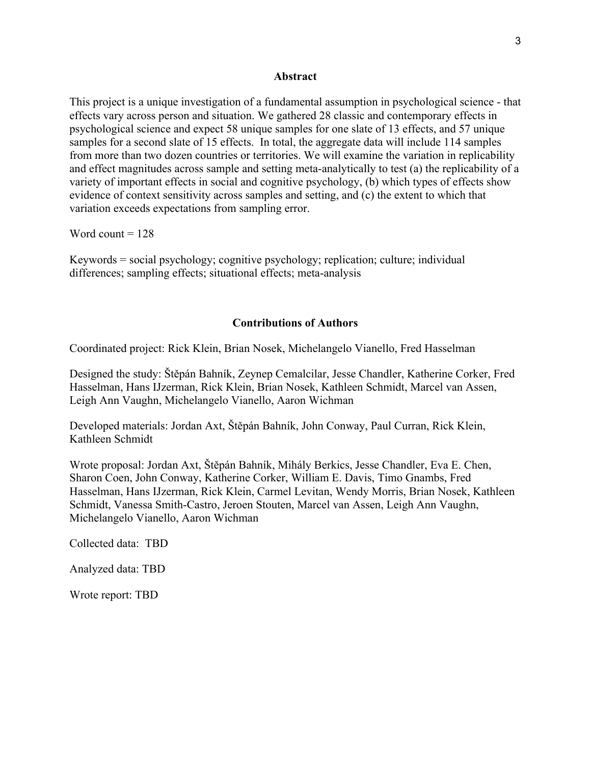## Abstract

This project is a unique investigation of a fundamental assumption in psychological science - that effects vary across person and situation. We gathered 28 classic and contemporary effects in psychological science and expect 58 unique samples for one slate of 13 effects, and 57 unique samples for a second slate of 15 effects. In total, the aggregate data will include 114 samples from more than two dozen countries or territories. We will examine the variation in replicability and effect magnitudes across sample and setting meta-analytically to test (a) the replicability of a variety of important effects in social and cognitive psychology, (b) which types of effects show evidence of context sensitivity across samples and setting, and (c) the extent to which that variation exceeds expectations from sampling error.

Word count = 128

Keywords = social psychology; cognitive psychology; replication; culture; individual differences; sampling effects; situational effects; meta-analysis

## Contributions of Authors

Coordinated project: Rick Klein, Brian Nosek, Michelangelo Vianello, Fred Hasselman

Designed the study: Štěpán Bahník, Zeynep Cemalcilar, Jesse Chandler, Katherine Corker, Fred Hasselman, Hans IJzerman, Rick Klein, Brian Nosek, Kathleen Schmidt, Marcel van Assen, Leigh Ann Vaughn, Michelangelo Vianello, Aaron Wichman

Developed materials: Jordan Axt, Štěpán Bahník, John Conway, Paul Curran, Rick Klein, Kathleen Schmidt

Wrote proposal: Jordan Axt, Štěpán Bahník, Mihály Berkics, Jesse Chandler, Eva E. Chen, Sharon Coen, John Conway, Katherine Corker, William E. Davis, Timo Gnambs, Fred Hasselman, Hans IJzerman, Rick Klein, Carmel Levitan, Wendy Morris, Brian Nosek, Kathleen Schmidt, Vanessa Smith-Castro, Jeroen Stouten, Marcel van Assen, Leigh Ann Vaughn, Michelangelo Vianello, Aaron Wichman

Collected data: TBD

Analyzed data: TBD

Wrote report: TBD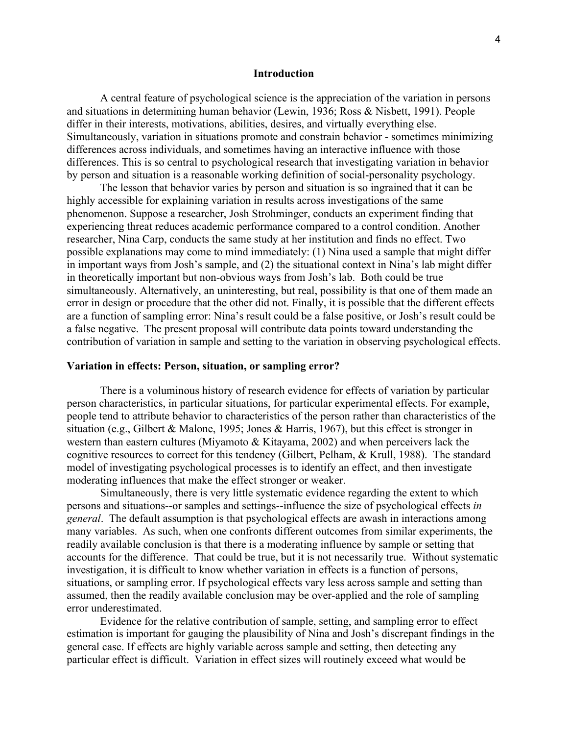## Introduction

A central feature of psychological science is the appreciation of the variation in persons and situations in determining human behavior (Lewin, 1936; Ross & Nisbett, 1991). People differ in their interests, motivations, abilities, desires, and virtually everything else. Simultaneously, variation in situations promote and constrain behavior - sometimes minimizing differences across individuals, and sometimes having an interactive influence with those differences. This is so central to psychological research that investigating variation in behavior by person and situation is a reasonable working definition of social-personality psychology.

The lesson that behavior varies by person and situation is so ingrained that it can be highly accessible for explaining variation in results across investigations of the same phenomenon. Suppose a researcher, Josh Strohminger, conducts an experiment finding that experiencing threat reduces academic performance compared to a control condition. Another researcher, Nina Carp, conducts the same study at her institution and finds no effect. Two possible explanations may come to mind immediately: (1) Nina used a sample that might differ in important ways from Josh's sample, and (2) the situational context in Nina's lab might differ in theoretically important but non-obvious ways from Josh's lab. Both could be true simultaneously. Alternatively, an uninteresting, but real, possibility is that one of them made an error in design or procedure that the other did not. Finally, it is possible that the different effects are a function of sampling error: Nina's result could be a false positive, or Josh's result could be a false negative. The present proposal will contribute data points toward understanding the contribution of variation in sample and setting to the variation in observing psychological effects.

### Variation in effects: Person, situation, or sampling error?

There is a voluminous history of research evidence for effects of variation by particular person characteristics, in particular situations, for particular experimental effects. For example, people tend to attribute behavior to characteristics of the person rather than characteristics of the situation (e.g., Gilbert & Malone, 1995; Jones & Harris, 1967), but this effect is stronger in western than eastern cultures (Miyamoto & Kitayama, 2002) and when perceivers lack the cognitive resources to correct for this tendency (Gilbert, Pelham, & Krull, 1988). The standard model of investigating psychological processes is to identify an effect, and then investigate moderating influences that make the effect stronger or weaker.

Simultaneously, there is very little systematic evidence regarding the extent to which persons and situations--or samples and settings--influence the size of psychological effects *in general*. The default assumption is that psychological effects are awash in interactions among many variables. As such, when one confronts different outcomes from similar experiments, the readily available conclusion is that there is a moderating influence by sample or setting that accounts for the difference. That could be true, but it is not necessarily true. Without systematic investigation, it is difficult to know whether variation in effects is a function of persons, situations, or sampling error. If psychological effects vary less across sample and setting than assumed, then the readily available conclusion may be over-applied and the role of sampling error underestimated.

Evidence for the relative contribution of sample, setting, and sampling error to effect estimation is important for gauging the plausibility of Nina and Josh's discrepant findings in the general case. If effects are highly variable across sample and setting, then detecting any particular effect is difficult. Variation in effect sizes will routinely exceed what would be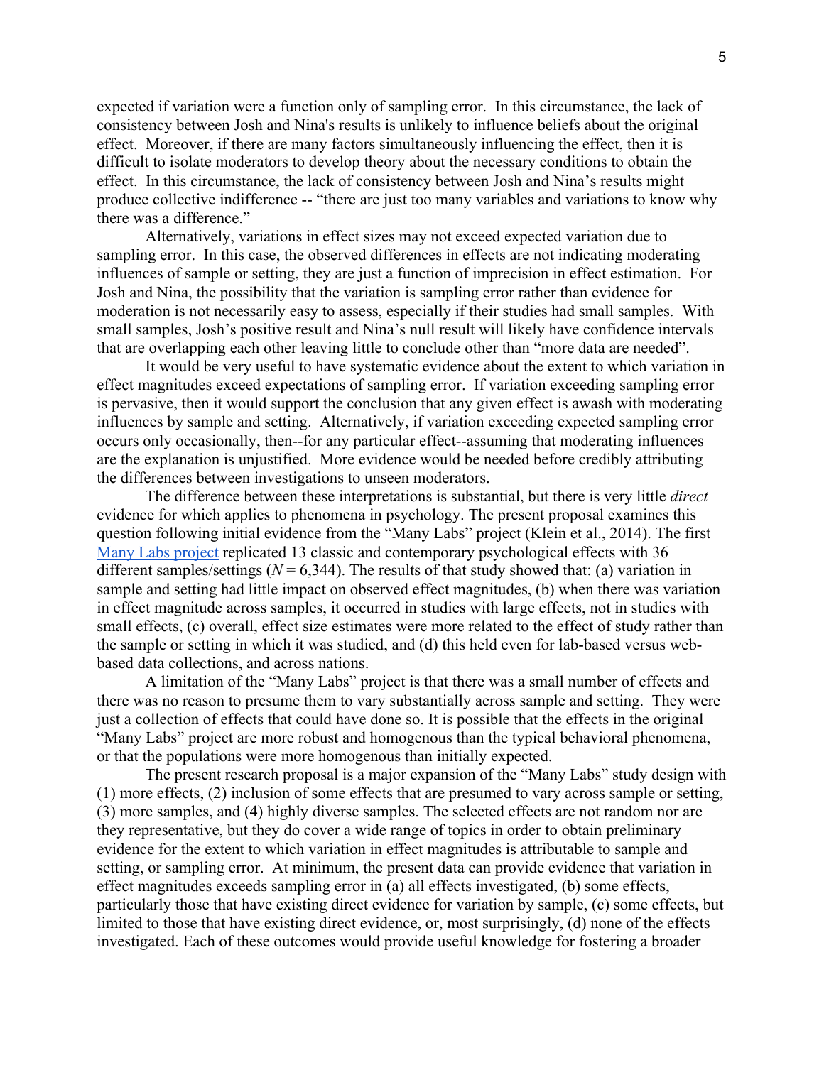expected if variation were a function only of sampling error. In this circumstance, the lack of consistency between Josh and Nina's results is unlikely to influence beliefs about the original effect. Moreover, if there are many factors simultaneously influencing the effect, then it is difficult to isolate moderators to develop theory about the necessary conditions to obtain the effect. In this circumstance, the lack of consistency between Josh and Nina's results might produce collective indifference -- "there are just too many variables and variations to know why there was a difference."

Alternatively, variations in effect sizes may not exceed expected variation due to sampling error. In this case, the observed differences in effects are not indicating moderating influences of sample or setting, they are just a function of imprecision in effect estimation. For Josh and Nina, the possibility that the variation is sampling error rather than evidence for moderation is not necessarily easy to assess, especially if their studies had small samples. With small samples, Josh's positive result and Nina's null result will likely have confidence intervals that are overlapping each other leaving little to conclude other than "more data are needed".

It would be very useful to have systematic evidence about the extent to which variation in effect magnitudes exceed expectations of sampling error. If variation exceeding sampling error is pervasive, then it would support the conclusion that any given effect is awash with moderating influences by sample and setting. Alternatively, if variation exceeding expected sampling error occurs only occasionally, then--for any particular effect--assuming that moderating influences are the explanation is unjustified. More evidence would be needed before credibly attributing the differences between investigations to unseen moderators.

The difference between these interpretations is substantial, but there is very little *direct* evidence for which applies to phenomena in psychology. The present proposal examines this question following initial evidence from the "Many Labs" project (Klein et al., 2014). The first [Many Labs project](https://osf.io/wx7ck/) replicated 13 classic and contemporary psychological effects with 36 different samples/settings ($N = 6{,}344$). The results of that study showed that: (a) variation in sample and setting had little impact on observed effect magnitudes, (b) when there was variation in effect magnitude across samples, it occurred in studies with large effects, not in studies with small effects, (c) overall, effect size estimates were more related to the effect of study rather than the sample or setting in which it was studied, and (d) this held even for lab-based versus web-based data collections, and across nations.

A limitation of the "Many Labs" project is that there was a small number of effects and there was no reason to presume them to vary substantially across sample and setting. They were just a collection of effects that could have done so. It is possible that the effects in the original "Many Labs" project are more robust and homogenous than the typical behavioral phenomena, or that the populations were more homogenous than initially expected.

The present research proposal is a major expansion of the "Many Labs" study design with (1) more effects, (2) inclusion of some effects that are presumed to vary across sample or setting, (3) more samples, and (4) highly diverse samples. The selected effects are not random nor are they representative, but they do cover a wide range of topics in order to obtain preliminary evidence for the extent to which variation in effect magnitudes is attributable to sample and setting, or sampling error. At minimum, the present data can provide evidence that variation in effect magnitudes exceeds sampling error in (a) all effects investigated, (b) some effects, particularly those that have existing direct evidence for variation by sample, (c) some effects, but limited to those that have existing direct evidence, or, most surprisingly, (d) none of the effects investigated. Each of these outcomes would provide useful knowledge for fostering a broader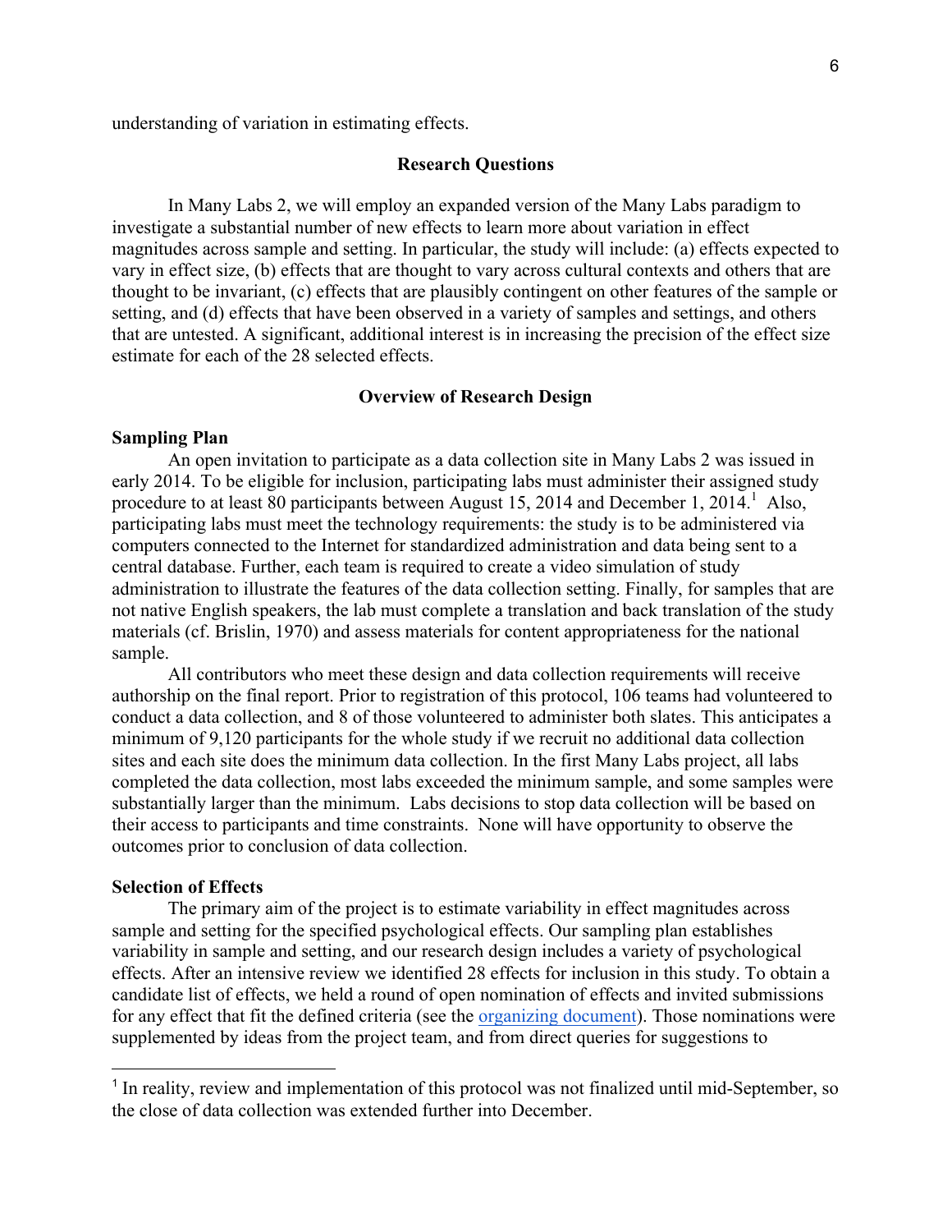understanding of variation in estimating effects.

## Research Questions

In Many Labs 2, we will employ an expanded version of the Many Labs paradigm to investigate a substantial number of new effects to learn more about variation in effect magnitudes across sample and setting. In particular, the study will include: (a) effects expected to vary in effect size, (b) effects that are thought to vary across cultural contexts and others that are thought to be invariant, (c) effects that are plausibly contingent on other features of the sample or setting, and (d) effects that have been observed in a variety of samples and settings, and others that are untested. A significant, additional interest is in increasing the precision of the effect size estimate for each of the 28 selected effects.

## Overview of Research Design

### Sampling Plan

An open invitation to participate as a data collection site in Many Labs 2 was issued in early 2014. To be eligible for inclusion, participating labs must administer their assigned study procedure to at least 80 participants between August 15, 2014 and December 1, 2014.[1] Also, participating labs must meet the technology requirements: the study is to be administered via computers connected to the Internet for standardized administration and data being sent to a central database. Further, each team is required to create a video simulation of study administration to illustrate the features of the data collection setting. Finally, for samples that are not native English speakers, the lab must complete a translation and back translation of the study materials (cf. Brislin, 1970) and assess materials for content appropriateness for the national sample.

All contributors who meet these design and data collection requirements will receive authorship on the final report. Prior to registration of this protocol, 106 teams had volunteered to conduct a data collection, and 8 of those volunteered to administer both slates. This anticipates a minimum of 9,120 participants for the whole study if we recruit no additional data collection sites and each site does the minimum data collection. In the first Many Labs project, all labs completed the data collection, most labs exceeded the minimum sample, and some samples were substantially larger than the minimum. Labs decisions to stop data collection will be based on their access to participants and time constraints. None will have opportunity to observe the outcomes prior to conclusion of data collection.

### Selection of Effects

The primary aim of the project is to estimate variability in effect magnitudes across sample and setting for the specified psychological effects. Our sampling plan establishes variability in sample and setting, and our research design includes a variety of psychological effects. After an intensive review we identified 28 effects for inclusion in this study. To obtain a candidate list of effects, we held a round of open nomination of effects and invited submissions for any effect that fit the defined criteria (see the organizing document). Those nominations were supplemented by ideas from the project team, and from direct queries for suggestions to

[1] In reality, review and implementation of this protocol was not finalized until mid-September, so the close of data collection was extended further into December.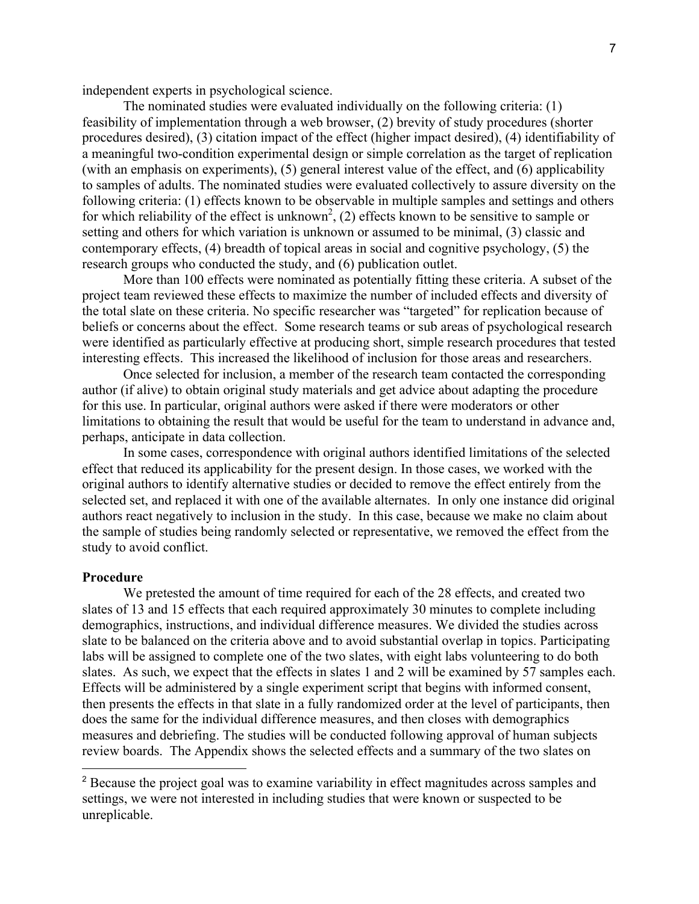independent experts in psychological science.

The nominated studies were evaluated individually on the following criteria: (1) feasibility of implementation through a web browser, (2) brevity of study procedures (shorter procedures desired), (3) citation impact of the effect (higher impact desired), (4) identifiability of a meaningful two-condition experimental design or simple correlation as the target of replication (with an emphasis on experiments), (5) general interest value of the effect, and (6) applicability to samples of adults. The nominated studies were evaluated collectively to assure diversity on the following criteria: (1) effects known to be observable in multiple samples and settings and others for which reliability of the effect is unknown[2], (2) effects known to be sensitive to sample or setting and others for which variation is unknown or assumed to be minimal, (3) classic and contemporary effects, (4) breadth of topical areas in social and cognitive psychology, (5) the research groups who conducted the study, and (6) publication outlet.

More than 100 effects were nominated as potentially fitting these criteria. A subset of the project team reviewed these effects to maximize the number of included effects and diversity of the total slate on these criteria. No specific researcher was "targeted" for replication because of beliefs or concerns about the effect. Some research teams or sub areas of psychological research were identified as particularly effective at producing short, simple research procedures that tested interesting effects. This increased the likelihood of inclusion for those areas and researchers.

Once selected for inclusion, a member of the research team contacted the corresponding author (if alive) to obtain original study materials and get advice about adapting the procedure for this use. In particular, original authors were asked if there were moderators or other limitations to obtaining the result that would be useful for the team to understand in advance and, perhaps, anticipate in data collection.

In some cases, correspondence with original authors identified limitations of the selected effect that reduced its applicability for the present design. In those cases, we worked with the original authors to identify alternative studies or decided to remove the effect entirely from the selected set, and replaced it with one of the available alternates. In only one instance did original authors react negatively to inclusion in the study. In this case, because we make no claim about the sample of studies being randomly selected or representative, we removed the effect from the study to avoid conflict.

### Procedure

We pretested the amount of time required for each of the 28 effects, and created two slates of 13 and 15 effects that each required approximately 30 minutes to complete including demographics, instructions, and individual difference measures. We divided the studies across slate to be balanced on the criteria above and to avoid substantial overlap in topics. Participating labs will be assigned to complete one of the two slates, with eight labs volunteering to do both slates. As such, we expect that the effects in slates 1 and 2 will be examined by 57 samples each. Effects will be administered by a single experiment script that begins with informed consent, then presents the effects in that slate in a fully randomized order at the level of participants, then does the same for the individual difference measures, and then closes with demographics measures and debriefing. The studies will be conducted following approval of human subjects review boards. The Appendix shows the selected effects and a summary of the two slates on

---

[2] Because the project goal was to examine variability in effect magnitudes across samples and settings, we were not interested in including studies that were known or suspected to be unreplicable.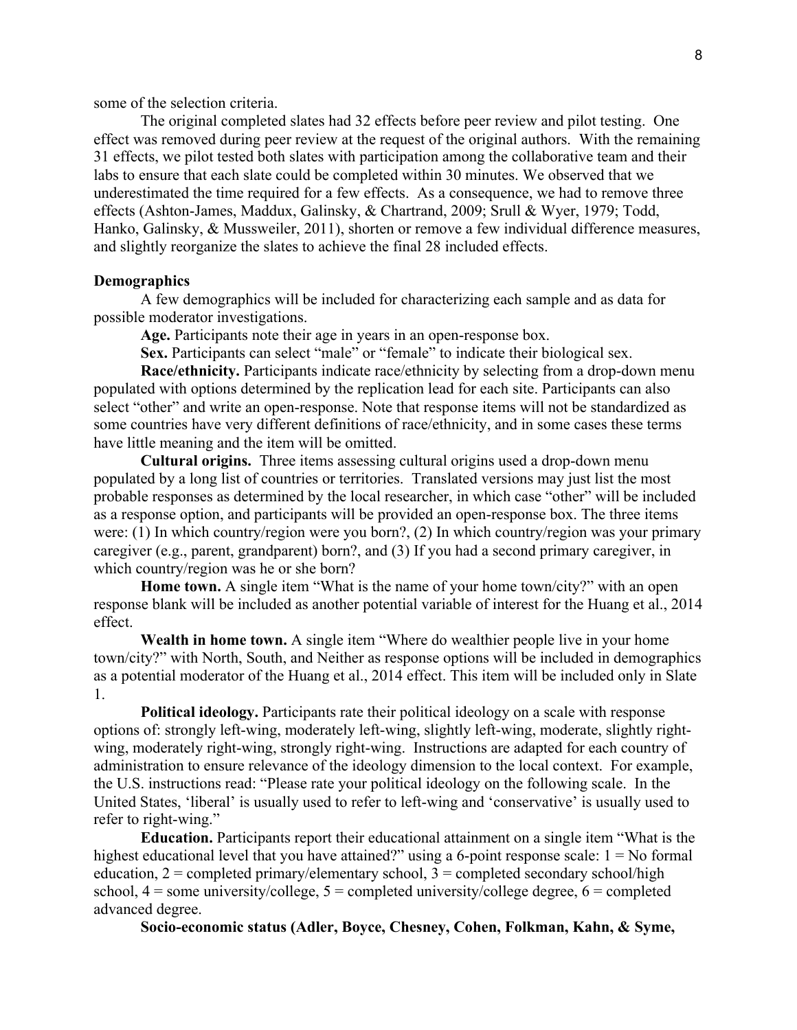some of the selection criteria.

The original completed slates had 32 effects before peer review and pilot testing. One effect was removed during peer review at the request of the original authors. With the remaining 31 effects, we pilot tested both slates with participation among the collaborative team and their labs to ensure that each slate could be completed within 30 minutes. We observed that we underestimated the time required for a few effects. As a consequence, we had to remove three effects (Ashton-James, Maddux, Galinsky, & Chartrand, 2009; Srull & Wyer, 1979; Todd, Hanko, Galinsky, & Mussweiler, 2011), shorten or remove a few individual difference measures, and slightly reorganize the slates to achieve the final 28 included effects.

**Demographics**

A few demographics will be included for characterizing each sample and as data for possible moderator investigations.

**Age.** Participants note their age in years in an open-response box.

**Sex.** Participants can select "male" or "female" to indicate their biological sex.

**Race/ethnicity.** Participants indicate race/ethnicity by selecting from a drop-down menu populated with options determined by the replication lead for each site. Participants can also select "other" and write an open-response. Note that response items will not be standardized as some countries have very different definitions of race/ethnicity, and in some cases these terms have little meaning and the item will be omitted.

**Cultural origins.** Three items assessing cultural origins used a drop-down menu populated by a long list of countries or territories. Translated versions may just list the most probable responses as determined by the local researcher, in which case "other" will be included as a response option, and participants will be provided an open-response box. The three items were: (1) In which country/region were you born?, (2) In which country/region was your primary caregiver (e.g., parent, grandparent) born?, and (3) If you had a second primary caregiver, in which country/region was he or she born?

**Home town.** A single item "What is the name of your home town/city?" with an open response blank will be included as another potential variable of interest for the Huang et al., 2014 effect.

**Wealth in home town.** A single item "Where do wealthier people live in your home town/city?" with North, South, and Neither as response options will be included in demographics as a potential moderator of the Huang et al., 2014 effect. This item will be included only in Slate 1.

**Political ideology.** Participants rate their political ideology on a scale with response options of: strongly left-wing, moderately left-wing, slightly left-wing, moderate, slightly right-wing, moderately right-wing, strongly right-wing. Instructions are adapted for each country of administration to ensure relevance of the ideology dimension to the local context. For example, the U.S. instructions read: "Please rate your political ideology on the following scale. In the United States, 'liberal' is usually used to refer to left-wing and 'conservative' is usually used to refer to right-wing."

**Education.** Participants report their educational attainment on a single item "What is the highest educational level that you have attained?" using a 6-point response scale: 1 = No formal education, 2 = completed primary/elementary school, 3 = completed secondary school/high school, 4 = some university/college, 5 = completed university/college degree, 6 = completed advanced degree.

**Socio-economic status (Adler, Boyce, Chesney, Cohen, Folkman, Kahn, & Syme,**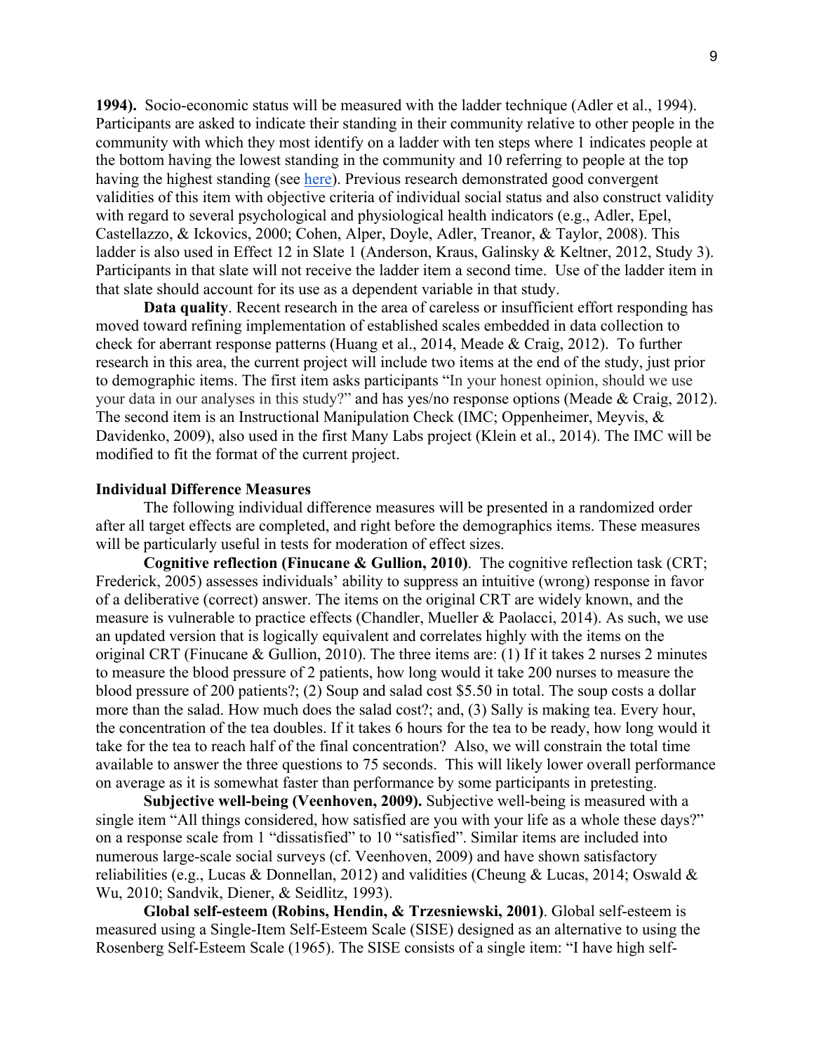**1994).** Socio-economic status will be measured with the ladder technique (Adler et al., 1994). Participants are asked to indicate their standing in their community relative to other people in the community with which they most identify on a ladder with ten steps where 1 indicates people at the bottom having the lowest standing in the community and 10 referring to people at the top having the highest standing (see here). Previous research demonstrated good convergent validities of this item with objective criteria of individual social status and also construct validity with regard to several psychological and physiological health indicators (e.g., Adler, Epel, Castellazzo, & Ickovics, 2000; Cohen, Alper, Doyle, Adler, Treanor, & Taylor, 2008). This ladder is also used in Effect 12 in Slate 1 (Anderson, Kraus, Galinsky & Keltner, 2012, Study 3). Participants in that slate will not receive the ladder item a second time. Use of the ladder item in that slate should account for its use as a dependent variable in that study.

**Data quality**. Recent research in the area of careless or insufficient effort responding has moved toward refining implementation of established scales embedded in data collection to check for aberrant response patterns (Huang et al., 2014, Meade & Craig, 2012). To further research in this area, the current project will include two items at the end of the study, just prior to demographic items. The first item asks participants "In your honest opinion, should we use your data in our analyses in this study?" and has yes/no response options (Meade & Craig, 2012). The second item is an Instructional Manipulation Check (IMC; Oppenheimer, Meyvis, & Davidenko, 2009), also used in the first Many Labs project (Klein et al., 2014). The IMC will be modified to fit the format of the current project.

**Individual Difference Measures**

The following individual difference measures will be presented in a randomized order after all target effects are completed, and right before the demographics items. These measures will be particularly useful in tests for moderation of effect sizes.

**Cognitive reflection (Finucane & Gullion, 2010)**. The cognitive reflection task (CRT; Frederick, 2005) assesses individuals' ability to suppress an intuitive (wrong) response in favor of a deliberative (correct) answer. The items on the original CRT are widely known, and the measure is vulnerable to practice effects (Chandler, Mueller & Paolacci, 2014). As such, we use an updated version that is logically equivalent and correlates highly with the items on the original CRT (Finucane & Gullion, 2010). The three items are: (1) If it takes 2 nurses 2 minutes to measure the blood pressure of 2 patients, how long would it take 200 nurses to measure the blood pressure of 200 patients?; (2) Soup and salad cost $5.50 in total. The soup costs a dollar more than the salad. How much does the salad cost?; and, (3) Sally is making tea. Every hour, the concentration of the tea doubles. If it takes 6 hours for the tea to be ready, how long would it take for the tea to reach half of the final concentration? Also, we will constrain the total time available to answer the three questions to 75 seconds. This will likely lower overall performance on average as it is somewhat faster than performance by some participants in pretesting.

**Subjective well-being (Veenhoven, 2009).** Subjective well-being is measured with a single item "All things considered, how satisfied are you with your life as a whole these days?" on a response scale from 1 "dissatisfied" to 10 "satisfied". Similar items are included into numerous large-scale social surveys (cf. Veenhoven, 2009) and have shown satisfactory reliabilities (e.g., Lucas & Donnellan, 2012) and validities (Cheung & Lucas, 2014; Oswald & Wu, 2010; Sandvik, Diener, & Seidlitz, 1993).

**Global self-esteem (Robins, Hendin, & Trzesniewski, 2001)**. Global self-esteem is measured using a Single-Item Self-Esteem Scale (SISE) designed as an alternative to using the Rosenberg Self-Esteem Scale (1965). The SISE consists of a single item: "I have high self-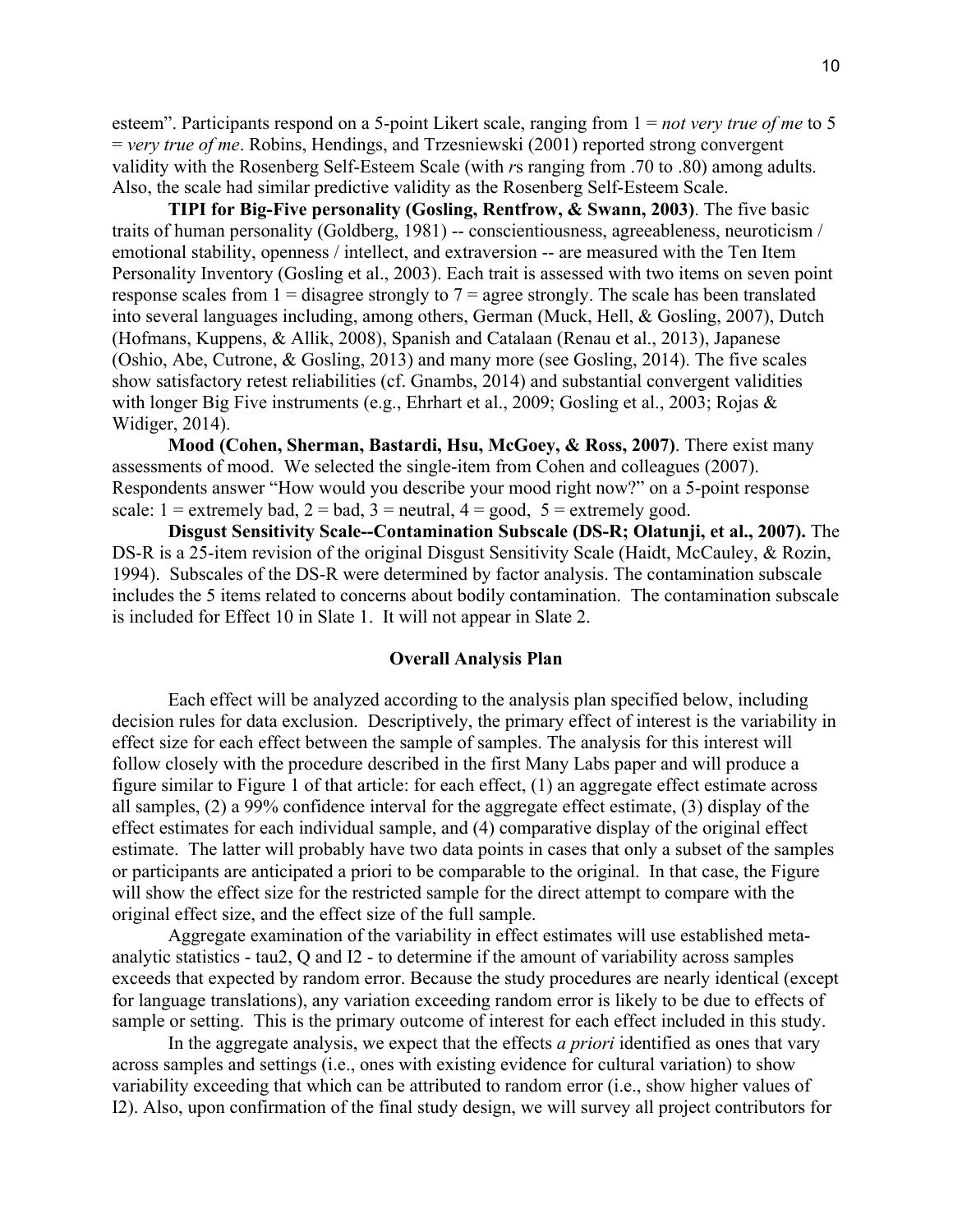esteem". Participants respond on a 5-point Likert scale, ranging from 1 = *not very true of me* to 5 = *very true of me*. Robins, Hendings, and Trzesniewski (2001) reported strong convergent validity with the Rosenberg Self-Esteem Scale (with *r*s ranging from .70 to .80) among adults. Also, the scale had similar predictive validity as the Rosenberg Self-Esteem Scale.

**TIPI for Big-Five personality (Gosling, Rentfrow, & Swann, 2003)**. The five basic traits of human personality (Goldberg, 1981) -- conscientiousness, agreeableness, neuroticism / emotional stability, openness / intellect, and extraversion -- are measured with the Ten Item Personality Inventory (Gosling et al., 2003). Each trait is assessed with two items on seven point response scales from 1 = disagree strongly to 7 = agree strongly. The scale has been translated into several languages including, among others, German (Muck, Hell, & Gosling, 2007), Dutch (Hofmans, Kuppens, & Allik, 2008), Spanish and Catalaan (Renau et al., 2013), Japanese (Oshio, Abe, Cutrone, & Gosling, 2013) and many more (see Gosling, 2014). The five scales show satisfactory retest reliabilities (cf. Gnambs, 2014) and substantial convergent validities with longer Big Five instruments (e.g., Ehrhart et al., 2009; Gosling et al., 2003; Rojas & Widiger, 2014).

**Mood (Cohen, Sherman, Bastardi, Hsu, McGoey, & Ross, 2007)**. There exist many assessments of mood. We selected the single-item from Cohen and colleagues (2007). Respondents answer "How would you describe your mood right now?" on a 5-point response scale: 1 = extremely bad, 2 = bad, 3 = neutral, 4 = good, 5 = extremely good.

**Disgust Sensitivity Scale--Contamination Subscale (DS-R; Olatunji, et al., 2007).** The DS-R is a 25-item revision of the original Disgust Sensitivity Scale (Haidt, McCauley, & Rozin, 1994). Subscales of the DS-R were determined by factor analysis. The contamination subscale includes the 5 items related to concerns about bodily contamination. The contamination subscale is included for Effect 10 in Slate 1. It will not appear in Slate 2.

## Overall Analysis Plan

Each effect will be analyzed according to the analysis plan specified below, including decision rules for data exclusion. Descriptively, the primary effect of interest is the variability in effect size for each effect between the sample of samples. The analysis for this interest will follow closely with the procedure described in the first Many Labs paper and will produce a figure similar to Figure 1 of that article: for each effect, (1) an aggregate effect estimate across all samples, (2) a 99% confidence interval for the aggregate effect estimate, (3) display of the effect estimates for each individual sample, and (4) comparative display of the original effect estimate. The latter will probably have two data points in cases that only a subset of the samples or participants are anticipated a priori to be comparable to the original. In that case, the Figure will show the effect size for the restricted sample for the direct attempt to compare with the original effect size, and the effect size of the full sample.

Aggregate examination of the variability in effect estimates will use established meta-analytic statistics - tau2, Q and I2 - to determine if the amount of variability across samples exceeds that expected by random error. Because the study procedures are nearly identical (except for language translations), any variation exceeding random error is likely to be due to effects of sample or setting. This is the primary outcome of interest for each effect included in this study.

In the aggregate analysis, we expect that the effects *a priori* identified as ones that vary across samples and settings (i.e., ones with existing evidence for cultural variation) to show variability exceeding that which can be attributed to random error (i.e., show higher values of I2). Also, upon confirmation of the final study design, we will survey all project contributors for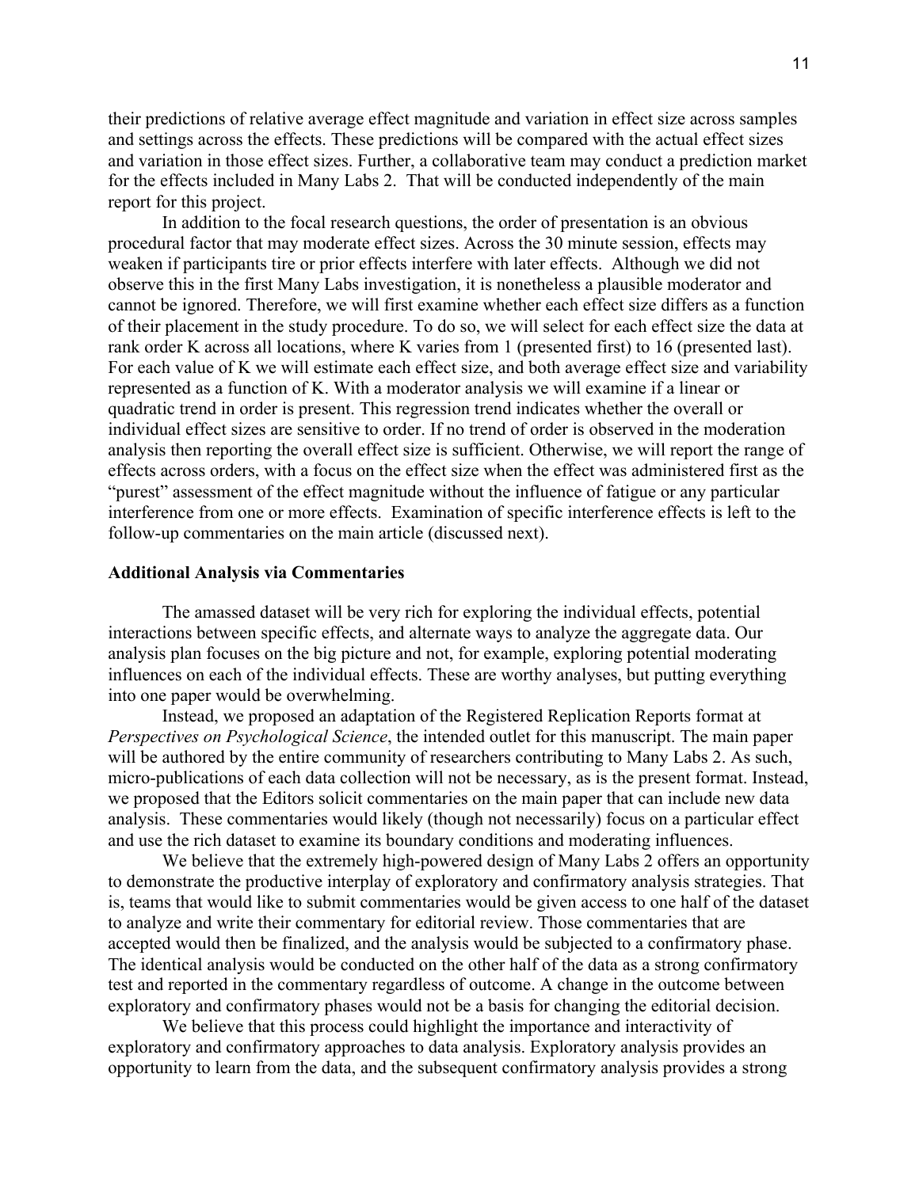their predictions of relative average effect magnitude and variation in effect size across samples and settings across the effects. These predictions will be compared with the actual effect sizes and variation in those effect sizes. Further, a collaborative team may conduct a prediction market for the effects included in Many Labs 2. That will be conducted independently of the main report for this project.

In addition to the focal research questions, the order of presentation is an obvious procedural factor that may moderate effect sizes. Across the 30 minute session, effects may weaken if participants tire or prior effects interfere with later effects. Although we did not observe this in the first Many Labs investigation, it is nonetheless a plausible moderator and cannot be ignored. Therefore, we will first examine whether each effect size differs as a function of their placement in the study procedure. To do so, we will select for each effect size the data at rank order K across all locations, where K varies from 1 (presented first) to 16 (presented last). For each value of K we will estimate each effect size, and both average effect size and variability represented as a function of K. With a moderator analysis we will examine if a linear or quadratic trend in order is present. This regression trend indicates whether the overall or individual effect sizes are sensitive to order. If no trend of order is observed in the moderation analysis then reporting the overall effect size is sufficient. Otherwise, we will report the range of effects across orders, with a focus on the effect size when the effect was administered first as the "purest" assessment of the effect magnitude without the influence of fatigue or any particular interference from one or more effects. Examination of specific interference effects is left to the follow-up commentaries on the main article (discussed next).

**Additional Analysis via Commentaries**

The amassed dataset will be very rich for exploring the individual effects, potential interactions between specific effects, and alternate ways to analyze the aggregate data. Our analysis plan focuses on the big picture and not, for example, exploring potential moderating influences on each of the individual effects. These are worthy analyses, but putting everything into one paper would be overwhelming.

Instead, we proposed an adaptation of the Registered Replication Reports format at *Perspectives on Psychological Science*, the intended outlet for this manuscript. The main paper will be authored by the entire community of researchers contributing to Many Labs 2. As such, micro-publications of each data collection will not be necessary, as is the present format. Instead, we proposed that the Editors solicit commentaries on the main paper that can include new data analysis. These commentaries would likely (though not necessarily) focus on a particular effect and use the rich dataset to examine its boundary conditions and moderating influences.

We believe that the extremely high-powered design of Many Labs 2 offers an opportunity to demonstrate the productive interplay of exploratory and confirmatory analysis strategies. That is, teams that would like to submit commentaries would be given access to one half of the dataset to analyze and write their commentary for editorial review. Those commentaries that are accepted would then be finalized, and the analysis would be subjected to a confirmatory phase. The identical analysis would be conducted on the other half of the data as a strong confirmatory test and reported in the commentary regardless of outcome. A change in the outcome between exploratory and confirmatory phases would not be a basis for changing the editorial decision.

We believe that this process could highlight the importance and interactivity of exploratory and confirmatory approaches to data analysis. Exploratory analysis provides an opportunity to learn from the data, and the subsequent confirmatory analysis provides a strong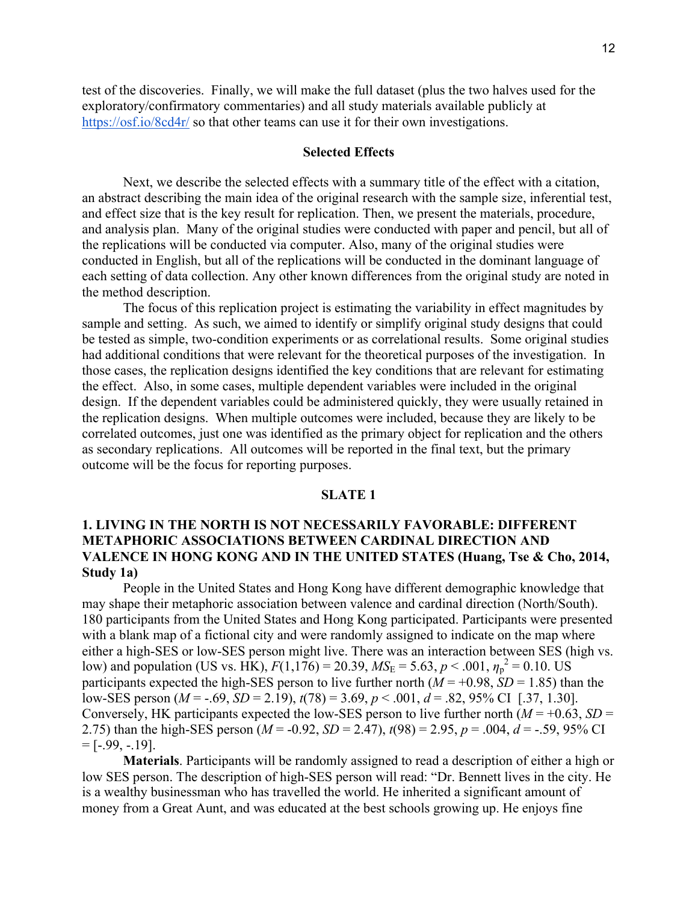test of the discoveries. Finally, we will make the full dataset (plus the two halves used for the exploratory/confirmatory commentaries) and all study materials available publicly at https://osf.io/8cd4r/ so that other teams can use it for their own investigations.

## Selected Effects

Next, we describe the selected effects with a summary title of the effect with a citation, an abstract describing the main idea of the original research with the sample size, inferential test, and effect size that is the key result for replication. Then, we present the materials, procedure, and analysis plan. Many of the original studies were conducted with paper and pencil, but all of the replications will be conducted via computer. Also, many of the original studies were conducted in English, but all of the replications will be conducted in the dominant language of each setting of data collection. Any other known differences from the original study are noted in the method description.

The focus of this replication project is estimating the variability in effect magnitudes by sample and setting. As such, we aimed to identify or simplify original study designs that could be tested as simple, two-condition experiments or as correlational results. Some original studies had additional conditions that were relevant for the theoretical purposes of the investigation. In those cases, the replication designs identified the key conditions that are relevant for estimating the effect. Also, in some cases, multiple dependent variables were included in the original design. If the dependent variables could be administered quickly, they were usually retained in the replication designs. When multiple outcomes were included, because they are likely to be correlated outcomes, just one was identified as the primary object for replication and the others as secondary replications. All outcomes will be reported in the final text, but the primary outcome will be the focus for reporting purposes.

## SLATE 1

### 1. LIVING IN THE NORTH IS NOT NECESSARILY FAVORABLE: DIFFERENT METAPHORIC ASSOCIATIONS BETWEEN CARDINAL DIRECTION AND VALENCE IN HONG KONG AND IN THE UNITED STATES (Huang, Tse & Cho, 2014, Study 1a)

People in the United States and Hong Kong have different demographic knowledge that may shape their metaphoric association between valence and cardinal direction (North/South). 180 participants from the United States and Hong Kong participated. Participants were presented with a blank map of a fictional city and were randomly assigned to indicate on the map where either a high-SES or low-SES person might live. There was an interaction between SES (high vs. low) and population (US vs. HK), $F(1,176) = 20.39$, $MS_E = 5.63$, $p < .001$, $\eta_p^2 = 0.10$. US participants expected the high-SES person to live further north ($M = +0.98$, $SD = 1.85$) than the low-SES person ($M = -.69$, $SD = 2.19$), $t(78) = 3.69$, $p < .001$, $d = .82$, 95% CI [.37, 1.30]. Conversely, HK participants expected the low-SES person to live further north ($M = +0.63$, $SD = 2.75$) than the high-SES person ($M = -0.92$, $SD = 2.47$), $t(98) = 2.95$, $p = .004$, $d = -.59$, 95% CI = [-.99, -.19].

**Materials**. Participants will be randomly assigned to read a description of either a high or low SES person. The description of high-SES person will read: "Dr. Bennett lives in the city. He is a wealthy businessman who has travelled the world. He inherited a significant amount of money from a Great Aunt, and was educated at the best schools growing up. He enjoys fine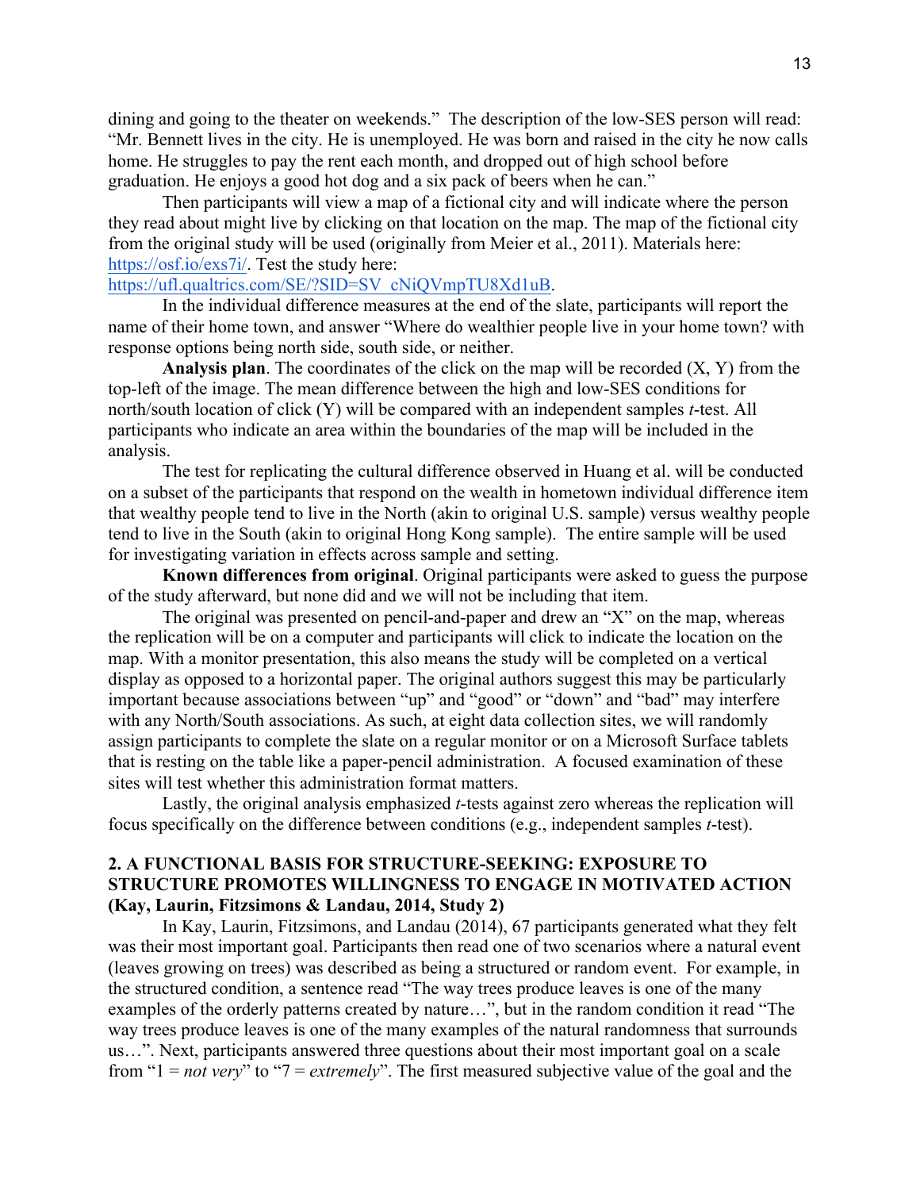dining and going to the theater on weekends." The description of the low-SES person will read: "Mr. Bennett lives in the city. He is unemployed. He was born and raised in the city he now calls home. He struggles to pay the rent each month, and dropped out of high school before graduation. He enjoys a good hot dog and a six pack of beers when he can."

Then participants will view a map of a fictional city and will indicate where the person they read about might live by clicking on that location on the map. The map of the fictional city from the original study will be used (originally from Meier et al., 2011). Materials here: https://osf.io/exs7i/. Test the study here: https://ufl.qualtrics.com/SE/?SID=SV_cNiQVmpTU8Xd1uB.

In the individual difference measures at the end of the slate, participants will report the name of their home town, and answer "Where do wealthier people live in your home town? with response options being north side, south side, or neither.

**Analysis plan**. The coordinates of the click on the map will be recorded (X, Y) from the top-left of the image. The mean difference between the high and low-SES conditions for north/south location of click (Y) will be compared with an independent samples *t*-test. All participants who indicate an area within the boundaries of the map will be included in the analysis.

The test for replicating the cultural difference observed in Huang et al. will be conducted on a subset of the participants that respond on the wealth in hometown individual difference item that wealthy people tend to live in the North (akin to original U.S. sample) versus wealthy people tend to live in the South (akin to original Hong Kong sample). The entire sample will be used for investigating variation in effects across sample and setting.

**Known differences from original**. Original participants were asked to guess the purpose of the study afterward, but none did and we will not be including that item.

The original was presented on pencil-and-paper and drew an "X" on the map, whereas the replication will be on a computer and participants will click to indicate the location on the map. With a monitor presentation, this also means the study will be completed on a vertical display as opposed to a horizontal paper. The original authors suggest this may be particularly important because associations between "up" and "good" or "down" and "bad" may interfere with any North/South associations. As such, at eight data collection sites, we will randomly assign participants to complete the slate on a regular monitor or on a Microsoft Surface tablets that is resting on the table like a paper-pencil administration. A focused examination of these sites will test whether this administration format matters.

Lastly, the original analysis emphasized *t*-tests against zero whereas the replication will focus specifically on the difference between conditions (e.g., independent samples *t*-test).

## 2. A FUNCTIONAL BASIS FOR STRUCTURE-SEEKING: EXPOSURE TO STRUCTURE PROMOTES WILLINGNESS TO ENGAGE IN MOTIVATED ACTION (Kay, Laurin, Fitzsimons & Landau, 2014, Study 2)

In Kay, Laurin, Fitzsimons, and Landau (2014), 67 participants generated what they felt was their most important goal. Participants then read one of two scenarios where a natural event (leaves growing on trees) was described as being a structured or random event. For example, in the structured condition, a sentence read "The way trees produce leaves is one of the many examples of the orderly patterns created by nature…", but in the random condition it read "The way trees produce leaves is one of the many examples of the natural randomness that surrounds us…". Next, participants answered three questions about their most important goal on a scale from "1 = *not very*" to "7 = *extremely*". The first measured subjective value of the goal and the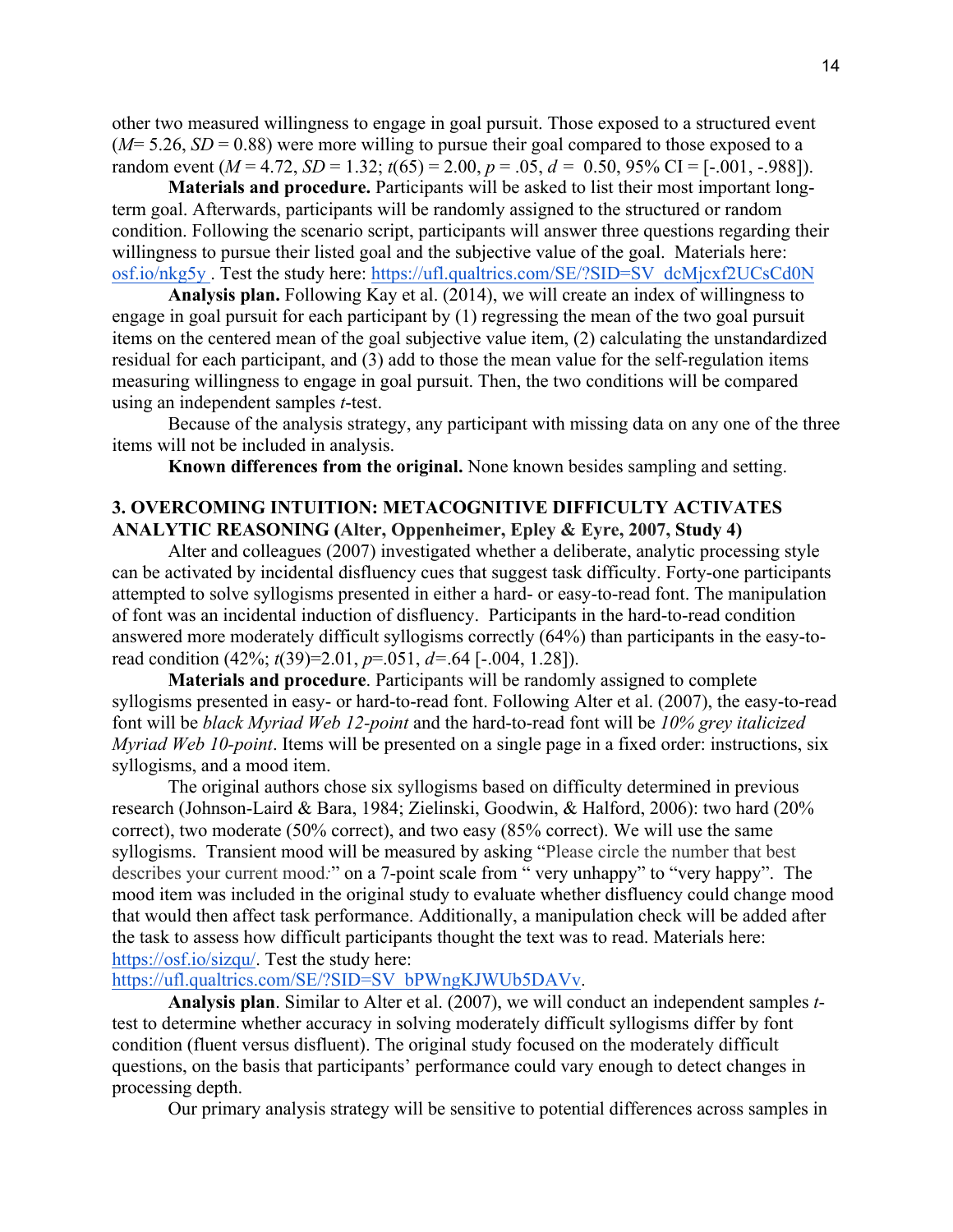other two measured willingness to engage in goal pursuit. Those exposed to a structured event ($M$= 5.26, $SD$ = 0.88) were more willing to pursue their goal compared to those exposed to a random event ($M$ = 4.72, $SD$ = 1.32; $t(65)$ = 2.00, $p$ = .05, $d$ = 0.50, 95% CI = [-.001, -.988]).

**Materials and procedure.** Participants will be asked to list their most important long-term goal. Afterwards, participants will be randomly assigned to the structured or random condition. Following the scenario script, participants will answer three questions regarding their willingness to pursue their listed goal and the subjective value of the goal. Materials here: osf.io/nkg5y . Test the study here: https://ufl.qualtrics.com/SE/?SID=SV_dcMjcxf2UCsCd0N

**Analysis plan.** Following Kay et al. (2014), we will create an index of willingness to engage in goal pursuit for each participant by (1) regressing the mean of the two goal pursuit items on the centered mean of the goal subjective value item, (2) calculating the unstandardized residual for each participant, and (3) add to those the mean value for the self-regulation items measuring willingness to engage in goal pursuit. Then, the two conditions will be compared using an independent samples *t*-test.

Because of the analysis strategy, any participant with missing data on any one of the three items will not be included in analysis.

**Known differences from the original.** None known besides sampling and setting.

## 3. OVERCOMING INTUITION: METACOGNITIVE DIFFICULTY ACTIVATES ANALYTIC REASONING (Alter, Oppenheimer, Epley & Eyre, 2007, Study 4)

Alter and colleagues (2007) investigated whether a deliberate, analytic processing style can be activated by incidental disfluency cues that suggest task difficulty. Forty-one participants attempted to solve syllogisms presented in either a hard- or easy-to-read font. The manipulation of font was an incidental induction of disfluency. Participants in the hard-to-read condition answered more moderately difficult syllogisms correctly (64%) than participants in the easy-to-read condition (42%; $t(39)$=2.01, $p$=.051, $d$=.64 [-.004, 1.28]).

**Materials and procedure**. Participants will be randomly assigned to complete syllogisms presented in easy- or hard-to-read font. Following Alter et al. (2007), the easy-to-read font will be *black Myriad Web 12-point* and the hard-to-read font will be *10% grey italicized Myriad Web 10-point*. Items will be presented on a single page in a fixed order: instructions, six syllogisms, and a mood item.

The original authors chose six syllogisms based on difficulty determined in previous research (Johnson-Laird & Bara, 1984; Zielinski, Goodwin, & Halford, 2006): two hard (20% correct), two moderate (50% correct), and two easy (85% correct). We will use the same syllogisms. Transient mood will be measured by asking "Please circle the number that best describes your current mood:" on a 7-point scale from " very unhappy" to "very happy". The mood item was included in the original study to evaluate whether disfluency could change mood that would then affect task performance. Additionally, a manipulation check will be added after the task to assess how difficult participants thought the text was to read. Materials here: https://osf.io/sizqu/. Test the study here: https://ufl.qualtrics.com/SE/?SID=SV_bPWngKJWUb5DAVv.

**Analysis plan**. Similar to Alter et al. (2007), we will conduct an independent samples *t*-test to determine whether accuracy in solving moderately difficult syllogisms differ by font condition (fluent versus disfluent). The original study focused on the moderately difficult questions, on the basis that participants' performance could vary enough to detect changes in processing depth.

Our primary analysis strategy will be sensitive to potential differences across samples in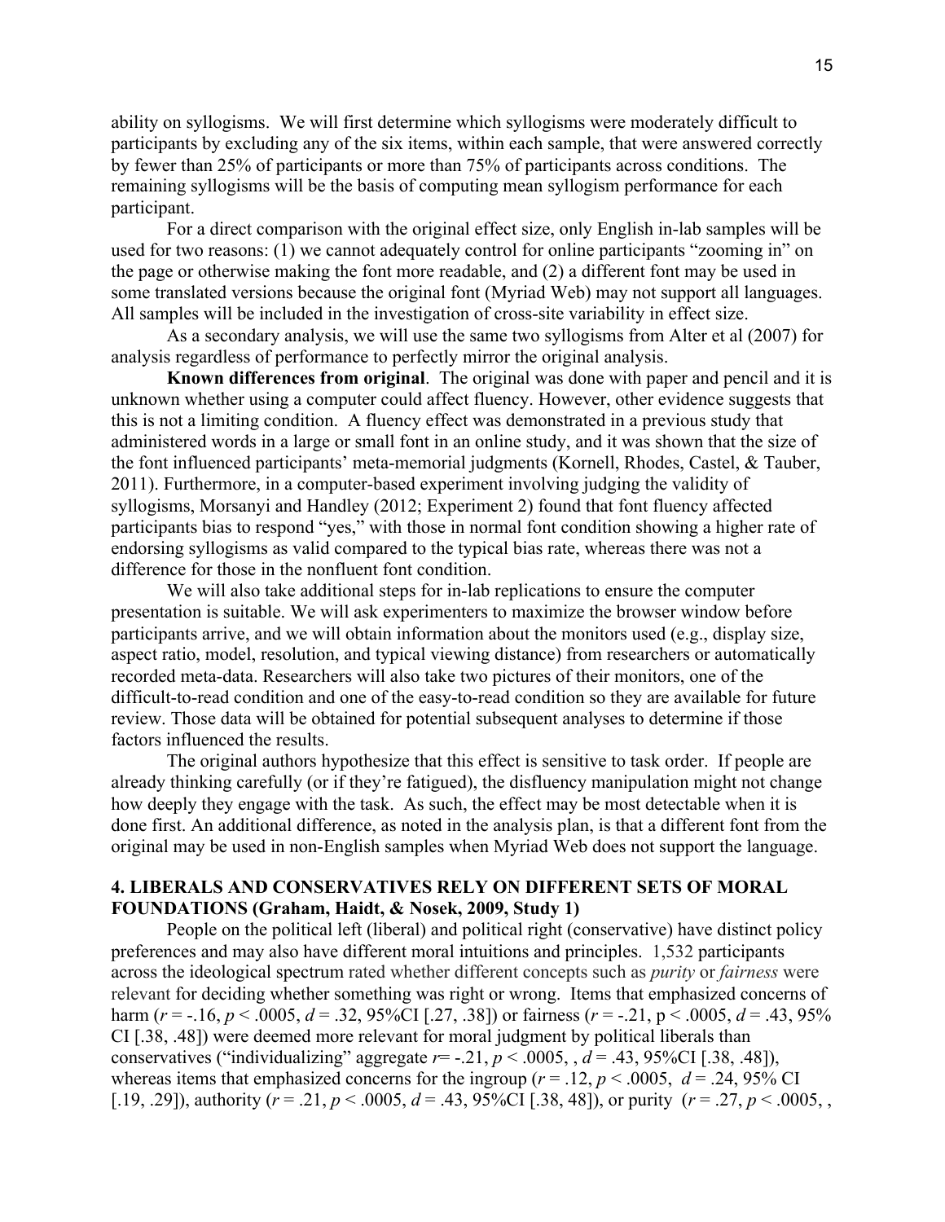ability on syllogisms. We will first determine which syllogisms were moderately difficult to participants by excluding any of the six items, within each sample, that were answered correctly by fewer than 25% of participants or more than 75% of participants across conditions. The remaining syllogisms will be the basis of computing mean syllogism performance for each participant.

For a direct comparison with the original effect size, only English in-lab samples will be used for two reasons: (1) we cannot adequately control for online participants "zooming in" on the page or otherwise making the font more readable, and (2) a different font may be used in some translated versions because the original font (Myriad Web) may not support all languages. All samples will be included in the investigation of cross-site variability in effect size.

As a secondary analysis, we will use the same two syllogisms from Alter et al (2007) for analysis regardless of performance to perfectly mirror the original analysis.

**Known differences from original**. The original was done with paper and pencil and it is unknown whether using a computer could affect fluency. However, other evidence suggests that this is not a limiting condition. A fluency effect was demonstrated in a previous study that administered words in a large or small font in an online study, and it was shown that the size of the font influenced participants' meta-memorial judgments (Kornell, Rhodes, Castel, & Tauber, 2011). Furthermore, in a computer-based experiment involving judging the validity of syllogisms, Morsanyi and Handley (2012; Experiment 2) found that font fluency affected participants bias to respond "yes," with those in normal font condition showing a higher rate of endorsing syllogisms as valid compared to the typical bias rate, whereas there was not a difference for those in the nonfluent font condition.

We will also take additional steps for in-lab replications to ensure the computer presentation is suitable. We will ask experimenters to maximize the browser window before participants arrive, and we will obtain information about the monitors used (e.g., display size, aspect ratio, model, resolution, and typical viewing distance) from researchers or automatically recorded meta-data. Researchers will also take two pictures of their monitors, one of the difficult-to-read condition and one of the easy-to-read condition so they are available for future review. Those data will be obtained for potential subsequent analyses to determine if those factors influenced the results.

The original authors hypothesize that this effect is sensitive to task order. If people are already thinking carefully (or if they're fatigued), the disfluency manipulation might not change how deeply they engage with the task. As such, the effect may be most detectable when it is done first. An additional difference, as noted in the analysis plan, is that a different font from the original may be used in non-English samples when Myriad Web does not support the language.

## 4. LIBERALS AND CONSERVATIVES RELY ON DIFFERENT SETS OF MORAL FOUNDATIONS (Graham, Haidt, & Nosek, 2009, Study 1)

People on the political left (liberal) and political right (conservative) have distinct policy preferences and may also have different moral intuitions and principles. 1,532 participants across the ideological spectrum rated whether different concepts such as *purity* or *fairness* were relevant for deciding whether something was right or wrong. Items that emphasized concerns of harm ($r = -.16$, $p < .0005$, $d = .32$, 95%CI [.27, .38]) or fairness ($r = -.21$, $p < .0005$, $d = .43$, 95% CI [.38, .48]) were deemed more relevant for moral judgment by political liberals than conservatives ("individualizing" aggregate $r = -.21$, $p < .0005$, , $d = .43$, 95%CI [.38, .48]), whereas items that emphasized concerns for the ingroup ($r = .12$, $p < .0005$, $d = .24$, 95% CI [.19, .29]), authority ($r = .21$, $p < .0005$, $d = .43$, 95%CI [.38, 48]), or purity ($r = .27$, $p < .0005$, ,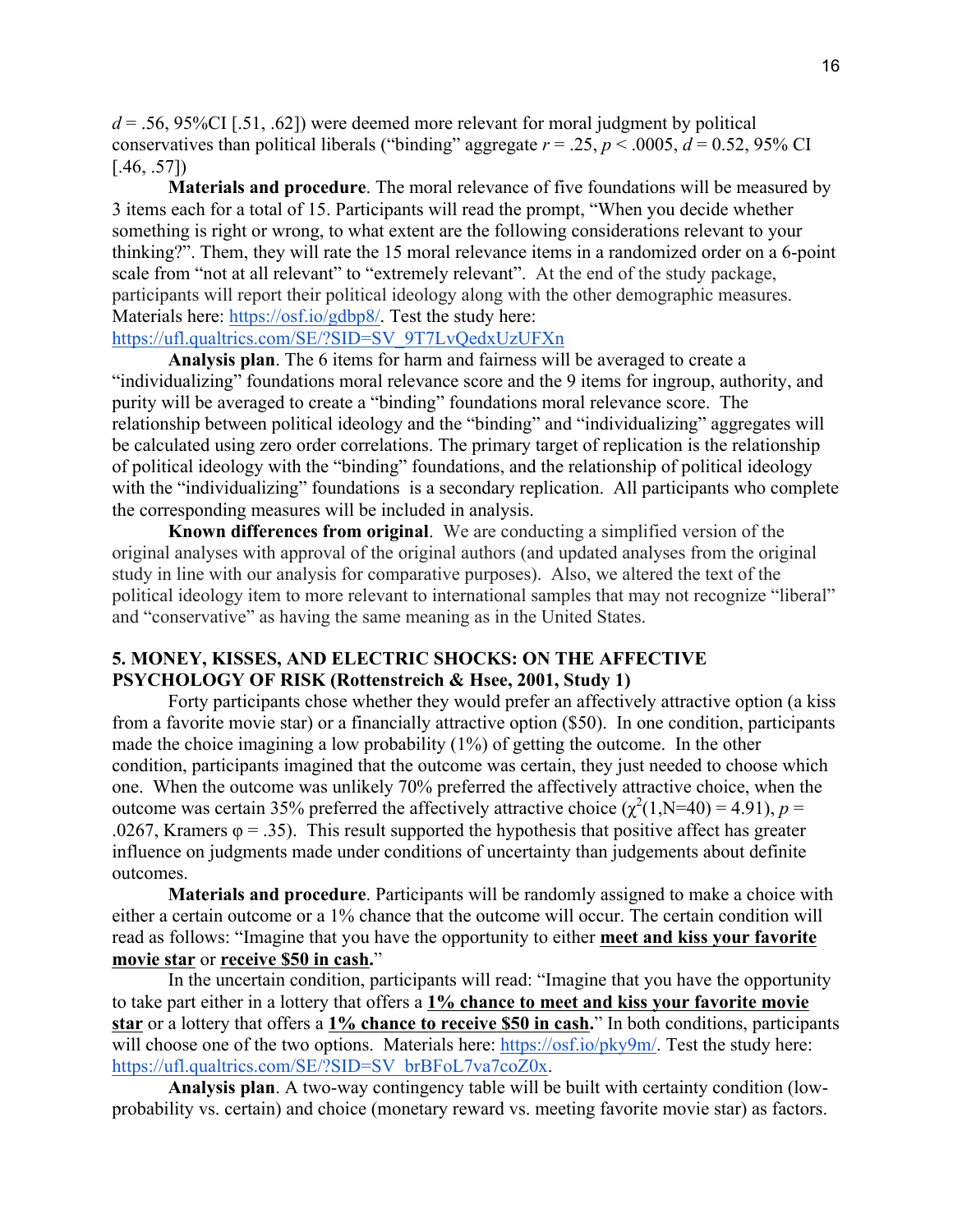$d = .56$, 95%CI [.51, .62]) were deemed more relevant for moral judgment by political conservatives than political liberals ("binding" aggregate $r = .25$, $p < .0005$, $d = 0.52$, 95% CI [.46, .57])

**Materials and procedure**. The moral relevance of five foundations will be measured by 3 items each for a total of 15. Participants will read the prompt, "When you decide whether something is right or wrong, to what extent are the following considerations relevant to your thinking?". Them, they will rate the 15 moral relevance items in a randomized order on a 6-point scale from "not at all relevant" to "extremely relevant". At the end of the study package, participants will report their political ideology along with the other demographic measures. Materials here: https://osf.io/gdbp8/. Test the study here: https://ufl.qualtrics.com/SE/?SID=SV_9T7LvQedxUzUFXn

**Analysis plan**. The 6 items for harm and fairness will be averaged to create a "individualizing" foundations moral relevance score and the 9 items for ingroup, authority, and purity will be averaged to create a "binding" foundations moral relevance score. The relationship between political ideology and the "binding" and "individualizing" aggregates will be calculated using zero order correlations. The primary target of replication is the relationship of political ideology with the "binding" foundations, and the relationship of political ideology with the "individualizing" foundations is a secondary replication. All participants who complete the corresponding measures will be included in analysis.

**Known differences from original**. We are conducting a simplified version of the original analyses with approval of the original authors (and updated analyses from the original study in line with our analysis for comparative purposes). Also, we altered the text of the political ideology item to more relevant to international samples that may not recognize "liberal" and "conservative" as having the same meaning as in the United States.

## 5. MONEY, KISSES, AND ELECTRIC SHOCKS: ON THE AFFECTIVE PSYCHOLOGY OF RISK (Rottenstreich & Hsee, 2001, Study 1)

Forty participants chose whether they would prefer an affectively attractive option (a kiss from a favorite movie star) or a financially attractive option ($50). In one condition, participants made the choice imagining a low probability (1%) of getting the outcome. In the other condition, participants imagined that the outcome was certain, they just needed to choose which one. When the outcome was unlikely 70% preferred the affectively attractive choice, when the outcome was certain 35% preferred the affectively attractive choice ($\chi^2(1,N=40) = 4.91$), $p = .0267$, Kramers $\varphi = .35$). This result supported the hypothesis that positive affect has greater influence on judgments made under conditions of uncertainty than judgements about definite outcomes.

**Materials and procedure**. Participants will be randomly assigned to make a choice with either a certain outcome or a 1% chance that the outcome will occur. The certain condition will read as follows: "Imagine that you have the opportunity to either **meet and kiss your favorite movie star** or **receive $50 in cash**."

In the uncertain condition, participants will read: "Imagine that you have the opportunity to take part either in a lottery that offers a **1% chance to meet and kiss your favorite movie star** or a lottery that offers a **1% chance to receive $50 in cash**." In both conditions, participants will choose one of the two options. Materials here: https://osf.io/pky9m/. Test the study here: https://ufl.qualtrics.com/SE/?SID=SV_brBFoL7va7coZ0x.

**Analysis plan**. A two-way contingency table will be built with certainty condition (low-probability vs. certain) and choice (monetary reward vs. meeting favorite movie star) as factors.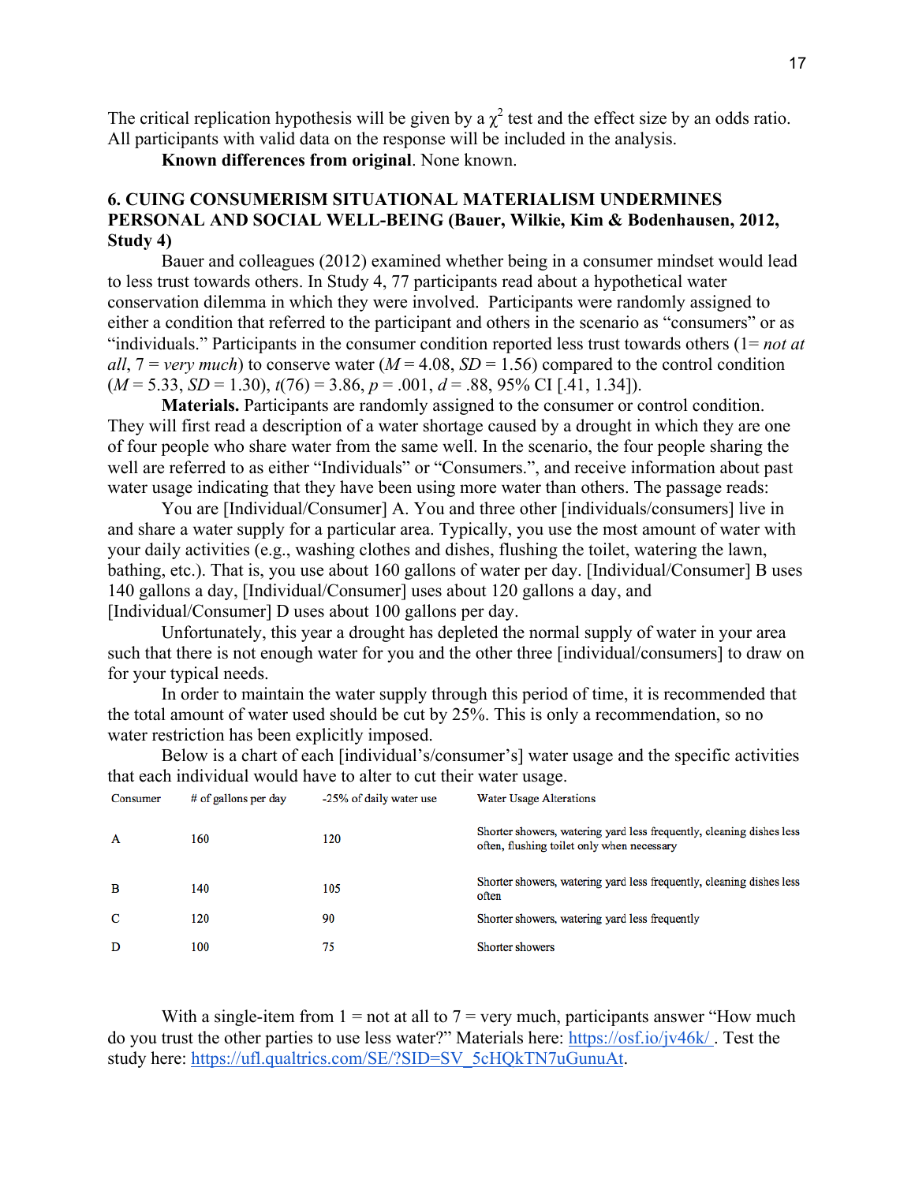The critical replication hypothesis will be given by a $\chi^2$ test and the effect size by an odds ratio. All participants with valid data on the response will be included in the analysis.

**Known differences from original**. None known.

## 6. CUING CONSUMERISM SITUATIONAL MATERIALISM UNDERMINES PERSONAL AND SOCIAL WELL-BEING (Bauer, Wilkie, Kim & Bodenhausen, 2012, Study 4)

Bauer and colleagues (2012) examined whether being in a consumer mindset would lead to less trust towards others. In Study 4, 77 participants read about a hypothetical water conservation dilemma in which they were involved. Participants were randomly assigned to either a condition that referred to the participant and others in the scenario as "consumers" or as "individuals." Participants in the consumer condition reported less trust towards others (1= *not at all*, 7 = *very much*) to conserve water ($M$ = 4.08, $SD$ = 1.56) compared to the control condition ($M$ = 5.33, $SD$ = 1.30), $t(76)$ = 3.86, $p$ = .001, $d$ = .88, 95% CI [.41, 1.34]).

**Materials.** Participants are randomly assigned to the consumer or control condition. They will first read a description of a water shortage caused by a drought in which they are one of four people who share water from the same well. In the scenario, the four people sharing the well are referred to as either "Individuals" or "Consumers.", and receive information about past water usage indicating that they have been using more water than others. The passage reads:

You are [Individual/Consumer] A. You and three other [individuals/consumers] live in and share a water supply for a particular area. Typically, you use the most amount of water with your daily activities (e.g., washing clothes and dishes, flushing the toilet, watering the lawn, bathing, etc.). That is, you use about 160 gallons of water per day. [Individual/Consumer] B uses 140 gallons a day, [Individual/Consumer] uses about 120 gallons a day, and [Individual/Consumer] D uses about 100 gallons per day.

Unfortunately, this year a drought has depleted the normal supply of water in your area such that there is not enough water for you and the other three [individual/consumers] to draw on for your typical needs.

In order to maintain the water supply through this period of time, it is recommended that the total amount of water used should be cut by 25%. This is only a recommendation, so no water restriction has been explicitly imposed.

Below is a chart of each [individual's/consumer's] water usage and the specific activities that each individual would have to alter to cut their water usage.

| Consumer | # of gallons per day | -25% of daily water use | Water Usage Alterations |
|---|---|---|---|
| A | 160 | 120 | Shorter showers, watering yard less frequently, cleaning dishes less often, flushing toilet only when necessary |
| B | 140 | 105 | Shorter showers, watering yard less frequently, cleaning dishes less often |
| C | 120 | 90 | Shorter showers, watering yard less frequently |
| D | 100 | 75 | Shorter showers |

With a single-item from 1 = not at all to 7 = very much, participants answer "How much do you trust the other parties to use less water?" Materials here: https://osf.io/jv46k/ . Test the study here: https://ufl.qualtrics.com/SE/?SID=SV_5cHQkTN7uGunuAt.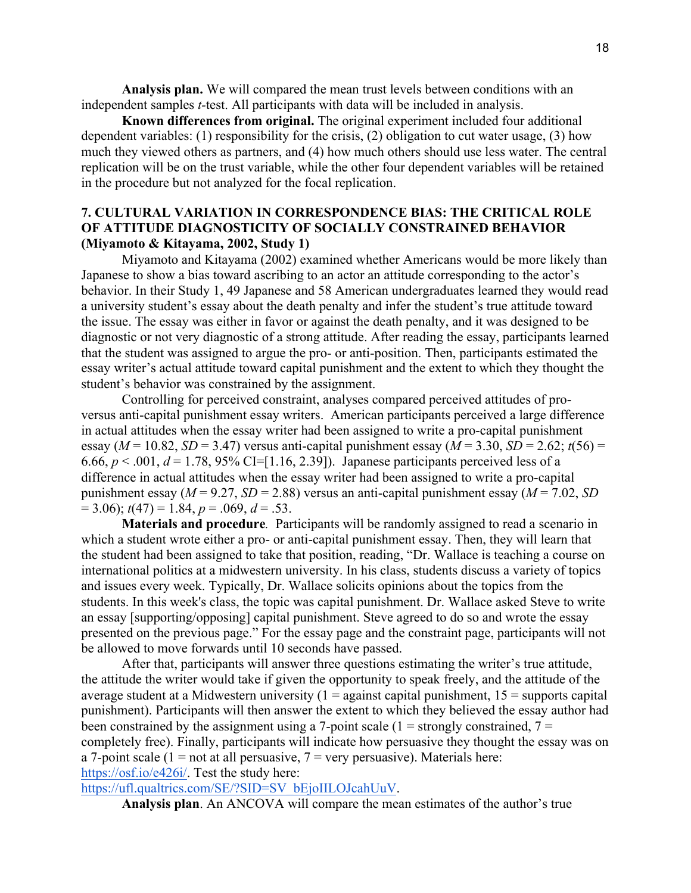**Analysis plan.** We will compared the mean trust levels between conditions with an independent samples *t*-test. All participants with data will be included in analysis.

**Known differences from original.** The original experiment included four additional dependent variables: (1) responsibility for the crisis, (2) obligation to cut water usage, (3) how much they viewed others as partners, and (4) how much others should use less water. The central replication will be on the trust variable, while the other four dependent variables will be retained in the procedure but not analyzed for the focal replication.

## 7. CULTURAL VARIATION IN CORRESPONDENCE BIAS: THE CRITICAL ROLE OF ATTITUDE DIAGNOSTICITY OF SOCIALLY CONSTRAINED BEHAVIOR (Miyamoto & Kitayama, 2002, Study 1)

Miyamoto and Kitayama (2002) examined whether Americans would be more likely than Japanese to show a bias toward ascribing to an actor an attitude corresponding to the actor's behavior. In their Study 1, 49 Japanese and 58 American undergraduates learned they would read a university student's essay about the death penalty and infer the student's true attitude toward the issue. The essay was either in favor or against the death penalty, and it was designed to be diagnostic or not very diagnostic of a strong attitude. After reading the essay, participants learned that the student was assigned to argue the pro- or anti-position. Then, participants estimated the essay writer's actual attitude toward capital punishment and the extent to which they thought the student's behavior was constrained by the assignment.

Controlling for perceived constraint, analyses compared perceived attitudes of pro- versus anti-capital punishment essay writers. American participants perceived a large difference in actual attitudes when the essay writer had been assigned to write a pro-capital punishment essay ($M = 10.82$, $SD = 3.47$) versus anti-capital punishment essay ($M = 3.30$, $SD = 2.62$; $t(56) = 6.66$, $p < .001$, $d = 1.78$, 95% CI=[1.16, 2.39]). Japanese participants perceived less of a difference in actual attitudes when the essay writer had been assigned to write a pro-capital punishment essay ($M = 9.27$, $SD = 2.88$) versus an anti-capital punishment essay ($M = 7.02$, $SD = 3.06$); $t(47) = 1.84$, $p = .069$, $d = .53$.

***Materials and procedure.*** Participants will be randomly assigned to read a scenario in which a student wrote either a pro- or anti-capital punishment essay. Then, they will learn that the student had been assigned to take that position, reading, "Dr. Wallace is teaching a course on international politics at a midwestern university. In his class, students discuss a variety of topics and issues every week. Typically, Dr. Wallace solicits opinions about the topics from the students. In this week's class, the topic was capital punishment. Dr. Wallace asked Steve to write an essay [supporting/opposing] capital punishment. Steve agreed to do so and wrote the essay presented on the previous page." For the essay page and the constraint page, participants will not be allowed to move forwards until 10 seconds have passed.

After that, participants will answer three questions estimating the writer's true attitude, the attitude the writer would take if given the opportunity to speak freely, and the attitude of the average student at a Midwestern university (1 = against capital punishment, 15 = supports capital punishment). Participants will then answer the extent to which they believed the essay author had been constrained by the assignment using a 7-point scale (1 = strongly constrained, 7 = completely free). Finally, participants will indicate how persuasive they thought the essay was on a 7-point scale (1 = not at all persuasive, 7 = very persuasive). Materials here: https://osf.io/e426i/. Test the study here: https://ufl.qualtrics.com/SE/?SID=SV_bEjoIILOJcahUuV.

**Analysis plan**. An ANCOVA will compare the mean estimates of the author's true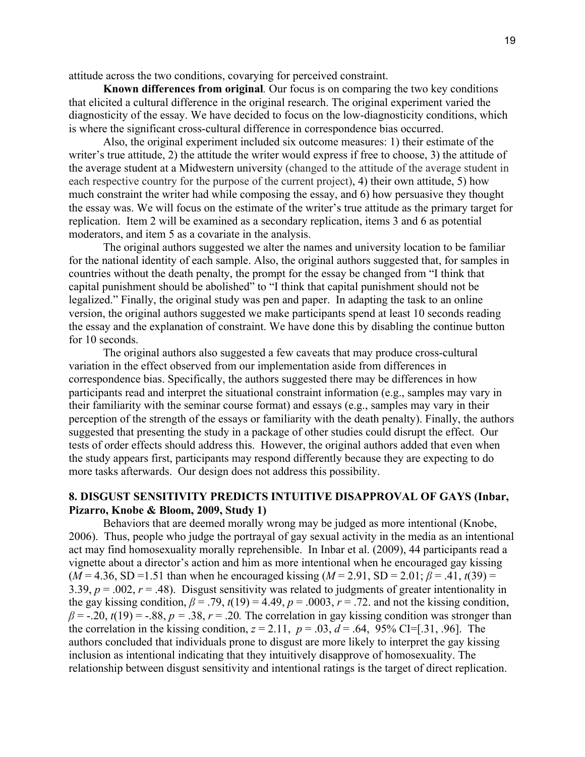attitude across the two conditions, covarying for perceived constraint.

**Known differences from original**. Our focus is on comparing the two key conditions that elicited a cultural difference in the original research. The original experiment varied the diagnosticity of the essay. We have decided to focus on the low-diagnosticity conditions, which is where the significant cross-cultural difference in correspondence bias occurred.

Also, the original experiment included six outcome measures: 1) their estimate of the writer's true attitude, 2) the attitude the writer would express if free to choose, 3) the attitude of the average student at a Midwestern university (changed to the attitude of the average student in each respective country for the purpose of the current project), 4) their own attitude, 5) how much constraint the writer had while composing the essay, and 6) how persuasive they thought the essay was. We will focus on the estimate of the writer's true attitude as the primary target for replication. Item 2 will be examined as a secondary replication, items 3 and 6 as potential moderators, and item 5 as a covariate in the analysis.

The original authors suggested we alter the names and university location to be familiar for the national identity of each sample. Also, the original authors suggested that, for samples in countries without the death penalty, the prompt for the essay be changed from "I think that capital punishment should be abolished" to "I think that capital punishment should not be legalized." Finally, the original study was pen and paper. In adapting the task to an online version, the original authors suggested we make participants spend at least 10 seconds reading the essay and the explanation of constraint. We have done this by disabling the continue button for 10 seconds.

The original authors also suggested a few caveats that may produce cross-cultural variation in the effect observed from our implementation aside from differences in correspondence bias. Specifically, the authors suggested there may be differences in how participants read and interpret the situational constraint information (e.g., samples may vary in their familiarity with the seminar course format) and essays (e.g., samples may vary in their perception of the strength of the essays or familiarity with the death penalty). Finally, the authors suggested that presenting the study in a package of other studies could disrupt the effect. Our tests of order effects should address this. However, the original authors added that even when the study appears first, participants may respond differently because they are expecting to do more tasks afterwards. Our design does not address this possibility.

## 8. DISGUST SENSITIVITY PREDICTS INTUITIVE DISAPPROVAL OF GAYS (Inbar, Pizarro, Knobe & Bloom, 2009, Study 1)

Behaviors that are deemed morally wrong may be judged as more intentional (Knobe, 2006). Thus, people who judge the portrayal of gay sexual activity in the media as an intentional act may find homosexuality morally reprehensible. In Inbar et al. (2009), 44 participants read a vignette about a director's action and him as more intentional when he encouraged gay kissing ($M$ = 4.36, SD =1.51 than when he encouraged kissing ($M$ = 2.91, SD = 2.01; $\beta$ = .41, $t$(39) = 3.39, $p$ = .002, $r$ = .48). Disgust sensitivity was related to judgments of greater intentionality in the gay kissing condition, $\beta$ = .79, $t$(19) = 4.49, $p$ = .0003, $r$ = .72. and not the kissing condition, $\beta$ = -.20, $t$(19) = -.88, $p$ = .38, $r$ = .20. The correlation in gay kissing condition was stronger than the correlation in the kissing condition, $z$ = 2.11, $p$ = .03, $d$ = .64, 95% CI=[.31, .96]. The authors concluded that individuals prone to disgust are more likely to interpret the gay kissing inclusion as intentional indicating that they intuitively disapprove of homosexuality. The relationship between disgust sensitivity and intentional ratings is the target of direct replication.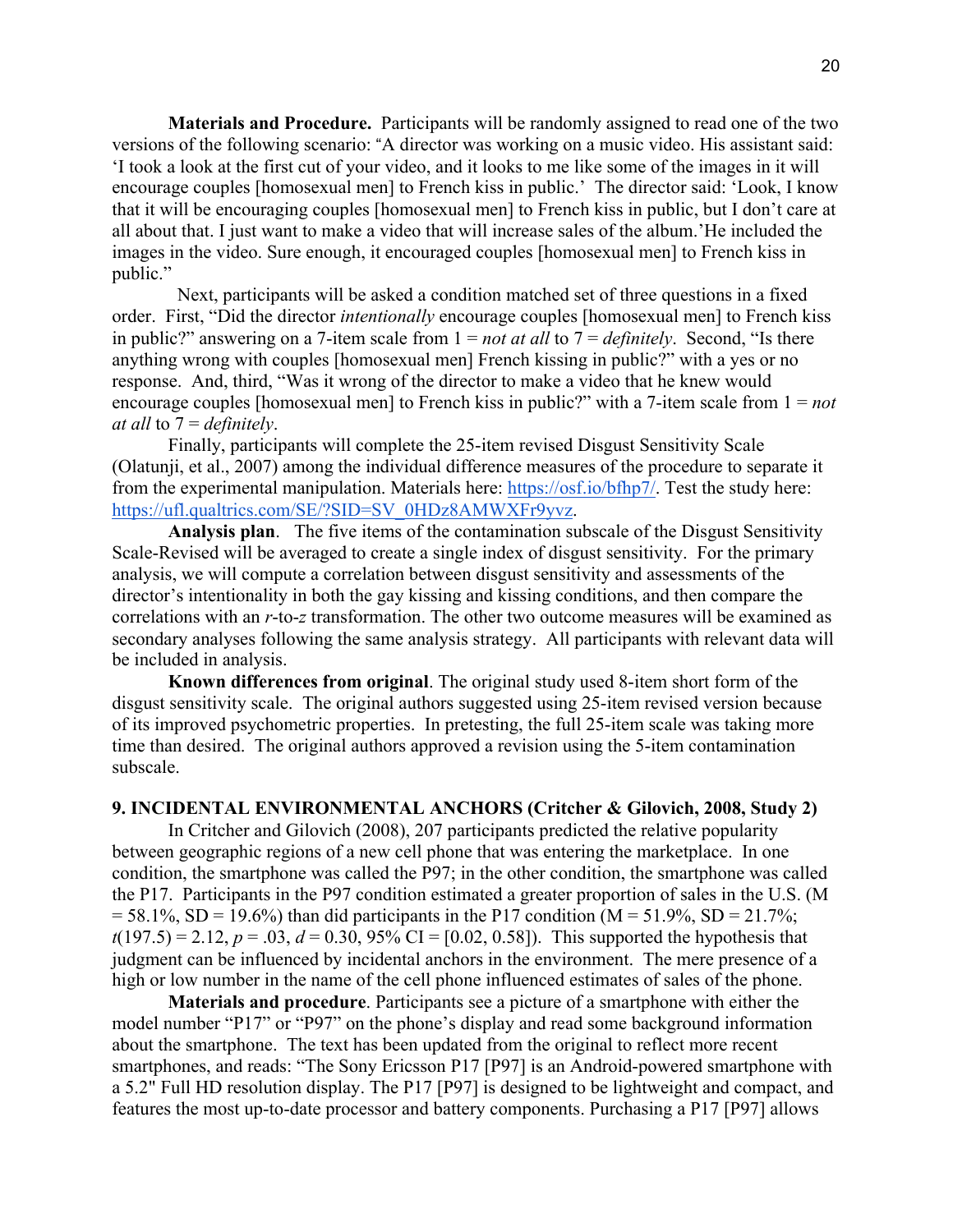**Materials and Procedure.** Participants will be randomly assigned to read one of the two versions of the following scenario: "A director was working on a music video. His assistant said: 'I took a look at the first cut of your video, and it looks to me like some of the images in it will encourage couples [homosexual men] to French kiss in public.' The director said: 'Look, I know that it will be encouraging couples [homosexual men] to French kiss in public, but I don't care at all about that. I just want to make a video that will increase sales of the album.'He included the images in the video. Sure enough, it encouraged couples [homosexual men] to French kiss in public."

Next, participants will be asked a condition matched set of three questions in a fixed order. First, "Did the director *intentionally* encourage couples [homosexual men] to French kiss in public?" answering on a 7-item scale from 1 = *not at all* to 7 = *definitely*. Second, "Is there anything wrong with couples [homosexual men] French kissing in public?" with a yes or no response. And, third, "Was it wrong of the director to make a video that he knew would encourage couples [homosexual men] to French kiss in public?" with a 7-item scale from 1 = *not at all* to 7 = *definitely*.

Finally, participants will complete the 25-item revised Disgust Sensitivity Scale (Olatunji, et al., 2007) among the individual difference measures of the procedure to separate it from the experimental manipulation. Materials here: https://osf.io/bfhp7/. Test the study here: https://ufl.qualtrics.com/SE/?SID=SV_0HDz8AMWXFr9yvz.

**Analysis plan**. The five items of the contamination subscale of the Disgust Sensitivity Scale-Revised will be averaged to create a single index of disgust sensitivity. For the primary analysis, we will compute a correlation between disgust sensitivity and assessments of the director's intentionality in both the gay kissing and kissing conditions, and then compare the correlations with an $r$-to-$z$ transformation. The other two outcome measures will be examined as secondary analyses following the same analysis strategy. All participants with relevant data will be included in analysis.

**Known differences from original**. The original study used 8-item short form of the disgust sensitivity scale. The original authors suggested using 25-item revised version because of its improved psychometric properties. In pretesting, the full 25-item scale was taking more time than desired. The original authors approved a revision using the 5-item contamination subscale.

## 9. INCIDENTAL ENVIRONMENTAL ANCHORS (Critcher & Gilovich, 2008, Study 2)

In Critcher and Gilovich (2008), 207 participants predicted the relative popularity between geographic regions of a new cell phone that was entering the marketplace. In one condition, the smartphone was called the P97; in the other condition, the smartphone was called the P17. Participants in the P97 condition estimated a greater proportion of sales in the U.S. (M = 58.1%, SD = 19.6%) than did participants in the P17 condition (M = 51.9%, SD = 21.7%; $t(197.5) = 2.12$, $p = .03$, $d = 0.30$, 95% CI = [0.02, 0.58]). This supported the hypothesis that judgment can be influenced by incidental anchors in the environment. The mere presence of a high or low number in the name of the cell phone influenced estimates of sales of the phone.

**Materials and procedure**. Participants see a picture of a smartphone with either the model number "P17" or "P97" on the phone's display and read some background information about the smartphone. The text has been updated from the original to reflect more recent smartphones, and reads: "The Sony Ericsson P17 [P97] is an Android-powered smartphone with a 5.2" Full HD resolution display. The P17 [P97] is designed to be lightweight and compact, and features the most up-to-date processor and battery components. Purchasing a P17 [P97] allows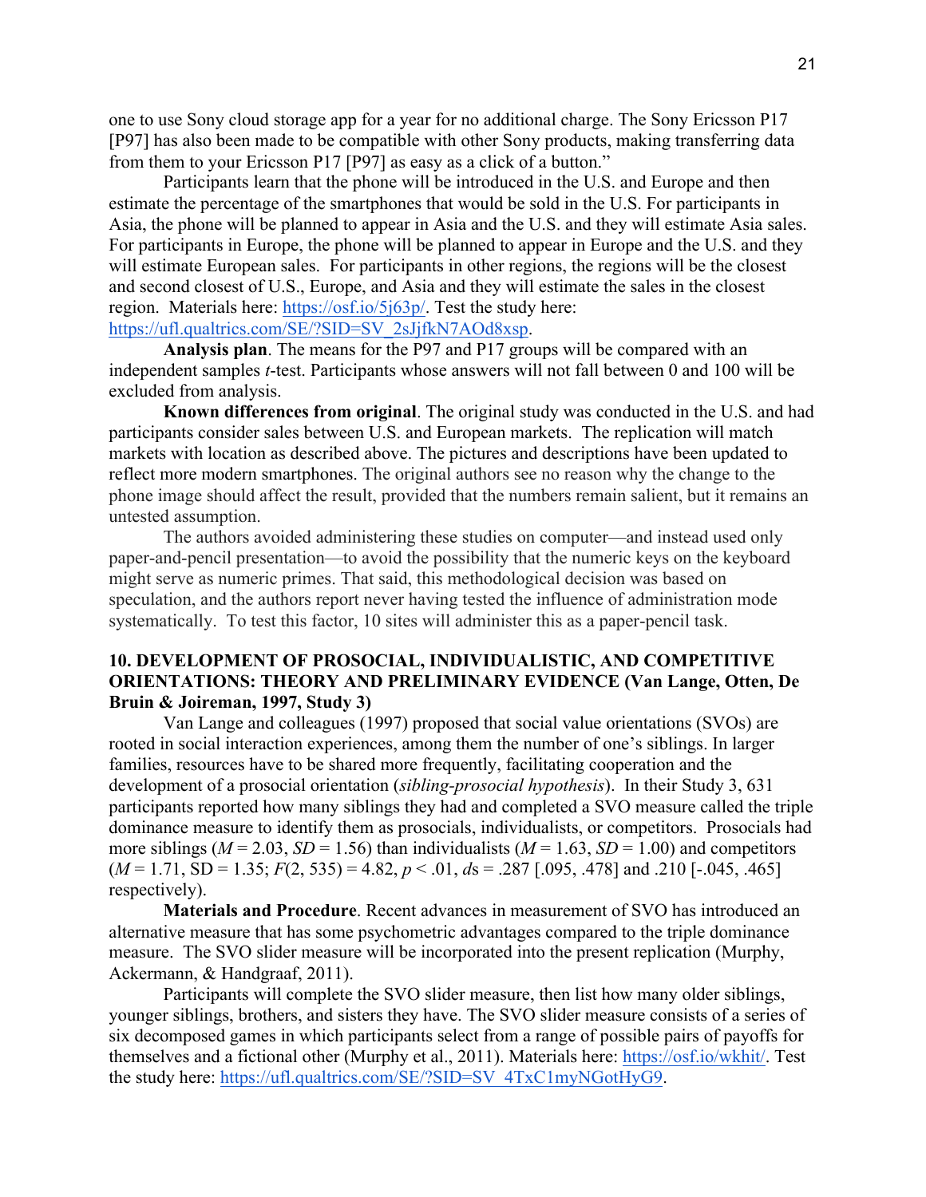one to use Sony cloud storage app for a year for no additional charge. The Sony Ericsson P17 [P97] has also been made to be compatible with other Sony products, making transferring data from them to your Ericsson P17 [P97] as easy as a click of a button."

Participants learn that the phone will be introduced in the U.S. and Europe and then estimate the percentage of the smartphones that would be sold in the U.S. For participants in Asia, the phone will be planned to appear in Asia and the U.S. and they will estimate Asia sales. For participants in Europe, the phone will be planned to appear in Europe and the U.S. and they will estimate European sales. For participants in other regions, the regions will be the closest and second closest of U.S., Europe, and Asia and they will estimate the sales in the closest region. Materials here: https://osf.io/5j63p/. Test the study here: https://ufl.qualtrics.com/SE/?SID=SV_2sJjfkN7AOd8xsp.

**Analysis plan**. The means for the P97 and P17 groups will be compared with an independent samples *t*-test. Participants whose answers will not fall between 0 and 100 will be excluded from analysis.

**Known differences from original**. The original study was conducted in the U.S. and had participants consider sales between U.S. and European markets. The replication will match markets with location as described above. The pictures and descriptions have been updated to reflect more modern smartphones. The original authors see no reason why the change to the phone image should affect the result, provided that the numbers remain salient, but it remains an untested assumption.

The authors avoided administering these studies on computer—and instead used only paper-and-pencil presentation—to avoid the possibility that the numeric keys on the keyboard might serve as numeric primes. That said, this methodological decision was based on speculation, and the authors report never having tested the influence of administration mode systematically. To test this factor, 10 sites will administer this as a paper-pencil task.

## 10. DEVELOPMENT OF PROSOCIAL, INDIVIDUALISTIC, AND COMPETITIVE ORIENTATIONS: THEORY AND PRELIMINARY EVIDENCE (Van Lange, Otten, De Bruin & Joireman, 1997, Study 3)

Van Lange and colleagues (1997) proposed that social value orientations (SVOs) are rooted in social interaction experiences, among them the number of one's siblings. In larger families, resources have to be shared more frequently, facilitating cooperation and the development of a prosocial orientation (*sibling-prosocial hypothesis*). In their Study 3, 631 participants reported how many siblings they had and completed a SVO measure called the triple dominance measure to identify them as prosocials, individualists, or competitors. Prosocials had more siblings ($M = 2.03$, $SD = 1.56$) than individualists ($M = 1.63$, $SD = 1.00$) and competitors ($M = 1.71$, SD = 1.35; $F(2, 535) = 4.82$, $p < .01$, *d*s = .287 [.095, .478] and .210 [-.045, .465] respectively).

**Materials and Procedure**. Recent advances in measurement of SVO has introduced an alternative measure that has some psychometric advantages compared to the triple dominance measure. The SVO slider measure will be incorporated into the present replication (Murphy, Ackermann, & Handgraaf, 2011).

Participants will complete the SVO slider measure, then list how many older siblings, younger siblings, brothers, and sisters they have. The SVO slider measure consists of a series of six decomposed games in which participants select from a range of possible pairs of payoffs for themselves and a fictional other (Murphy et al., 2011). Materials here: https://osf.io/wkhit/. Test the study here: https://ufl.qualtrics.com/SE/?SID=SV_4TxC1myNGotHyG9.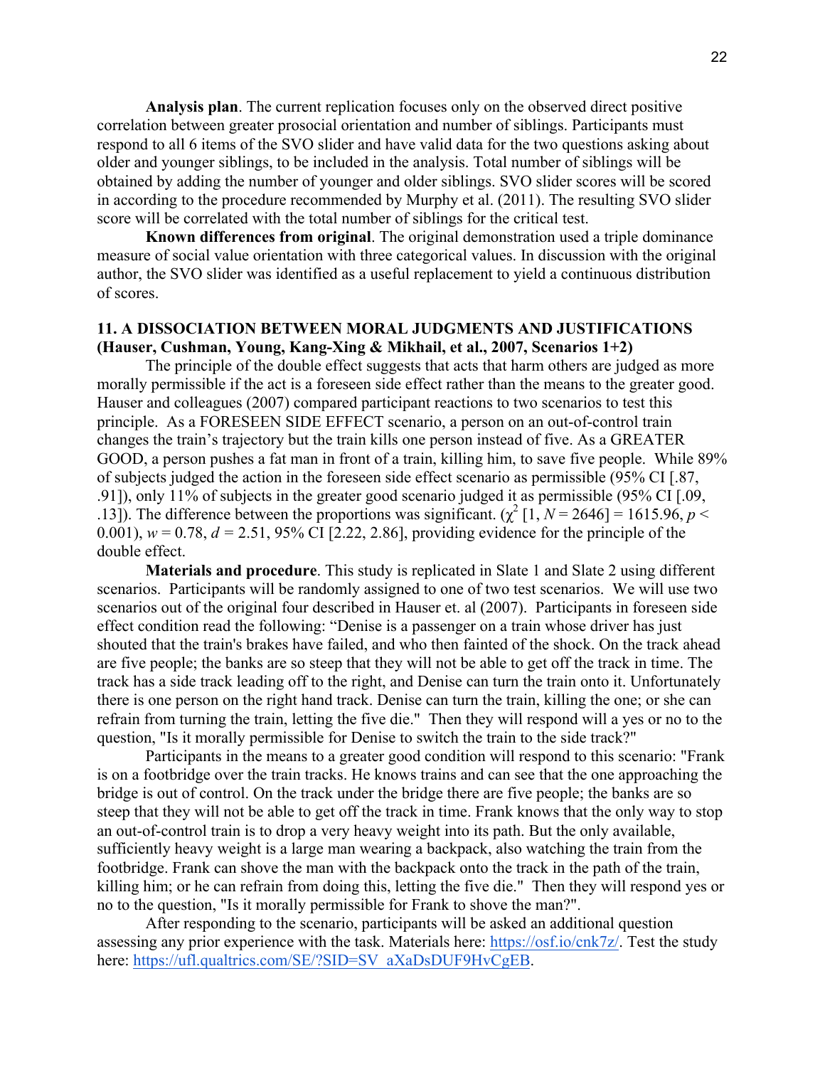**Analysis plan**. The current replication focuses only on the observed direct positive correlation between greater prosocial orientation and number of siblings. Participants must respond to all 6 items of the SVO slider and have valid data for the two questions asking about older and younger siblings, to be included in the analysis. Total number of siblings will be obtained by adding the number of younger and older siblings. SVO slider scores will be scored in according to the procedure recommended by Murphy et al. (2011). The resulting SVO slider score will be correlated with the total number of siblings for the critical test.

**Known differences from original**. The original demonstration used a triple dominance measure of social value orientation with three categorical values. In discussion with the original author, the SVO slider was identified as a useful replacement to yield a continuous distribution of scores.

### 11. A DISSOCIATION BETWEEN MORAL JUDGMENTS AND JUSTIFICATIONS (Hauser, Cushman, Young, Kang-Xing & Mikhail, et al., 2007, Scenarios 1+2)

The principle of the double effect suggests that acts that harm others are judged as more morally permissible if the act is a foreseen side effect rather than the means to the greater good. Hauser and colleagues (2007) compared participant reactions to two scenarios to test this principle. As a FORESEEN SIDE EFFECT scenario, a person on an out-of-control train changes the train's trajectory but the train kills one person instead of five. As a GREATER GOOD, a person pushes a fat man in front of a train, killing him, to save five people. While 89% of subjects judged the action in the foreseen side effect scenario as permissible (95% CI [.87, .91]), only 11% of subjects in the greater good scenario judged it as permissible (95% CI [.09, .13]). The difference between the proportions was significant. ($\chi^2$ [1, $N$ = 2646] = 1615.96, $p <$ 0.001), $w$ = 0.78, $d$ = 2.51, 95% CI [2.22, 2.86], providing evidence for the principle of the double effect.

**Materials and procedure**. This study is replicated in Slate 1 and Slate 2 using different scenarios. Participants will be randomly assigned to one of two test scenarios. We will use two scenarios out of the original four described in Hauser et. al (2007). Participants in foreseen side effect condition read the following: "Denise is a passenger on a train whose driver has just shouted that the train's brakes have failed, and who then fainted of the shock. On the track ahead are five people; the banks are so steep that they will not be able to get off the track in time. The track has a side track leading off to the right, and Denise can turn the train onto it. Unfortunately there is one person on the right hand track. Denise can turn the train, killing the one; or she can refrain from turning the train, letting the five die." Then they will respond will a yes or no to the question, "Is it morally permissible for Denise to switch the train to the side track?"

Participants in the means to a greater good condition will respond to this scenario: "Frank is on a footbridge over the train tracks. He knows trains and can see that the one approaching the bridge is out of control. On the track under the bridge there are five people; the banks are so steep that they will not be able to get off the track in time. Frank knows that the only way to stop an out-of-control train is to drop a very heavy weight into its path. But the only available, sufficiently heavy weight is a large man wearing a backpack, also watching the train from the footbridge. Frank can shove the man with the backpack onto the track in the path of the train, killing him; or he can refrain from doing this, letting the five die." Then they will respond yes or no to the question, "Is it morally permissible for Frank to shove the man?".

After responding to the scenario, participants will be asked an additional question assessing any prior experience with the task. Materials here: https://osf.io/cnk7z/. Test the study here: https://ufl.qualtrics.com/SE/?SID=SV_aXaDsDUF9HvCgEB.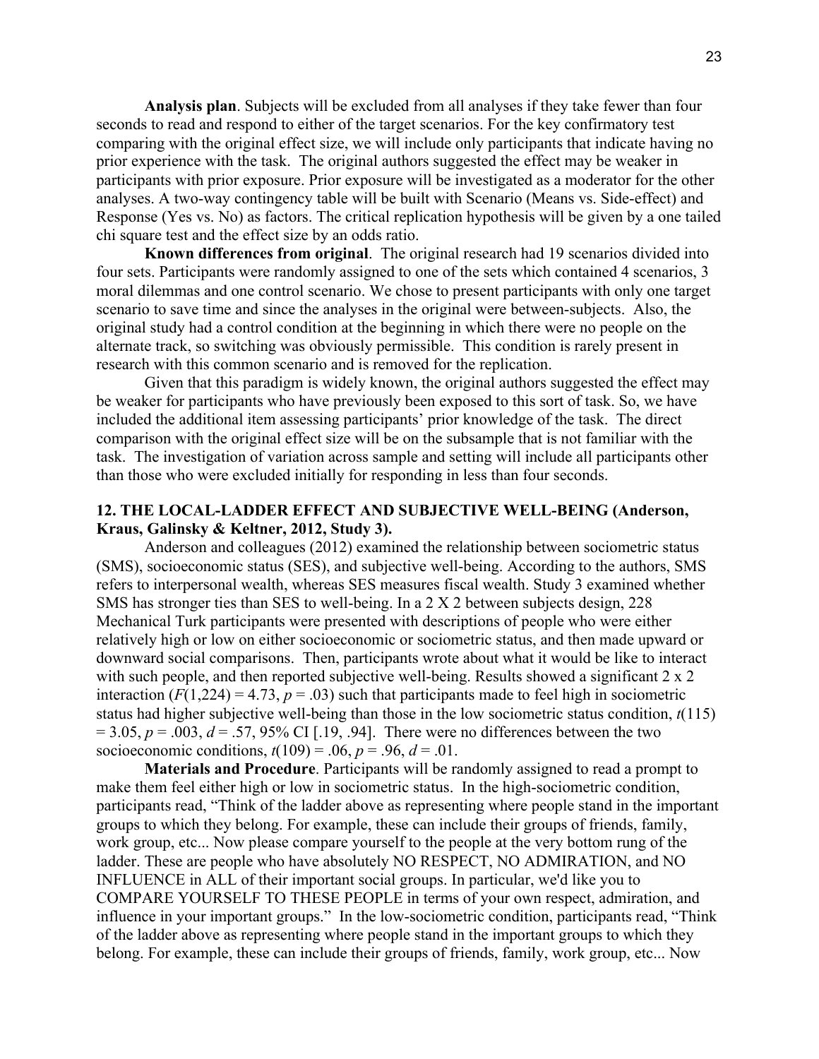**Analysis plan**. Subjects will be excluded from all analyses if they take fewer than four seconds to read and respond to either of the target scenarios. For the key confirmatory test comparing with the original effect size, we will include only participants that indicate having no prior experience with the task. The original authors suggested the effect may be weaker in participants with prior exposure. Prior exposure will be investigated as a moderator for the other analyses. A two-way contingency table will be built with Scenario (Means vs. Side-effect) and Response (Yes vs. No) as factors. The critical replication hypothesis will be given by a one tailed chi square test and the effect size by an odds ratio.

**Known differences from original**. The original research had 19 scenarios divided into four sets. Participants were randomly assigned to one of the sets which contained 4 scenarios, 3 moral dilemmas and one control scenario. We chose to present participants with only one target scenario to save time and since the analyses in the original were between-subjects. Also, the original study had a control condition at the beginning in which there were no people on the alternate track, so switching was obviously permissible. This condition is rarely present in research with this common scenario and is removed for the replication.

Given that this paradigm is widely known, the original authors suggested the effect may be weaker for participants who have previously been exposed to this sort of task. So, we have included the additional item assessing participants' prior knowledge of the task. The direct comparison with the original effect size will be on the subsample that is not familiar with the task. The investigation of variation across sample and setting will include all participants other than those who were excluded initially for responding in less than four seconds.

## 12. THE LOCAL-LADDER EFFECT AND SUBJECTIVE WELL-BEING (Anderson, Kraus, Galinsky & Keltner, 2012, Study 3).

Anderson and colleagues (2012) examined the relationship between sociometric status (SMS), socioeconomic status (SES), and subjective well-being. According to the authors, SMS refers to interpersonal wealth, whereas SES measures fiscal wealth. Study 3 examined whether SMS has stronger ties than SES to well-being. In a 2 X 2 between subjects design, 228 Mechanical Turk participants were presented with descriptions of people who were either relatively high or low on either socioeconomic or sociometric status, and then made upward or downward social comparisons. Then, participants wrote about what it would be like to interact with such people, and then reported subjective well-being. Results showed a significant 2 x 2 interaction ($F(1,224) = 4.73$, $p = .03$) such that participants made to feel high in sociometric status had higher subjective well-being than those in the low sociometric status condition, $t(115) = 3.05$, $p = .003$, $d = .57$, 95% CI [.19, .94]. There were no differences between the two socioeconomic conditions, $t(109) = .06$, $p = .96$, $d = .01$.

**Materials and Procedure**. Participants will be randomly assigned to read a prompt to make them feel either high or low in sociometric status. In the high-sociometric condition, participants read, "Think of the ladder above as representing where people stand in the important groups to which they belong. For example, these can include their groups of friends, family, work group, etc... Now please compare yourself to the people at the very bottom rung of the ladder. These are people who have absolutely NO RESPECT, NO ADMIRATION, and NO INFLUENCE in ALL of their important social groups. In particular, we'd like you to COMPARE YOURSELF TO THESE PEOPLE in terms of your own respect, admiration, and influence in your important groups." In the low-sociometric condition, participants read, "Think of the ladder above as representing where people stand in the important groups to which they belong. For example, these can include their groups of friends, family, work group, etc... Now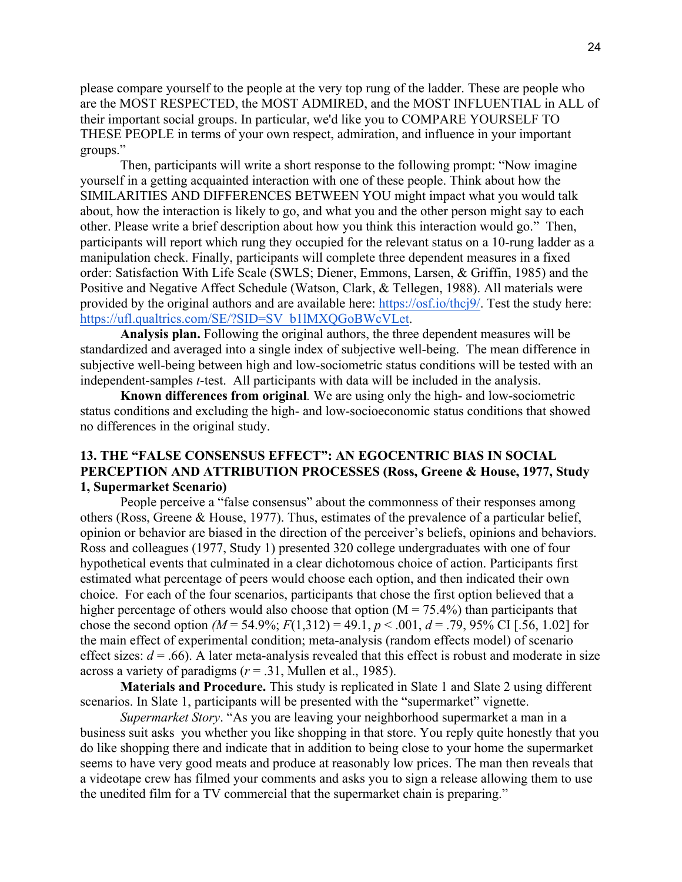please compare yourself to the people at the very top rung of the ladder. These are people who are the MOST RESPECTED, the MOST ADMIRED, and the MOST INFLUENTIAL in ALL of their important social groups. In particular, we'd like you to COMPARE YOURSELF TO THESE PEOPLE in terms of your own respect, admiration, and influence in your important groups."

Then, participants will write a short response to the following prompt: "Now imagine yourself in a getting acquainted interaction with one of these people. Think about how the SIMILARITIES AND DIFFERENCES BETWEEN YOU might impact what you would talk about, how the interaction is likely to go, and what you and the other person might say to each other. Please write a brief description about how you think this interaction would go." Then, participants will report which rung they occupied for the relevant status on a 10-rung ladder as a manipulation check. Finally, participants will complete three dependent measures in a fixed order: Satisfaction With Life Scale (SWLS; Diener, Emmons, Larsen, & Griffin, 1985) and the Positive and Negative Affect Schedule (Watson, Clark, & Tellegen, 1988). All materials were provided by the original authors and are available here: https://osf.io/thcj9/. Test the study here: https://ufl.qualtrics.com/SE/?SID=SV_b1lMXQGoBWcVLet.

**Analysis plan.** Following the original authors, the three dependent measures will be standardized and averaged into a single index of subjective well-being. The mean difference in subjective well-being between high and low-sociometric status conditions will be tested with an independent-samples *t*-test. All participants with data will be included in the analysis.

**Known differences from original***.* We are using only the high- and low-sociometric status conditions and excluding the high- and low-socioeconomic status conditions that showed no differences in the original study.

### 13. THE "FALSE CONSENSUS EFFECT": AN EGOCENTRIC BIAS IN SOCIAL PERCEPTION AND ATTRIBUTION PROCESSES (Ross, Greene & House, 1977, Study 1, Supermarket Scenario)

People perceive a "false consensus" about the commonness of their responses among others (Ross, Greene & House, 1977). Thus, estimates of the prevalence of a particular belief, opinion or behavior are biased in the direction of the perceiver's beliefs, opinions and behaviors. Ross and colleagues (1977, Study 1) presented 320 college undergraduates with one of four hypothetical events that culminated in a clear dichotomous choice of action. Participants first estimated what percentage of peers would choose each option, and then indicated their own choice. For each of the four scenarios, participants that chose the first option believed that a higher percentage of others would also choose that option (M = 75.4%) than participants that chose the second option *(M* = 54.9%; $F(1,312) = 49.1$, $p < .001$, $d = .79$, 95% CI [.56, 1.02] for the main effect of experimental condition; meta-analysis (random effects model) of scenario effect sizes: $d = .66$). A later meta-analysis revealed that this effect is robust and moderate in size across a variety of paradigms ($r = .31$, Mullen et al., 1985).

**Materials and Procedure.** This study is replicated in Slate 1 and Slate 2 using different scenarios. In Slate 1, participants will be presented with the "supermarket" vignette.

*Supermarket Story*. "As you are leaving your neighborhood supermarket a man in a business suit asks you whether you like shopping in that store. You reply quite honestly that you do like shopping there and indicate that in addition to being close to your home the supermarket seems to have very good meats and produce at reasonably low prices. The man then reveals that a videotape crew has filmed your comments and asks you to sign a release allowing them to use the unedited film for a TV commercial that the supermarket chain is preparing."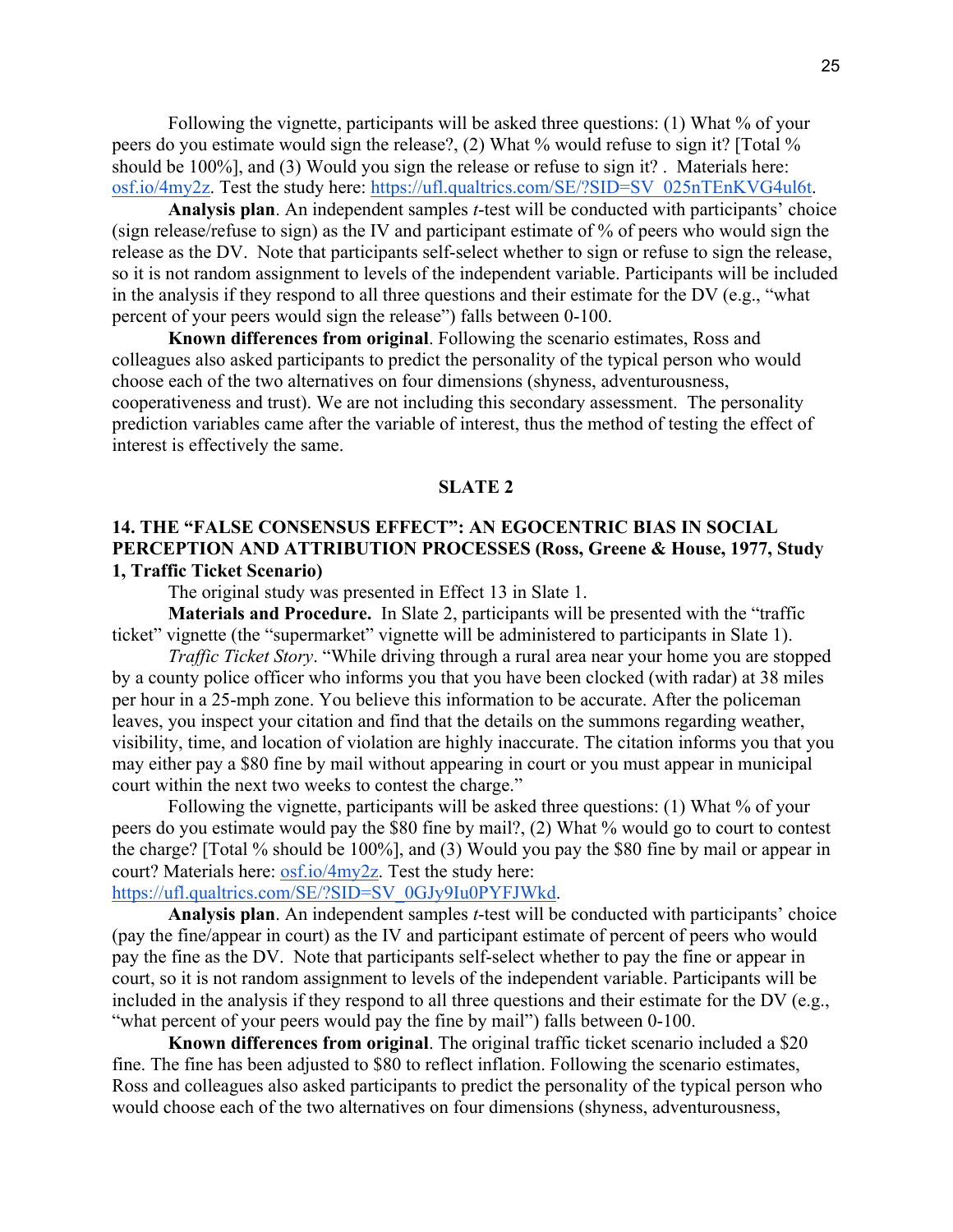Following the vignette, participants will be asked three questions: (1) What % of your peers do you estimate would sign the release?, (2) What % would refuse to sign it? [Total % should be 100%], and (3) Would you sign the release or refuse to sign it? . Materials here: osf.io/4my2z. Test the study here: https://ufl.qualtrics.com/SE/?SID=SV_025nTEnKVG4ul6t.

**Analysis plan**. An independent samples *t*-test will be conducted with participants' choice (sign release/refuse to sign) as the IV and participant estimate of % of peers who would sign the release as the DV. Note that participants self-select whether to sign or refuse to sign the release, so it is not random assignment to levels of the independent variable. Participants will be included in the analysis if they respond to all three questions and their estimate for the DV (e.g., "what percent of your peers would sign the release") falls between 0-100.

**Known differences from original**. Following the scenario estimates, Ross and colleagues also asked participants to predict the personality of the typical person who would choose each of the two alternatives on four dimensions (shyness, adventurousness, cooperativeness and trust). We are not including this secondary assessment. The personality prediction variables came after the variable of interest, thus the method of testing the effect of interest is effectively the same.

## SLATE 2

### 14. THE "FALSE CONSENSUS EFFECT": AN EGOCENTRIC BIAS IN SOCIAL PERCEPTION AND ATTRIBUTION PROCESSES (Ross, Greene & House, 1977, Study 1, Traffic Ticket Scenario)

The original study was presented in Effect 13 in Slate 1.

**Materials and Procedure.** In Slate 2, participants will be presented with the "traffic ticket" vignette (the "supermarket" vignette will be administered to participants in Slate 1).

*Traffic Ticket Story*. "While driving through a rural area near your home you are stopped by a county police officer who informs you that you have been clocked (with radar) at 38 miles per hour in a 25-mph zone. You believe this information to be accurate. After the policeman leaves, you inspect your citation and find that the details on the summons regarding weather, visibility, time, and location of violation are highly inaccurate. The citation informs you that you may either pay a $80 fine by mail without appearing in court or you must appear in municipal court within the next two weeks to contest the charge."

Following the vignette, participants will be asked three questions: (1) What % of your peers do you estimate would pay the $80 fine by mail?, (2) What % would go to court to contest the charge? [Total % should be 100%], and (3) Would you pay the $80 fine by mail or appear in court? Materials here: osf.io/4my2z. Test the study here: https://ufl.qualtrics.com/SE/?SID=SV_0GJy9Iu0PYFJWkd.

**Analysis plan**. An independent samples *t*-test will be conducted with participants' choice (pay the fine/appear in court) as the IV and participant estimate of percent of peers who would pay the fine as the DV. Note that participants self-select whether to pay the fine or appear in court, so it is not random assignment to levels of the independent variable. Participants will be included in the analysis if they respond to all three questions and their estimate for the DV (e.g., "what percent of your peers would pay the fine by mail") falls between 0-100.

**Known differences from original**. The original traffic ticket scenario included a $20 fine. The fine has been adjusted to $80 to reflect inflation. Following the scenario estimates, Ross and colleagues also asked participants to predict the personality of the typical person who would choose each of the two alternatives on four dimensions (shyness, adventurousness,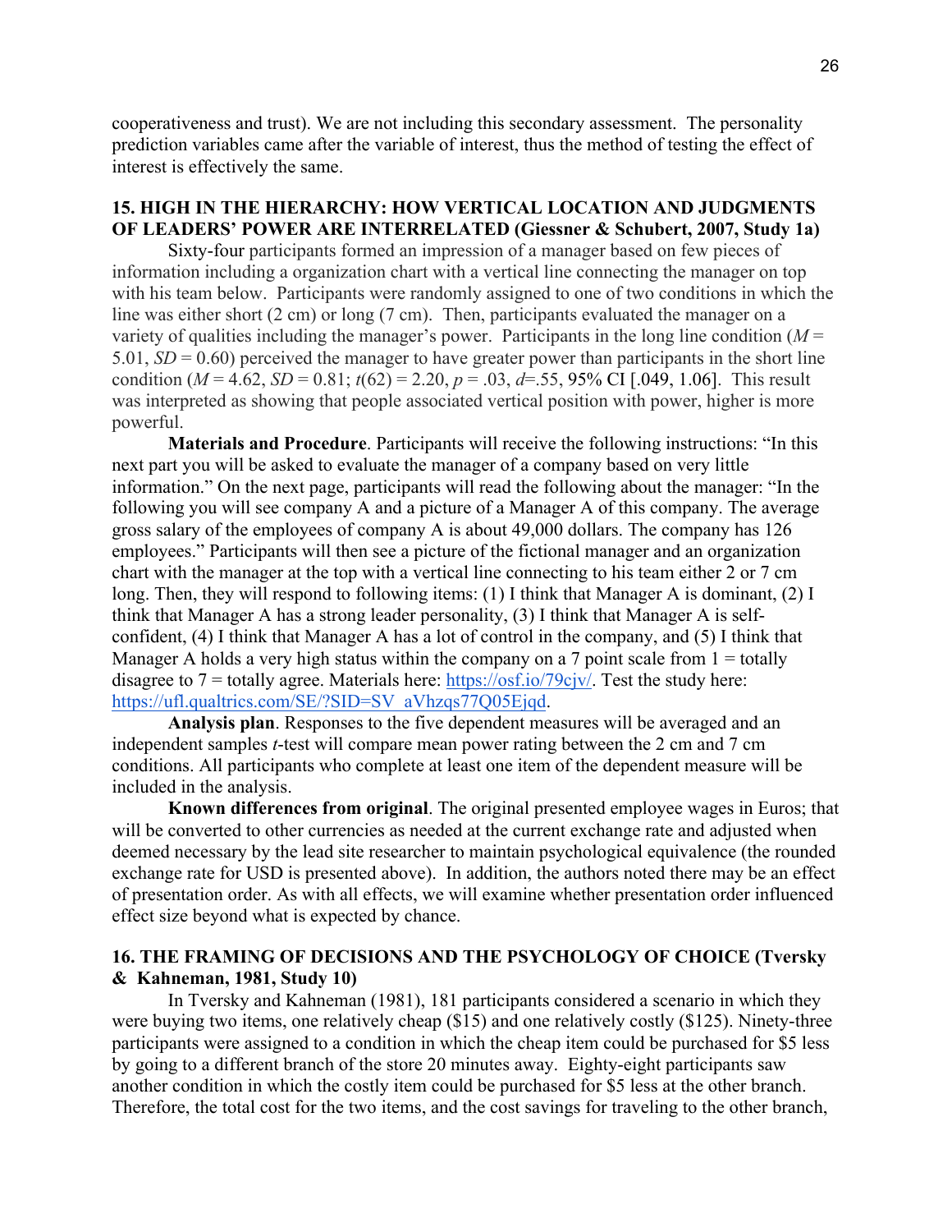cooperativeness and trust). We are not including this secondary assessment. The personality prediction variables came after the variable of interest, thus the method of testing the effect of interest is effectively the same.

## 15. HIGH IN THE HIERARCHY: HOW VERTICAL LOCATION AND JUDGMENTS OF LEADERS' POWER ARE INTERRELATED (Giessner & Schubert, 2007, Study 1a)

Sixty-four participants formed an impression of a manager based on few pieces of information including a organization chart with a vertical line connecting the manager on top with his team below. Participants were randomly assigned to one of two conditions in which the line was either short (2 cm) or long (7 cm). Then, participants evaluated the manager on a variety of qualities including the manager's power. Participants in the long line condition ($M$ = 5.01, $SD$ = 0.60) perceived the manager to have greater power than participants in the short line condition ($M$ = 4.62, $SD$ = 0.81; $t(62)$ = 2.20, $p$ = .03, $d$=.55, 95% CI [.049, 1.06]. This result was interpreted as showing that people associated vertical position with power, higher is more powerful.

**Materials and Procedure**. Participants will receive the following instructions: "In this next part you will be asked to evaluate the manager of a company based on very little information." On the next page, participants will read the following about the manager: "In the following you will see company A and a picture of a Manager A of this company. The average gross salary of the employees of company A is about 49,000 dollars. The company has 126 employees." Participants will then see a picture of the fictional manager and an organization chart with the manager at the top with a vertical line connecting to his team either 2 or 7 cm long. Then, they will respond to following items: (1) I think that Manager A is dominant, (2) I think that Manager A has a strong leader personality, (3) I think that Manager A is self-confident, (4) I think that Manager A has a lot of control in the company, and (5) I think that Manager A holds a very high status within the company on a 7 point scale from 1 = totally disagree to 7 = totally agree. Materials here: https://osf.io/79cjv/. Test the study here: https://ufl.qualtrics.com/SE/?SID=SV_aVhzqs77Q05Ejqd.

**Analysis plan**. Responses to the five dependent measures will be averaged and an independent samples $t$-test will compare mean power rating between the 2 cm and 7 cm conditions. All participants who complete at least one item of the dependent measure will be included in the analysis.

**Known differences from original**. The original presented employee wages in Euros; that will be converted to other currencies as needed at the current exchange rate and adjusted when deemed necessary by the lead site researcher to maintain psychological equivalence (the rounded exchange rate for USD is presented above). In addition, the authors noted there may be an effect of presentation order. As with all effects, we will examine whether presentation order influenced effect size beyond what is expected by chance.

## 16. THE FRAMING OF DECISIONS AND THE PSYCHOLOGY OF CHOICE (Tversky & Kahneman, 1981, Study 10)

In Tversky and Kahneman (1981), 181 participants considered a scenario in which they were buying two items, one relatively cheap ($15) and one relatively costly ($125). Ninety-three participants were assigned to a condition in which the cheap item could be purchased for $5 less by going to a different branch of the store 20 minutes away. Eighty-eight participants saw another condition in which the costly item could be purchased for $5 less at the other branch. Therefore, the total cost for the two items, and the cost savings for traveling to the other branch,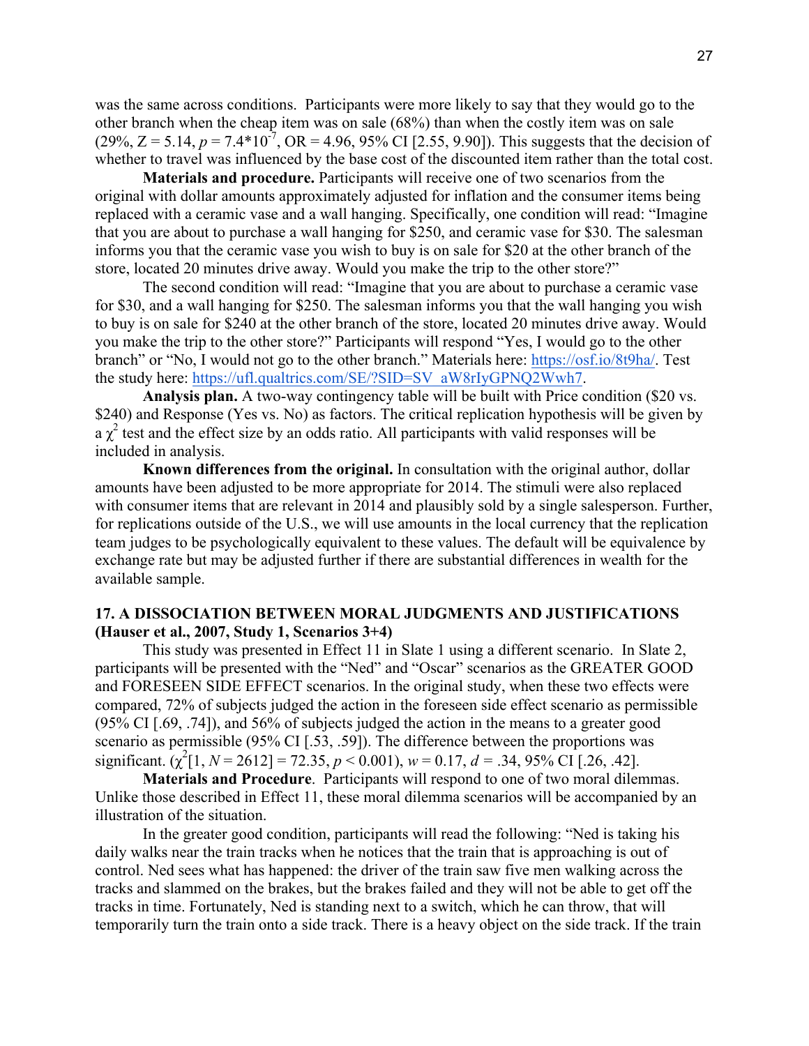was the same across conditions. Participants were more likely to say that they would go to the other branch when the cheap item was on sale (68%) than when the costly item was on sale (29%, $Z = 5.14$, $p = 7.4*10^{-7}$, OR = 4.96, 95% CI [2.55, 9.90]). This suggests that the decision of whether to travel was influenced by the base cost of the discounted item rather than the total cost.

**Materials and procedure.** Participants will receive one of two scenarios from the original with dollar amounts approximately adjusted for inflation and the consumer items being replaced with a ceramic vase and a wall hanging. Specifically, one condition will read: "Imagine that you are about to purchase a wall hanging for $250, and ceramic vase for $30. The salesman informs you that the ceramic vase you wish to buy is on sale for $20 at the other branch of the store, located 20 minutes drive away. Would you make the trip to the other store?"

The second condition will read: "Imagine that you are about to purchase a ceramic vase for $30, and a wall hanging for $250. The salesman informs you that the wall hanging you wish to buy is on sale for $240 at the other branch of the store, located 20 minutes drive away. Would you make the trip to the other store?" Participants will respond "Yes, I would go to the other branch" or "No, I would not go to the other branch." Materials here: https://osf.io/8t9ha/. Test the study here: https://ufl.qualtrics.com/SE/?SID=SV_aW8rIyGPNQ2Wwh7.

**Analysis plan.** A two-way contingency table will be built with Price condition ($20 vs. $240) and Response (Yes vs. No) as factors. The critical replication hypothesis will be given by a $\chi^2$ test and the effect size by an odds ratio. All participants with valid responses will be included in analysis.

**Known differences from the original.** In consultation with the original author, dollar amounts have been adjusted to be more appropriate for 2014. The stimuli were also replaced with consumer items that are relevant in 2014 and plausibly sold by a single salesperson. Further, for replications outside of the U.S., we will use amounts in the local currency that the replication team judges to be psychologically equivalent to these values. The default will be equivalence by exchange rate but may be adjusted further if there are substantial differences in wealth for the available sample.

## 17. A DISSOCIATION BETWEEN MORAL JUDGMENTS AND JUSTIFICATIONS (Hauser et al., 2007, Study 1, Scenarios 3+4)

This study was presented in Effect 11 in Slate 1 using a different scenario. In Slate 2, participants will be presented with the "Ned" and "Oscar" scenarios as the GREATER GOOD and FORESEEN SIDE EFFECT scenarios. In the original study, when these two effects were compared, 72% of subjects judged the action in the foreseen side effect scenario as permissible (95% CI [.69, .74]), and 56% of subjects judged the action in the means to a greater good scenario as permissible (95% CI [.53, .59]). The difference between the proportions was significant. ($\chi^2[1, N = 2612] = 72.35$, $p < 0.001$), $w = 0.17$, $d = .34$, 95% CI [.26, .42].

**Materials and Procedure**. Participants will respond to one of two moral dilemmas. Unlike those described in Effect 11, these moral dilemma scenarios will be accompanied by an illustration of the situation.

In the greater good condition, participants will read the following: "Ned is taking his daily walks near the train tracks when he notices that the train that is approaching is out of control. Ned sees what has happened: the driver of the train saw five men walking across the tracks and slammed on the brakes, but the brakes failed and they will not be able to get off the tracks in time. Fortunately, Ned is standing next to a switch, which he can throw, that will temporarily turn the train onto a side track. There is a heavy object on the side track. If the train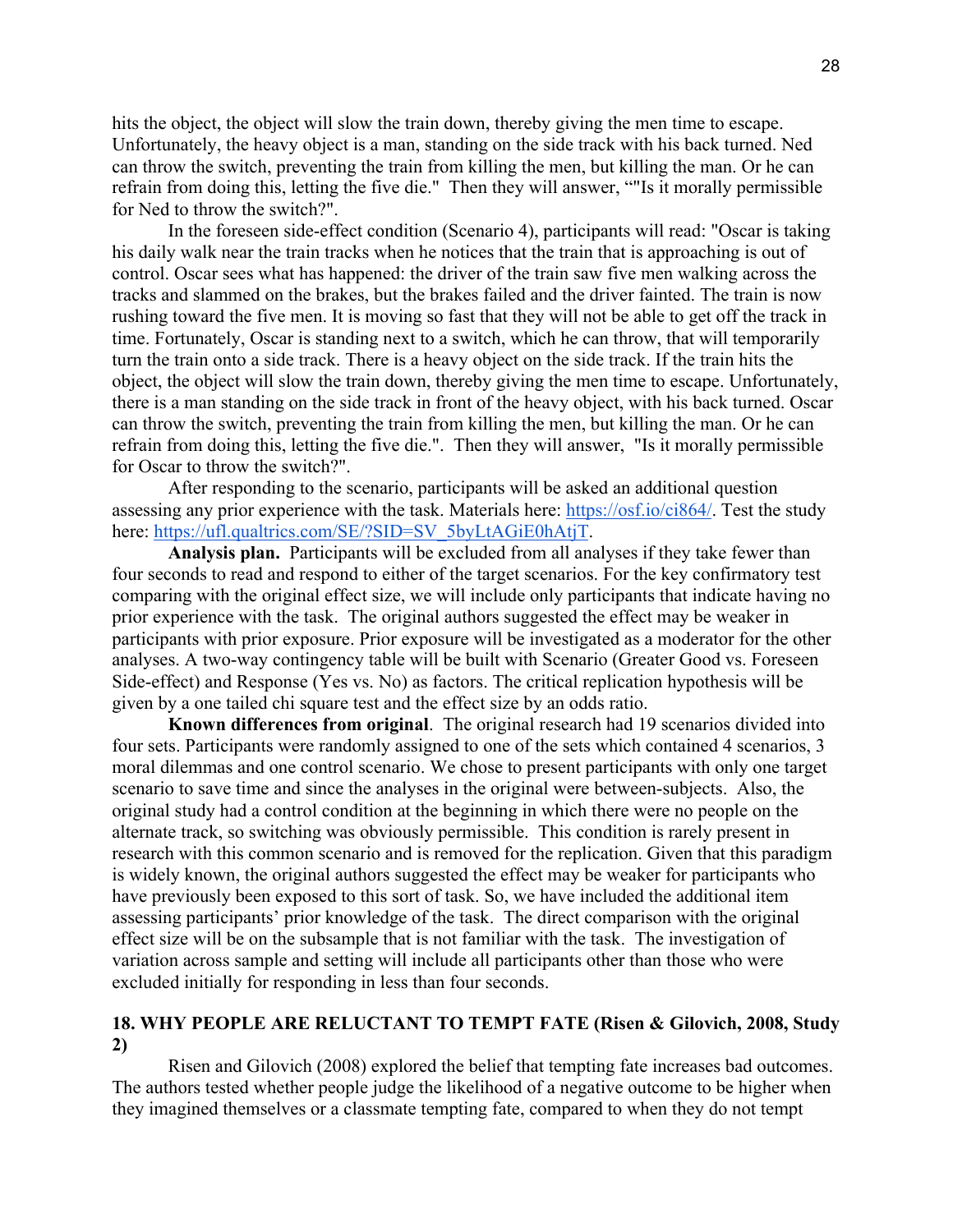hits the object, the object will slow the train down, thereby giving the men time to escape. Unfortunately, the heavy object is a man, standing on the side track with his back turned. Ned can throw the switch, preventing the train from killing the men, but killing the man. Or he can refrain from doing this, letting the five die." Then they will answer, ""Is it morally permissible for Ned to throw the switch?".

In the foreseen side-effect condition (Scenario 4), participants will read: "Oscar is taking his daily walk near the train tracks when he notices that the train that is approaching is out of control. Oscar sees what has happened: the driver of the train saw five men walking across the tracks and slammed on the brakes, but the brakes failed and the driver fainted. The train is now rushing toward the five men. It is moving so fast that they will not be able to get off the track in time. Fortunately, Oscar is standing next to a switch, which he can throw, that will temporarily turn the train onto a side track. There is a heavy object on the side track. If the train hits the object, the object will slow the train down, thereby giving the men time to escape. Unfortunately, there is a man standing on the side track in front of the heavy object, with his back turned. Oscar can throw the switch, preventing the train from killing the men, but killing the man. Or he can refrain from doing this, letting the five die.". Then they will answer, "Is it morally permissible for Oscar to throw the switch?".

After responding to the scenario, participants will be asked an additional question assessing any prior experience with the task. Materials here: https://osf.io/ci864/. Test the study here: https://ufl.qualtrics.com/SE/?SID=SV_5byLtAGiE0hAtjT.

**Analysis plan.** Participants will be excluded from all analyses if they take fewer than four seconds to read and respond to either of the target scenarios. For the key confirmatory test comparing with the original effect size, we will include only participants that indicate having no prior experience with the task. The original authors suggested the effect may be weaker in participants with prior exposure. Prior exposure will be investigated as a moderator for the other analyses. A two-way contingency table will be built with Scenario (Greater Good vs. Foreseen Side-effect) and Response (Yes vs. No) as factors. The critical replication hypothesis will be given by a one tailed chi square test and the effect size by an odds ratio.

**Known differences from original**. The original research had 19 scenarios divided into four sets. Participants were randomly assigned to one of the sets which contained 4 scenarios, 3 moral dilemmas and one control scenario. We chose to present participants with only one target scenario to save time and since the analyses in the original were between-subjects. Also, the original study had a control condition at the beginning in which there were no people on the alternate track, so switching was obviously permissible. This condition is rarely present in research with this common scenario and is removed for the replication. Given that this paradigm is widely known, the original authors suggested the effect may be weaker for participants who have previously been exposed to this sort of task. So, we have included the additional item assessing participants' prior knowledge of the task. The direct comparison with the original effect size will be on the subsample that is not familiar with the task. The investigation of variation across sample and setting will include all participants other than those who were excluded initially for responding in less than four seconds.

## 18. WHY PEOPLE ARE RELUCTANT TO TEMPT FATE (Risen & Gilovich, 2008, Study 2)

Risen and Gilovich (2008) explored the belief that tempting fate increases bad outcomes. The authors tested whether people judge the likelihood of a negative outcome to be higher when they imagined themselves or a classmate tempting fate, compared to when they do not tempt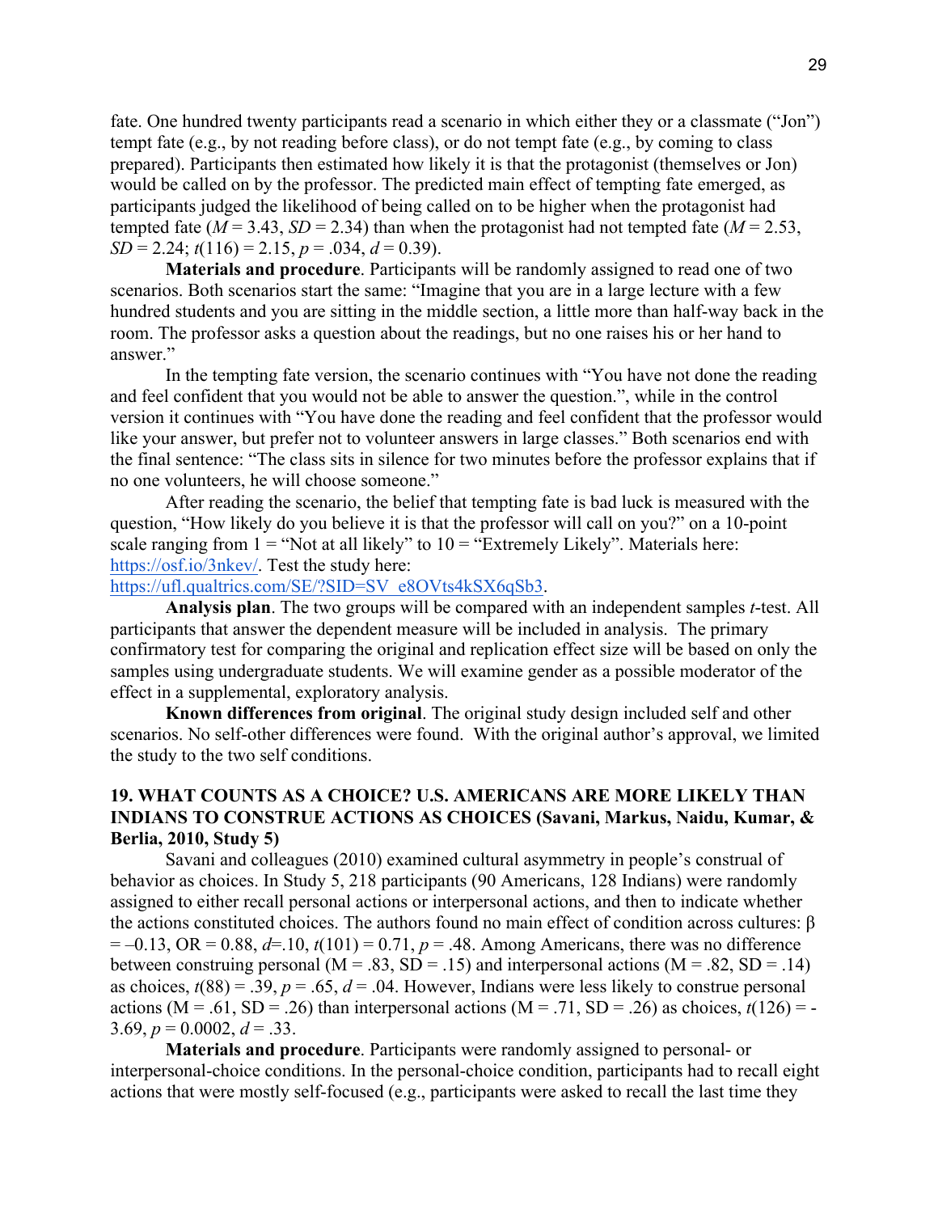fate. One hundred twenty participants read a scenario in which either they or a classmate ("Jon") tempt fate (e.g., by not reading before class), or do not tempt fate (e.g., by coming to class prepared). Participants then estimated how likely it is that the protagonist (themselves or Jon) would be called on by the professor. The predicted main effect of tempting fate emerged, as participants judged the likelihood of being called on to be higher when the protagonist had tempted fate ($M = 3.43$, $SD = 2.34$) than when the protagonist had not tempted fate ($M = 2.53$, $SD = 2.24$; $t(116) = 2.15$, $p = .034$, $d = 0.39$).

**Materials and procedure**. Participants will be randomly assigned to read one of two scenarios. Both scenarios start the same: "Imagine that you are in a large lecture with a few hundred students and you are sitting in the middle section, a little more than half-way back in the room. The professor asks a question about the readings, but no one raises his or her hand to answer."

In the tempting fate version, the scenario continues with "You have not done the reading and feel confident that you would not be able to answer the question.", while in the control version it continues with "You have done the reading and feel confident that the professor would like your answer, but prefer not to volunteer answers in large classes." Both scenarios end with the final sentence: "The class sits in silence for two minutes before the professor explains that if no one volunteers, he will choose someone."

After reading the scenario, the belief that tempting fate is bad luck is measured with the question, "How likely do you believe it is that the professor will call on you?" on a 10-point scale ranging from 1 = "Not at all likely" to 10 = "Extremely Likely". Materials here: https://osf.io/3nkev/. Test the study here: https://ufl.qualtrics.com/SE/?SID=SV_e8OVts4kSX6qSb3.

**Analysis plan**. The two groups will be compared with an independent samples *t*-test. All participants that answer the dependent measure will be included in analysis. The primary confirmatory test for comparing the original and replication effect size will be based on only the samples using undergraduate students. We will examine gender as a possible moderator of the effect in a supplemental, exploratory analysis.

**Known differences from original**. The original study design included self and other scenarios. No self-other differences were found. With the original author's approval, we limited the study to the two self conditions.

### 19. WHAT COUNTS AS A CHOICE? U.S. AMERICANS ARE MORE LIKELY THAN INDIANS TO CONSTRUE ACTIONS AS CHOICES (Savani, Markus, Naidu, Kumar, & Berlia, 2010, Study 5)

Savani and colleagues (2010) examined cultural asymmetry in people's construal of behavior as choices. In Study 5, 218 participants (90 Americans, 128 Indians) were randomly assigned to either recall personal actions or interpersonal actions, and then to indicate whether the actions constituted choices. The authors found no main effect of condition across cultures: $\beta = -0.13$, OR = 0.88, $d = .10$, $t(101) = 0.71$, $p = .48$. Among Americans, there was no difference between construing personal (M = .83, SD = .15) and interpersonal actions (M = .82, SD = .14) as choices, $t(88) = .39$, $p = .65$, $d = .04$. However, Indians were less likely to construe personal actions (M = .61, SD = .26) than interpersonal actions (M = .71, SD = .26) as choices, $t(126) = -3.69$, $p = 0.0002$, $d = .33$.

**Materials and procedure**. Participants were randomly assigned to personal- or interpersonal-choice conditions. In the personal-choice condition, participants had to recall eight actions that were mostly self-focused (e.g., participants were asked to recall the last time they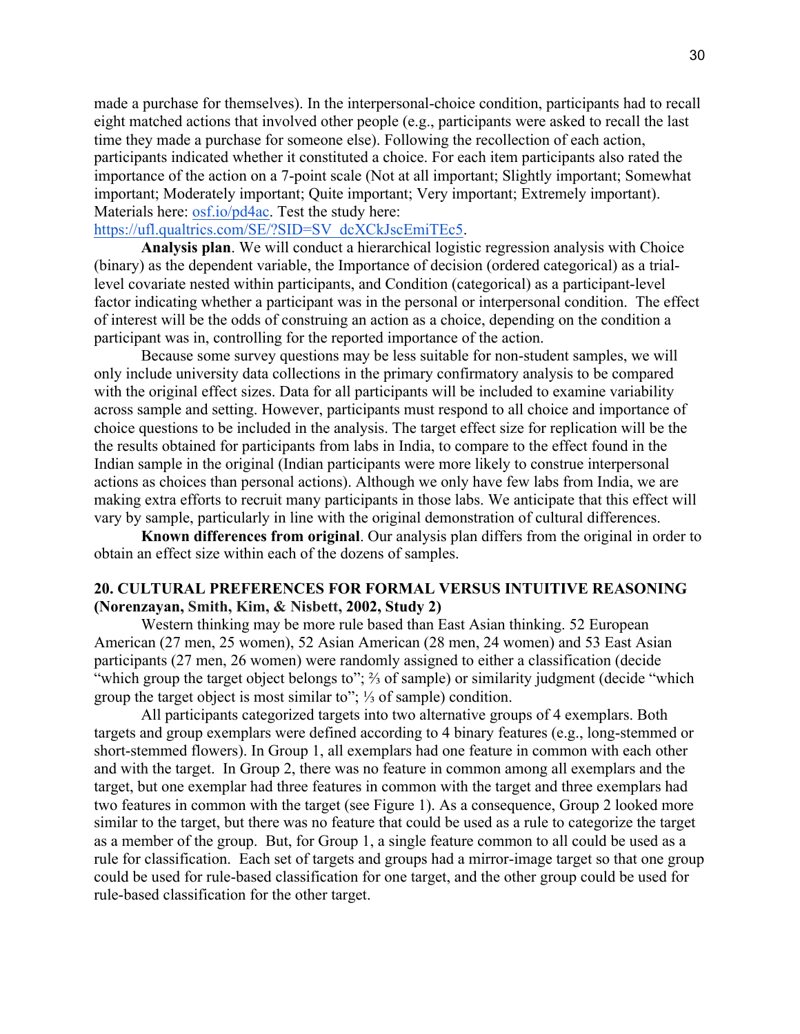made a purchase for themselves). In the interpersonal-choice condition, participants had to recall eight matched actions that involved other people (e.g., participants were asked to recall the last time they made a purchase for someone else). Following the recollection of each action, participants indicated whether it constituted a choice. For each item participants also rated the importance of the action on a 7-point scale (Not at all important; Slightly important; Somewhat important; Moderately important; Quite important; Very important; Extremely important). Materials here: osf.io/pd4ac. Test the study here: https://ufl.qualtrics.com/SE/?SID=SV_dcXCkJscEmiTEc5.

**Analysis plan**. We will conduct a hierarchical logistic regression analysis with Choice (binary) as the dependent variable, the Importance of decision (ordered categorical) as a trial-level covariate nested within participants, and Condition (categorical) as a participant-level factor indicating whether a participant was in the personal or interpersonal condition. The effect of interest will be the odds of construing an action as a choice, depending on the condition a participant was in, controlling for the reported importance of the action.

Because some survey questions may be less suitable for non-student samples, we will only include university data collections in the primary confirmatory analysis to be compared with the original effect sizes. Data for all participants will be included to examine variability across sample and setting. However, participants must respond to all choice and importance of choice questions to be included in the analysis. The target effect size for replication will be the the results obtained for participants from labs in India, to compare to the effect found in the Indian sample in the original (Indian participants were more likely to construe interpersonal actions as choices than personal actions). Although we only have few labs from India, we are making extra efforts to recruit many participants in those labs. We anticipate that this effect will vary by sample, particularly in line with the original demonstration of cultural differences.

**Known differences from original**. Our analysis plan differs from the original in order to obtain an effect size within each of the dozens of samples.

## 20. CULTURAL PREFERENCES FOR FORMAL VERSUS INTUITIVE REASONING (Norenzayan, Smith, Kim, & Nisbett, 2002, Study 2)

Western thinking may be more rule based than East Asian thinking. 52 European American (27 men, 25 women), 52 Asian American (28 men, 24 women) and 53 East Asian participants (27 men, 26 women) were randomly assigned to either a classification (decide "which group the target object belongs to"; ⅔ of sample) or similarity judgment (decide "which group the target object is most similar to"; ⅓ of sample) condition.

All participants categorized targets into two alternative groups of 4 exemplars. Both targets and group exemplars were defined according to 4 binary features (e.g., long-stemmed or short-stemmed flowers). In Group 1, all exemplars had one feature in common with each other and with the target. In Group 2, there was no feature in common among all exemplars and the target, but one exemplar had three features in common with the target and three exemplars had two features in common with the target (see Figure 1). As a consequence, Group 2 looked more similar to the target, but there was no feature that could be used as a rule to categorize the target as a member of the group. But, for Group 1, a single feature common to all could be used as a rule for classification. Each set of targets and groups had a mirror-image target so that one group could be used for rule-based classification for one target, and the other group could be used for rule-based classification for the other target.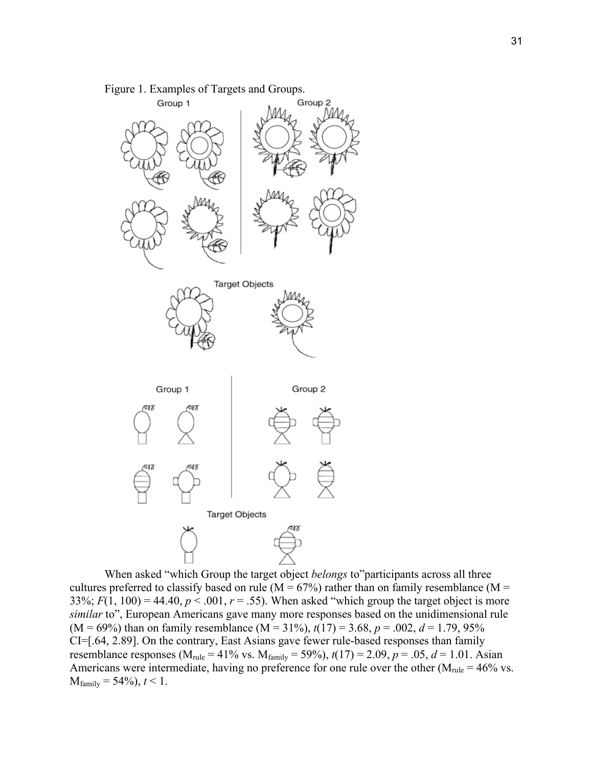Figure 1. Examples of Targets and Groups.

When asked "which Group the target object *belongs* to"participants across all three cultures preferred to classify based on rule (M = 67%) rather than on family resemblance (M = 33%; $F(1, 100) = 44.40$, $p < .001$, $r = .55$). When asked "which group the target object is more *similar* to", European Americans gave many more responses based on the unidimensional rule (M = 69%) than on family resemblance (M = 31%), $t(17) = 3.68$, $p = .002$, $d = 1.79$, 95% CI=[.64, 2.89]. On the contrary, East Asians gave fewer rule-based responses than family resemblance responses ($M_{rule} = 41\%$ vs. $M_{family} = 59\%$), $t(17) = 2.09$, $p = .05$, $d = 1.01$. Asian Americans were intermediate, having no preference for one rule over the other ($M_{rule} = 46\%$ vs. $M_{family} = 54\%$), $t < 1$.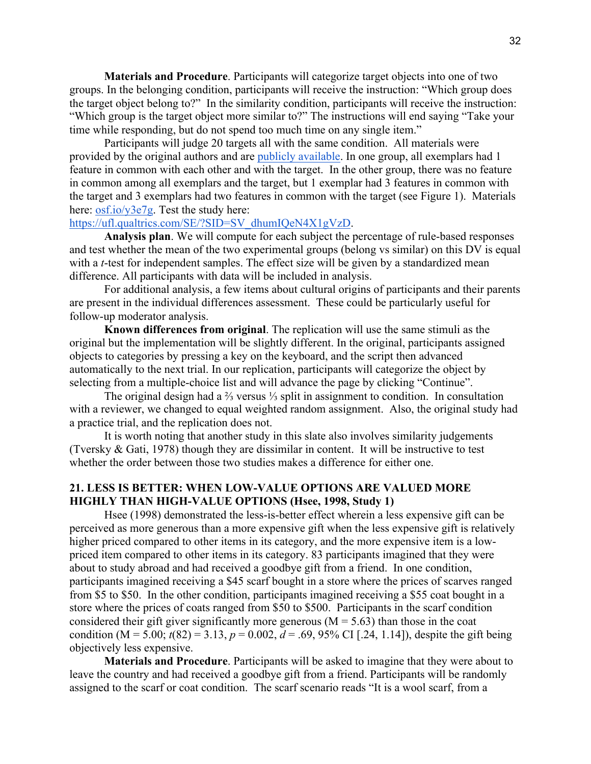**Materials and Procedure**. Participants will categorize target objects into one of two groups. In the belonging condition, participants will receive the instruction: "Which group does the target object belong to?" In the similarity condition, participants will receive the instruction: "Which group is the target object more similar to?" The instructions will end saying "Take your time while responding, but do not spend too much time on any single item."

Participants will judge 20 targets all with the same condition. All materials were provided by the original authors and are publicly available. In one group, all exemplars had 1 feature in common with each other and with the target. In the other group, there was no feature in common among all exemplars and the target, but 1 exemplar had 3 features in common with the target and 3 exemplars had two features in common with the target (see Figure 1). Materials here: osf.io/y3e7g. Test the study here: https://ufl.qualtrics.com/SE/?SID=SV_dhumIQeN4X1gVzD.

**Analysis plan**. We will compute for each subject the percentage of rule-based responses and test whether the mean of the two experimental groups (belong vs similar) on this DV is equal with a *t*-test for independent samples. The effect size will be given by a standardized mean difference. All participants with data will be included in analysis.

For additional analysis, a few items about cultural origins of participants and their parents are present in the individual differences assessment. These could be particularly useful for follow-up moderator analysis.

**Known differences from original**. The replication will use the same stimuli as the original but the implementation will be slightly different. In the original, participants assigned objects to categories by pressing a key on the keyboard, and the script then advanced automatically to the next trial. In our replication, participants will categorize the object by selecting from a multiple-choice list and will advance the page by clicking "Continue".

The original design had a ⅔ versus ⅓ split in assignment to condition. In consultation with a reviewer, we changed to equal weighted random assignment. Also, the original study had a practice trial, and the replication does not.

It is worth noting that another study in this slate also involves similarity judgements (Tversky & Gati, 1978) though they are dissimilar in content. It will be instructive to test whether the order between those two studies makes a difference for either one.

## 21. LESS IS BETTER: WHEN LOW-VALUE OPTIONS ARE VALUED MORE HIGHLY THAN HIGH-VALUE OPTIONS (Hsee, 1998, Study 1)

Hsee (1998) demonstrated the less-is-better effect wherein a less expensive gift can be perceived as more generous than a more expensive gift when the less expensive gift is relatively higher priced compared to other items in its category, and the more expensive item is a low-priced item compared to other items in its category. 83 participants imagined that they were about to study abroad and had received a goodbye gift from a friend. In one condition, participants imagined receiving a \$45 scarf bought in a store where the prices of scarves ranged from \$5 to \$50. In the other condition, participants imagined receiving a \$55 coat bought in a store where the prices of coats ranged from \$50 to \$500. Participants in the scarf condition considered their gift giver significantly more generous (M = 5.63) than those in the coat condition (M = 5.00; $t(82) = 3.13$, $p = 0.002$, $d = .69$, 95% CI [.24, 1.14]), despite the gift being objectively less expensive.

**Materials and Procedure**. Participants will be asked to imagine that they were about to leave the country and had received a goodbye gift from a friend. Participants will be randomly assigned to the scarf or coat condition. The scarf scenario reads "It is a wool scarf, from a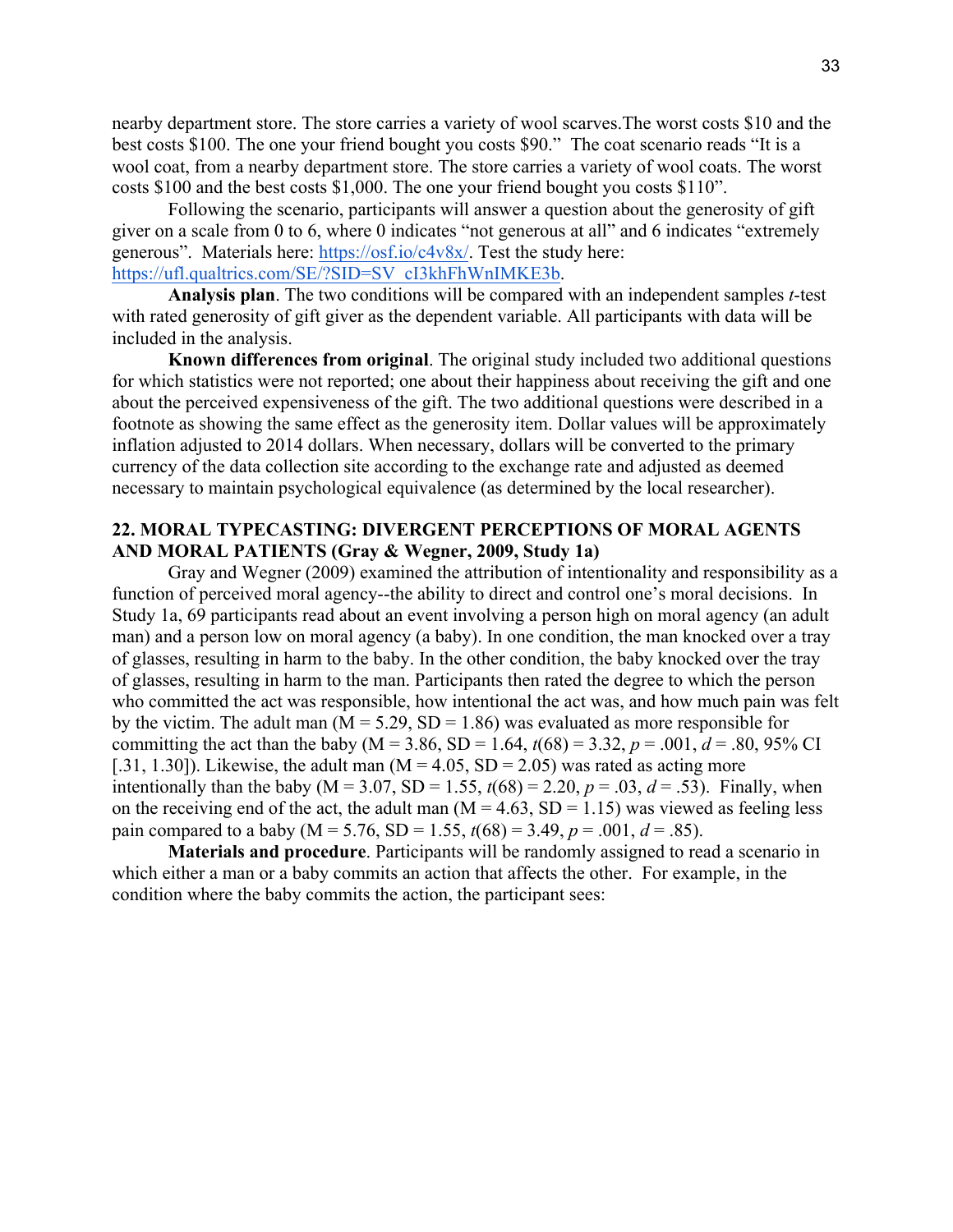nearby department store. The store carries a variety of wool scarves.The worst costs $10 and the best costs $100. The one your friend bought you costs $90." The coat scenario reads "It is a wool coat, from a nearby department store. The store carries a variety of wool coats. The worst costs $100 and the best costs $1,000. The one your friend bought you costs $110".

Following the scenario, participants will answer a question about the generosity of gift giver on a scale from 0 to 6, where 0 indicates "not generous at all" and 6 indicates "extremely generous". Materials here: https://osf.io/c4v8x/. Test the study here: https://ufl.qualtrics.com/SE/?SID=SV_cI3khFhWnIMKE3b.

**Analysis plan**. The two conditions will be compared with an independent samples *t*-test with rated generosity of gift giver as the dependent variable. All participants with data will be included in the analysis.

**Known differences from original**. The original study included two additional questions for which statistics were not reported; one about their happiness about receiving the gift and one about the perceived expensiveness of the gift. The two additional questions were described in a footnote as showing the same effect as the generosity item. Dollar values will be approximately inflation adjusted to 2014 dollars. When necessary, dollars will be converted to the primary currency of the data collection site according to the exchange rate and adjusted as deemed necessary to maintain psychological equivalence (as determined by the local researcher).

## 22. MORAL TYPECASTING: DIVERGENT PERCEPTIONS OF MORAL AGENTS AND MORAL PATIENTS (Gray & Wegner, 2009, Study 1a)

Gray and Wegner (2009) examined the attribution of intentionality and responsibility as a function of perceived moral agency--the ability to direct and control one's moral decisions. In Study 1a, 69 participants read about an event involving a person high on moral agency (an adult man) and a person low on moral agency (a baby). In one condition, the man knocked over a tray of glasses, resulting in harm to the baby. In the other condition, the baby knocked over the tray of glasses, resulting in harm to the man. Participants then rated the degree to which the person who committed the act was responsible, how intentional the act was, and how much pain was felt by the victim. The adult man (M = 5.29, SD = 1.86) was evaluated as more responsible for committing the act than the baby (M = 3.86, SD = 1.64, $t(68) = 3.32$, $p = .001$, $d = .80$, 95% CI [.31, 1.30]). Likewise, the adult man (M = 4.05, SD = 2.05) was rated as acting more intentionally than the baby (M = 3.07, SD = 1.55, $t(68) = 2.20$, $p = .03$, $d = .53$). Finally, when on the receiving end of the act, the adult man (M = 4.63, SD = 1.15) was viewed as feeling less pain compared to a baby (M = 5.76, SD = 1.55, $t(68) = 3.49$, $p = .001$, $d = .85$).

**Materials and procedure**. Participants will be randomly assigned to read a scenario in which either a man or a baby commits an action that affects the other. For example, in the condition where the baby commits the action, the participant sees: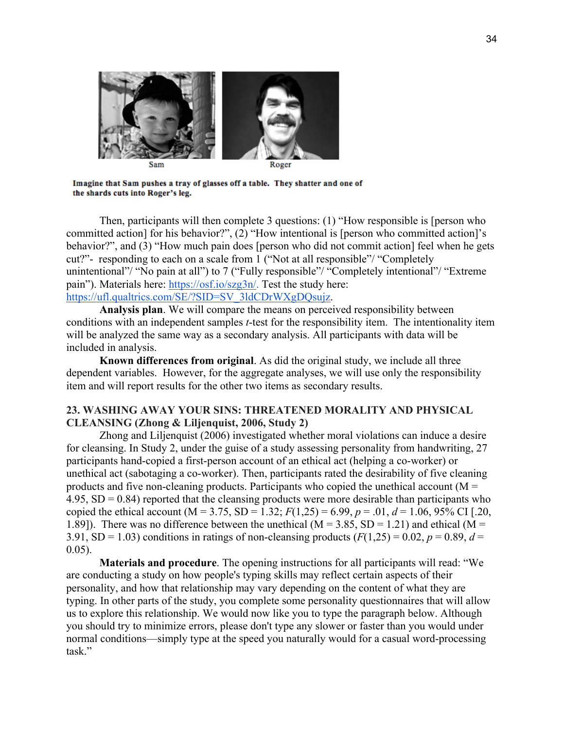Sam    Roger

**Imagine that Sam pushes a tray of glasses off a table. They shatter and one of the shards cuts into Roger's leg.**

Then, participants will then complete 3 questions: (1) "How responsible is [person who committed action] for his behavior?", (2) "How intentional is [person who committed action]'s behavior?", and (3) "How much pain does [person who did not commit action] feel when he gets cut?"- responding to each on a scale from 1 ("Not at all responsible"/ "Completely unintentional"/ "No pain at all") to 7 ("Fully responsible"/ "Completely intentional"/ "Extreme pain"). Materials here: https://osf.io/szg3n/. Test the study here: https://ufl.qualtrics.com/SE/?SID=SV_3ldCDrWXgDQsujz.

**Analysis plan**. We will compare the means on perceived responsibility between conditions with an independent samples *t*-test for the responsibility item. The intentionality item will be analyzed the same way as a secondary analysis. All participants with data will be included in analysis.

**Known differences from original**. As did the original study, we include all three dependent variables. However, for the aggregate analyses, we will use only the responsibility item and will report results for the other two items as secondary results.

## 23. WASHING AWAY YOUR SINS: THREATENED MORALITY AND PHYSICAL CLEANSING (Zhong & Liljenquist, 2006, Study 2)

Zhong and Liljenquist (2006) investigated whether moral violations can induce a desire for cleansing. In Study 2, under the guise of a study assessing personality from handwriting, 27 participants hand-copied a first-person account of an ethical act (helping a co-worker) or unethical act (sabotaging a co-worker). Then, participants rated the desirability of five cleaning products and five non-cleaning products. Participants who copied the unethical account ($M$ = 4.95, $SD$ = 0.84) reported that the cleansing products were more desirable than participants who copied the ethical account ($M$ = 3.75, $SD$ = 1.32; $F(1,25) = 6.99$, $p = .01$, $d = 1.06$, 95% CI [.20, 1.89]). There was no difference between the unethical ($M$ = 3.85, $SD$ = 1.21) and ethical ($M$ = 3.91, $SD$ = 1.03) conditions in ratings of non-cleansing products ($F(1,25) = 0.02$, $p = 0.89$, $d$ = 0.05).

**Materials and procedure**. The opening instructions for all participants will read: "We are conducting a study on how people's typing skills may reflect certain aspects of their personality, and how that relationship may vary depending on the content of what they are typing. In other parts of the study, you complete some personality questionnaires that will allow us to explore this relationship. We would now like you to type the paragraph below. Although you should try to minimize errors, please don't type any slower or faster than you would under normal conditions—simply type at the speed you naturally would for a casual word-processing task."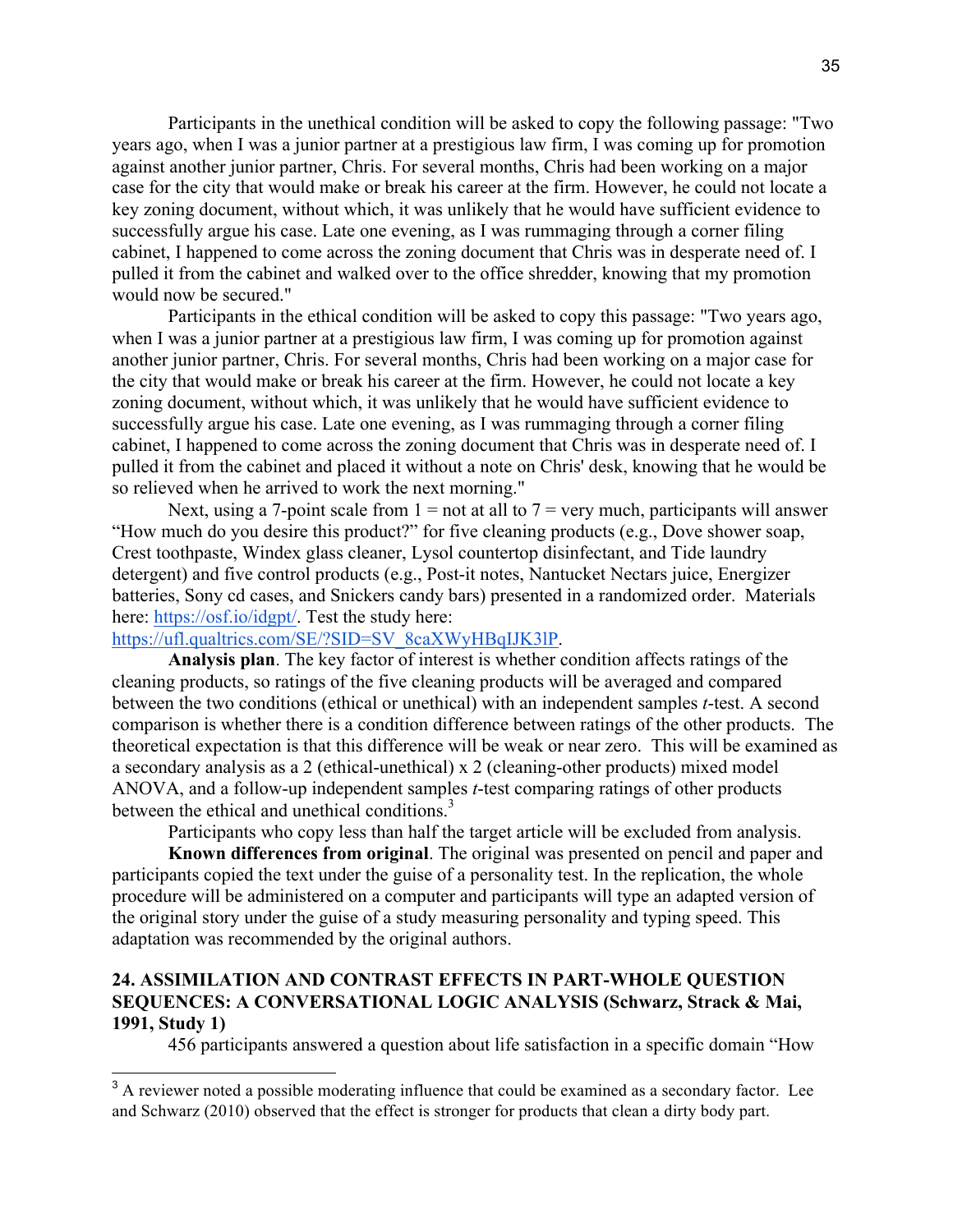Participants in the unethical condition will be asked to copy the following passage: "Two years ago, when I was a junior partner at a prestigious law firm, I was coming up for promotion against another junior partner, Chris. For several months, Chris had been working on a major case for the city that would make or break his career at the firm. However, he could not locate a key zoning document, without which, it was unlikely that he would have sufficient evidence to successfully argue his case. Late one evening, as I was rummaging through a corner filing cabinet, I happened to come across the zoning document that Chris was in desperate need of. I pulled it from the cabinet and walked over to the office shredder, knowing that my promotion would now be secured."

Participants in the ethical condition will be asked to copy this passage: "Two years ago, when I was a junior partner at a prestigious law firm, I was coming up for promotion against another junior partner, Chris. For several months, Chris had been working on a major case for the city that would make or break his career at the firm. However, he could not locate a key zoning document, without which, it was unlikely that he would have sufficient evidence to successfully argue his case. Late one evening, as I was rummaging through a corner filing cabinet, I happened to come across the zoning document that Chris was in desperate need of. I pulled it from the cabinet and placed it without a note on Chris' desk, knowing that he would be so relieved when he arrived to work the next morning."

Next, using a 7-point scale from 1 = not at all to 7 = very much, participants will answer "How much do you desire this product?" for five cleaning products (e.g., Dove shower soap, Crest toothpaste, Windex glass cleaner, Lysol countertop disinfectant, and Tide laundry detergent) and five control products (e.g., Post-it notes, Nantucket Nectars juice, Energizer batteries, Sony cd cases, and Snickers candy bars) presented in a randomized order. Materials here: https://osf.io/idgpt/. Test the study here: https://ufl.qualtrics.com/SE/?SID=SV_8caXWyHBqIJK3lP.

**Analysis plan**. The key factor of interest is whether condition affects ratings of the cleaning products, so ratings of the five cleaning products will be averaged and compared between the two conditions (ethical or unethical) with an independent samples *t*-test. A second comparison is whether there is a condition difference between ratings of the other products. The theoretical expectation is that this difference will be weak or near zero. This will be examined as a secondary analysis as a 2 (ethical-unethical) x 2 (cleaning-other products) mixed model ANOVA, and a follow-up independent samples *t*-test comparing ratings of other products between the ethical and unethical conditions.[3]

Participants who copy less than half the target article will be excluded from analysis.

**Known differences from original**. The original was presented on pencil and paper and participants copied the text under the guise of a personality test. In the replication, the whole procedure will be administered on a computer and participants will type an adapted version of the original story under the guise of a study measuring personality and typing speed. This adaptation was recommended by the original authors.

### 24. ASSIMILATION AND CONTRAST EFFECTS IN PART-WHOLE QUESTION SEQUENCES: A CONVERSATIONAL LOGIC ANALYSIS (Schwarz, Strack & Mai, 1991, Study 1)

456 participants answered a question about life satisfaction in a specific domain "How

[3] A reviewer noted a possible moderating influence that could be examined as a secondary factor. Lee and Schwarz (2010) observed that the effect is stronger for products that clean a dirty body part.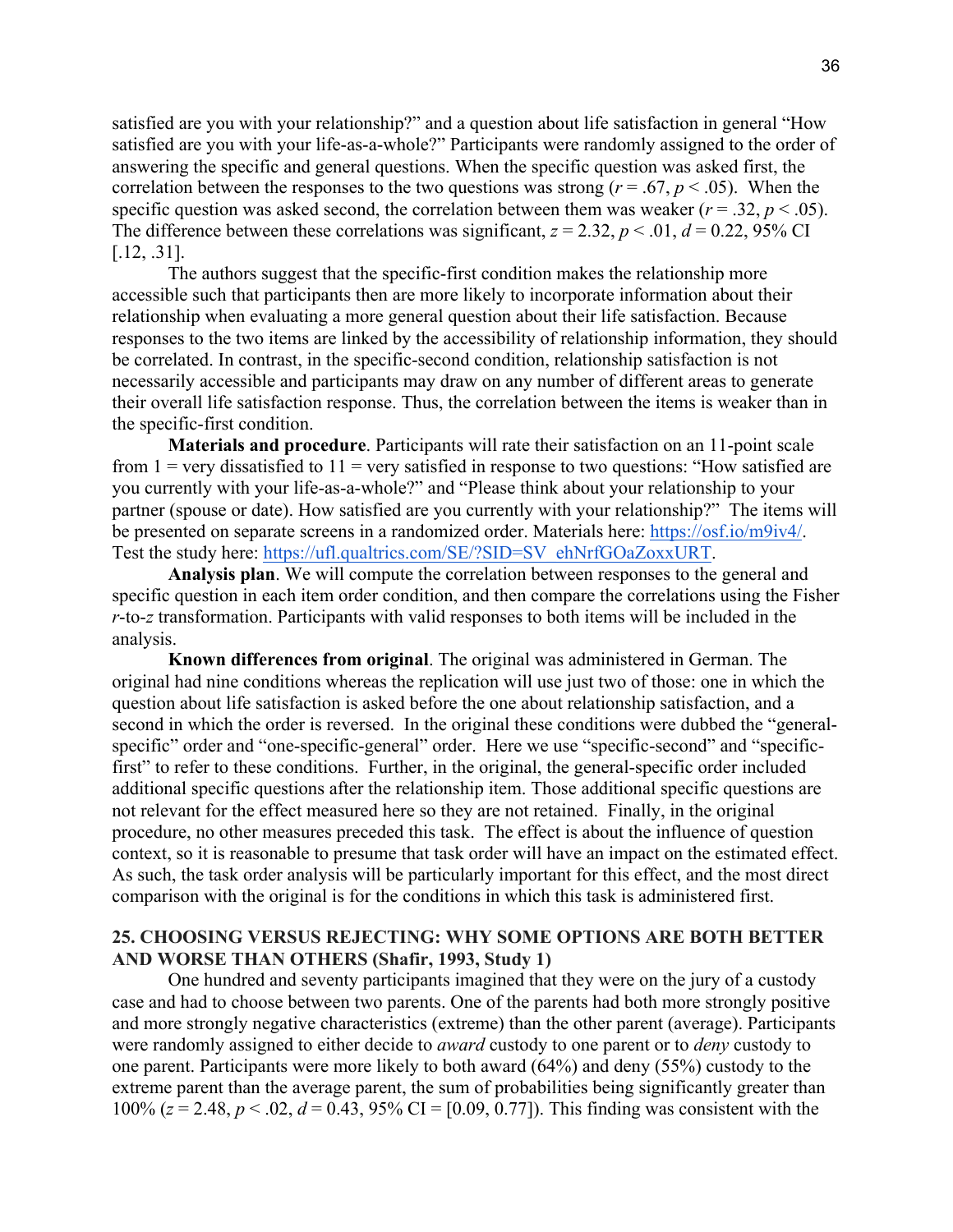satisfied are you with your relationship?" and a question about life satisfaction in general "How satisfied are you with your life-as-a-whole?" Participants were randomly assigned to the order of answering the specific and general questions. When the specific question was asked first, the correlation between the responses to the two questions was strong ($r = .67$, $p < .05$). When the specific question was asked second, the correlation between them was weaker ($r = .32$, $p < .05$). The difference between these correlations was significant, $z = 2.32$, $p < .01$, $d = 0.22$, 95% CI [.12, .31].

The authors suggest that the specific-first condition makes the relationship more accessible such that participants then are more likely to incorporate information about their relationship when evaluating a more general question about their life satisfaction. Because responses to the two items are linked by the accessibility of relationship information, they should be correlated. In contrast, in the specific-second condition, relationship satisfaction is not necessarily accessible and participants may draw on any number of different areas to generate their overall life satisfaction response. Thus, the correlation between the items is weaker than in the specific-first condition.

**Materials and procedure**. Participants will rate their satisfaction on an 11-point scale from 1 = very dissatisfied to 11 = very satisfied in response to two questions: "How satisfied are you currently with your life-as-a-whole?" and "Please think about your relationship to your partner (spouse or date). How satisfied are you currently with your relationship?" The items will be presented on separate screens in a randomized order. Materials here: https://osf.io/m9iv4/. Test the study here: https://ufl.qualtrics.com/SE/?SID=SV_ehNrfGOaZoxxURT.

**Analysis plan**. We will compute the correlation between responses to the general and specific question in each item order condition, and then compare the correlations using the Fisher *r*-to-*z* transformation. Participants with valid responses to both items will be included in the analysis.

**Known differences from original**. The original was administered in German. The original had nine conditions whereas the replication will use just two of those: one in which the question about life satisfaction is asked before the one about relationship satisfaction, and a second in which the order is reversed. In the original these conditions were dubbed the "general-specific" order and "one-specific-general" order. Here we use "specific-second" and "specific-first" to refer to these conditions. Further, in the original, the general-specific order included additional specific questions after the relationship item. Those additional specific questions are not relevant for the effect measured here so they are not retained. Finally, in the original procedure, no other measures preceded this task. The effect is about the influence of question context, so it is reasonable to presume that task order will have an impact on the estimated effect. As such, the task order analysis will be particularly important for this effect, and the most direct comparison with the original is for the conditions in which this task is administered first.

## 25. CHOOSING VERSUS REJECTING: WHY SOME OPTIONS ARE BOTH BETTER AND WORSE THAN OTHERS (Shafir, 1993, Study 1)

One hundred and seventy participants imagined that they were on the jury of a custody case and had to choose between two parents. One of the parents had both more strongly positive and more strongly negative characteristics (extreme) than the other parent (average). Participants were randomly assigned to either decide to *award* custody to one parent or to *deny* custody to one parent. Participants were more likely to both award (64%) and deny (55%) custody to the extreme parent than the average parent, the sum of probabilities being significantly greater than 100% ($z = 2.48$, $p < .02$, $d = 0.43$, 95% CI = [0.09, 0.77]). This finding was consistent with the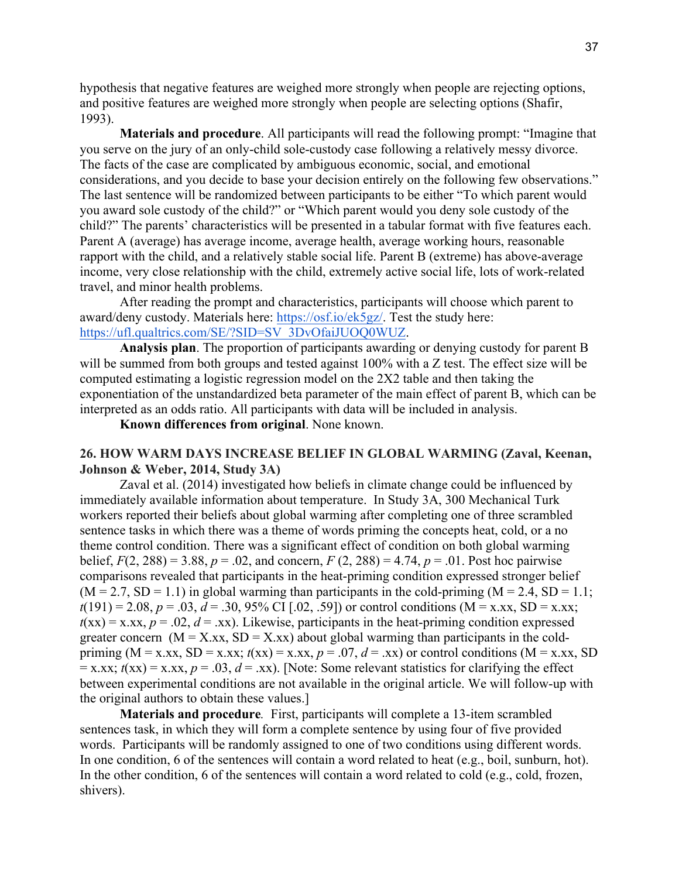hypothesis that negative features are weighed more strongly when people are rejecting options, and positive features are weighed more strongly when people are selecting options (Shafir, 1993).

**Materials and procedure**. All participants will read the following prompt: "Imagine that you serve on the jury of an only-child sole-custody case following a relatively messy divorce. The facts of the case are complicated by ambiguous economic, social, and emotional considerations, and you decide to base your decision entirely on the following few observations." The last sentence will be randomized between participants to be either "To which parent would you award sole custody of the child?" or "Which parent would you deny sole custody of the child?" The parents' characteristics will be presented in a tabular format with five features each. Parent A (average) has average income, average health, average working hours, reasonable rapport with the child, and a relatively stable social life. Parent B (extreme) has above-average income, very close relationship with the child, extremely active social life, lots of work-related travel, and minor health problems.

After reading the prompt and characteristics, participants will choose which parent to award/deny custody. Materials here: https://osf.io/ek5gz/. Test the study here: https://ufl.qualtrics.com/SE/?SID=SV_3DvOfaiJUOQ0WUZ.

**Analysis plan**. The proportion of participants awarding or denying custody for parent B will be summed from both groups and tested against 100% with a Z test. The effect size will be computed estimating a logistic regression model on the 2X2 table and then taking the exponentiation of the unstandardized beta parameter of the main effect of parent B, which can be interpreted as an odds ratio. All participants with data will be included in analysis.

**Known differences from original**. None known.

### 26. HOW WARM DAYS INCREASE BELIEF IN GLOBAL WARMING (Zaval, Keenan, Johnson & Weber, 2014, Study 3A)

Zaval et al. (2014) investigated how beliefs in climate change could be influenced by immediately available information about temperature. In Study 3A, 300 Mechanical Turk workers reported their beliefs about global warming after completing one of three scrambled sentence tasks in which there was a theme of words priming the concepts heat, cold, or a no theme control condition. There was a significant effect of condition on both global warming belief, $F(2, 288) = 3.88$, $p = .02$, and concern, $F(2, 288) = 4.74$, $p = .01$. Post hoc pairwise comparisons revealed that participants in the heat-priming condition expressed stronger belief (M = 2.7, SD = 1.1) in global warming than participants in the cold-priming (M = 2.4, SD = 1.1; $t(191) = 2.08$, $p = .03$, $d = .30$, 95% CI [.02, .59]) or control conditions (M = x.xx, SD = x.xx; $t$(xx) = x.xx, $p = .02$, $d$ = .xx). Likewise, participants in the heat-priming condition expressed greater concern (M = X.xx, SD = X.xx) about global warming than participants in the cold-priming (M = x.xx, SD = x.xx; $t$(xx) = x.xx, $p = .07$, $d$ = .xx) or control conditions (M = x.xx, SD = x.xx; $t$(xx) = x.xx, $p = .03$, $d$ = .xx). [Note: Some relevant statistics for clarifying the effect between experimental conditions are not available in the original article. We will follow-up with the original authors to obtain these values.]

***Materials and procedure***. First, participants will complete a 13-item scrambled sentences task, in which they will form a complete sentence by using four of five provided words. Participants will be randomly assigned to one of two conditions using different words. In one condition, 6 of the sentences will contain a word related to heat (e.g., boil, sunburn, hot). In the other condition, 6 of the sentences will contain a word related to cold (e.g., cold, frozen, shivers).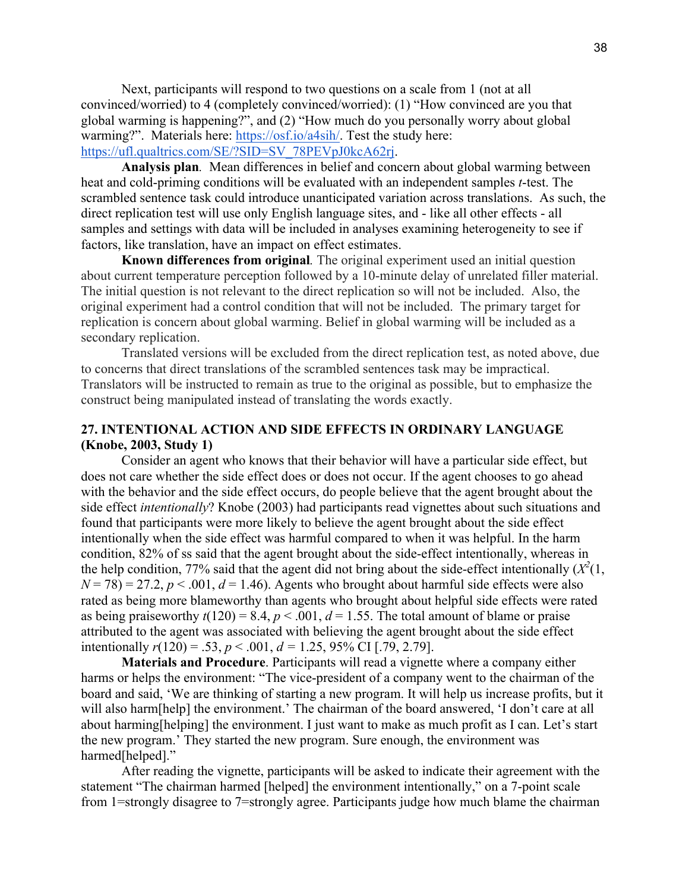Next, participants will respond to two questions on a scale from 1 (not at all convinced/worried) to 4 (completely convinced/worried): (1) “How convinced are you that global warming is happening?”, and (2) “How much do you personally worry about global warming?”. Materials here: https://osf.io/a4sih/. Test the study here: https://ufl.qualtrics.com/SE/?SID=SV_78PEVpJ0kcA62rj.

**Analysis plan**. Mean differences in belief and concern about global warming between heat and cold-priming conditions will be evaluated with an independent samples *t*-test. The scrambled sentence task could introduce unanticipated variation across translations. As such, the direct replication test will use only English language sites, and - like all other effects - all samples and settings with data will be included in analyses examining heterogeneity to see if factors, like translation, have an impact on effect estimates.

**Known differences from original**. The original experiment used an initial question about current temperature perception followed by a 10-minute delay of unrelated filler material. The initial question is not relevant to the direct replication so will not be included. Also, the original experiment had a control condition that will not be included. The primary target for replication is concern about global warming. Belief in global warming will be included as a secondary replication.

Translated versions will be excluded from the direct replication test, as noted above, due to concerns that direct translations of the scrambled sentences task may be impractical. Translators will be instructed to remain as true to the original as possible, but to emphasize the construct being manipulated instead of translating the words exactly.

## 27. INTENTIONAL ACTION AND SIDE EFFECTS IN ORDINARY LANGUAGE (Knobe, 2003, Study 1)

Consider an agent who knows that their behavior will have a particular side effect, but does not care whether the side effect does or does not occur. If the agent chooses to go ahead with the behavior and the side effect occurs, do people believe that the agent brought about the side effect *intentionally*? Knobe (2003) had participants read vignettes about such situations and found that participants were more likely to believe the agent brought about the side effect intentionally when the side effect was harmful compared to when it was helpful. In the harm condition, 82% of ss said that the agent brought about the side-effect intentionally, whereas in the help condition, 77% said that the agent did not bring about the side-effect intentionally ($X^2(1, N = 78) = 27.2$, $p < .001$, $d = 1.46$). Agents who brought about harmful side effects were also rated as being more blameworthy than agents who brought about helpful side effects were rated as being praiseworthy $t(120) = 8.4$, $p < .001$, $d = 1.55$. The total amount of blame or praise attributed to the agent was associated with believing the agent brought about the side effect intentionally $r(120) = .53$, $p < .001$, $d = 1.25$, 95% CI [.79, 2.79].

**Materials and Procedure**. Participants will read a vignette where a company either harms or helps the environment: “The vice-president of a company went to the chairman of the board and said, ‘We are thinking of starting a new program. It will help us increase profits, but it will also harm[help] the environment.’ The chairman of the board answered, ‘I don’t care at all about harming[helping] the environment. I just want to make as much profit as I can. Let’s start the new program.’ They started the new program. Sure enough, the environment was harmed[helped].”

After reading the vignette, participants will be asked to indicate their agreement with the statement “The chairman harmed [helped] the environment intentionally,” on a 7-point scale from 1=strongly disagree to 7=strongly agree. Participants judge how much blame the chairman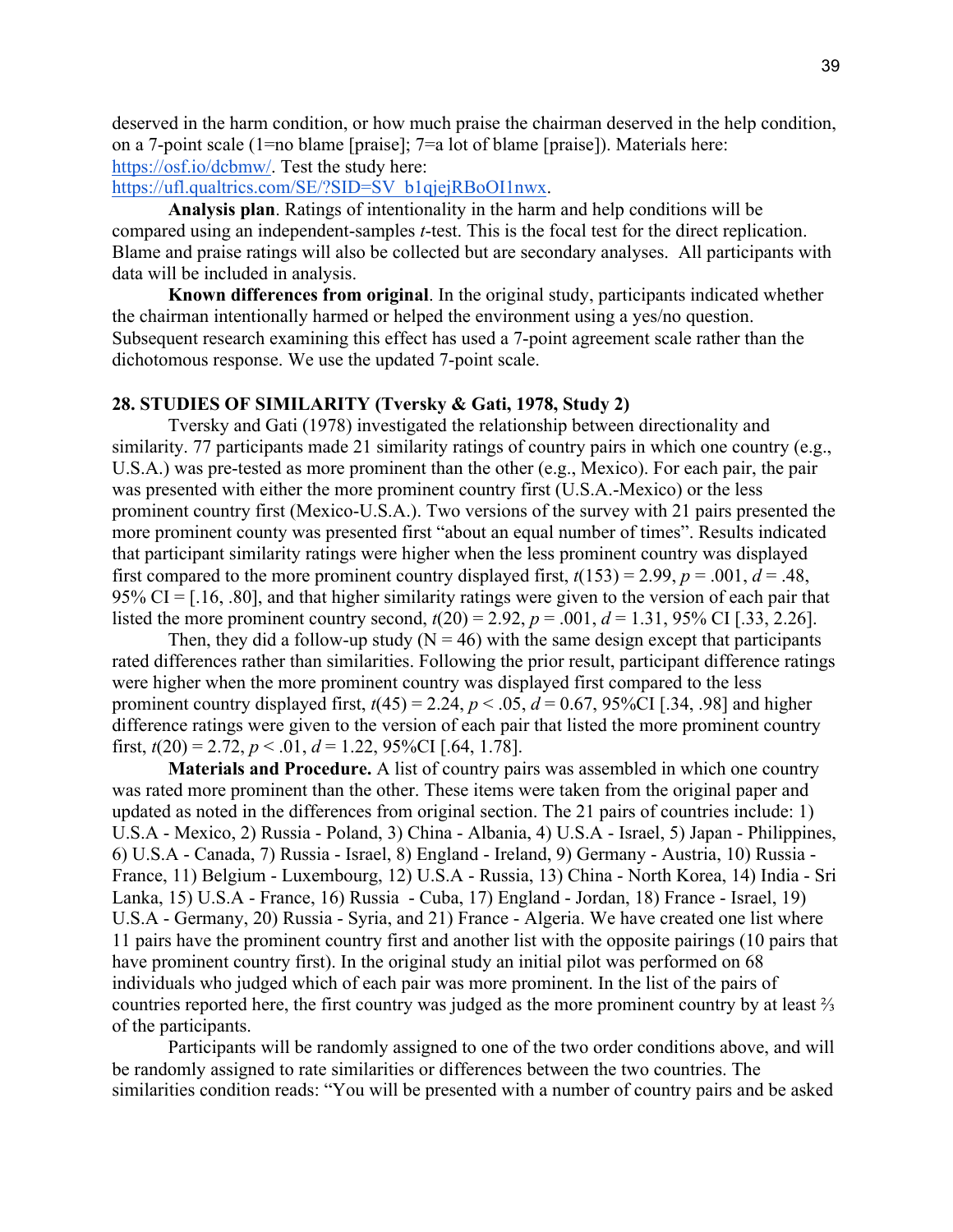deserved in the harm condition, or how much praise the chairman deserved in the help condition, on a 7-point scale (1=no blame [praise]; 7=a lot of blame [praise]). Materials here: https://osf.io/dcbmw/. Test the study here: https://ufl.qualtrics.com/SE/?SID=SV_b1qjejRBoOI1nwx.

**Analysis plan**. Ratings of intentionality in the harm and help conditions will be compared using an independent-samples *t*-test. This is the focal test for the direct replication. Blame and praise ratings will also be collected but are secondary analyses. All participants with data will be included in analysis.

**Known differences from original**. In the original study, participants indicated whether the chairman intentionally harmed or helped the environment using a yes/no question. Subsequent research examining this effect has used a 7-point agreement scale rather than the dichotomous response. We use the updated 7-point scale.

**28. STUDIES OF SIMILARITY (Tversky & Gati, 1978, Study 2)**

Tversky and Gati (1978) investigated the relationship between directionality and similarity. 77 participants made 21 similarity ratings of country pairs in which one country (e.g., U.S.A.) was pre-tested as more prominent than the other (e.g., Mexico). For each pair, the pair was presented with either the more prominent country first (U.S.A.-Mexico) or the less prominent country first (Mexico-U.S.A.). Two versions of the survey with 21 pairs presented the more prominent county was presented first "about an equal number of times". Results indicated that participant similarity ratings were higher when the less prominent country was displayed first compared to the more prominent country displayed first, $t(153) = 2.99$, $p = .001$, $d = .48$, 95% CI = [.16, .80], and that higher similarity ratings were given to the version of each pair that listed the more prominent country second, $t(20) = 2.92$, $p = .001$, $d = 1.31$, 95% CI [.33, 2.26].

Then, they did a follow-up study (N = 46) with the same design except that participants rated differences rather than similarities. Following the prior result, participant difference ratings were higher when the more prominent country was displayed first compared to the less prominent country displayed first, $t(45) = 2.24$, $p < .05$, $d = 0.67$, 95%CI [.34, .98] and higher difference ratings were given to the version of each pair that listed the more prominent country first, $t(20) = 2.72$, $p < .01$, $d = 1.22$, 95%CI [.64, 1.78].

**Materials and Procedure.** A list of country pairs was assembled in which one country was rated more prominent than the other. These items were taken from the original paper and updated as noted in the differences from original section. The 21 pairs of countries include: 1) U.S.A - Mexico, 2) Russia - Poland, 3) China - Albania, 4) U.S.A - Israel, 5) Japan - Philippines, 6) U.S.A - Canada, 7) Russia - Israel, 8) England - Ireland, 9) Germany - Austria, 10) Russia - France, 11) Belgium - Luxembourg, 12) U.S.A - Russia, 13) China - North Korea, 14) India - Sri Lanka, 15) U.S.A - France, 16) Russia - Cuba, 17) England - Jordan, 18) France - Israel, 19) U.S.A - Germany, 20) Russia - Syria, and 21) France - Algeria. We have created one list where 11 pairs have the prominent country first and another list with the opposite pairings (10 pairs that have prominent country first). In the original study an initial pilot was performed on 68 individuals who judged which of each pair was more prominent. In the list of the pairs of countries reported here, the first country was judged as the more prominent country by at least ⅔ of the participants.

Participants will be randomly assigned to one of the two order conditions above, and will be randomly assigned to rate similarities or differences between the two countries. The similarities condition reads: "You will be presented with a number of country pairs and be asked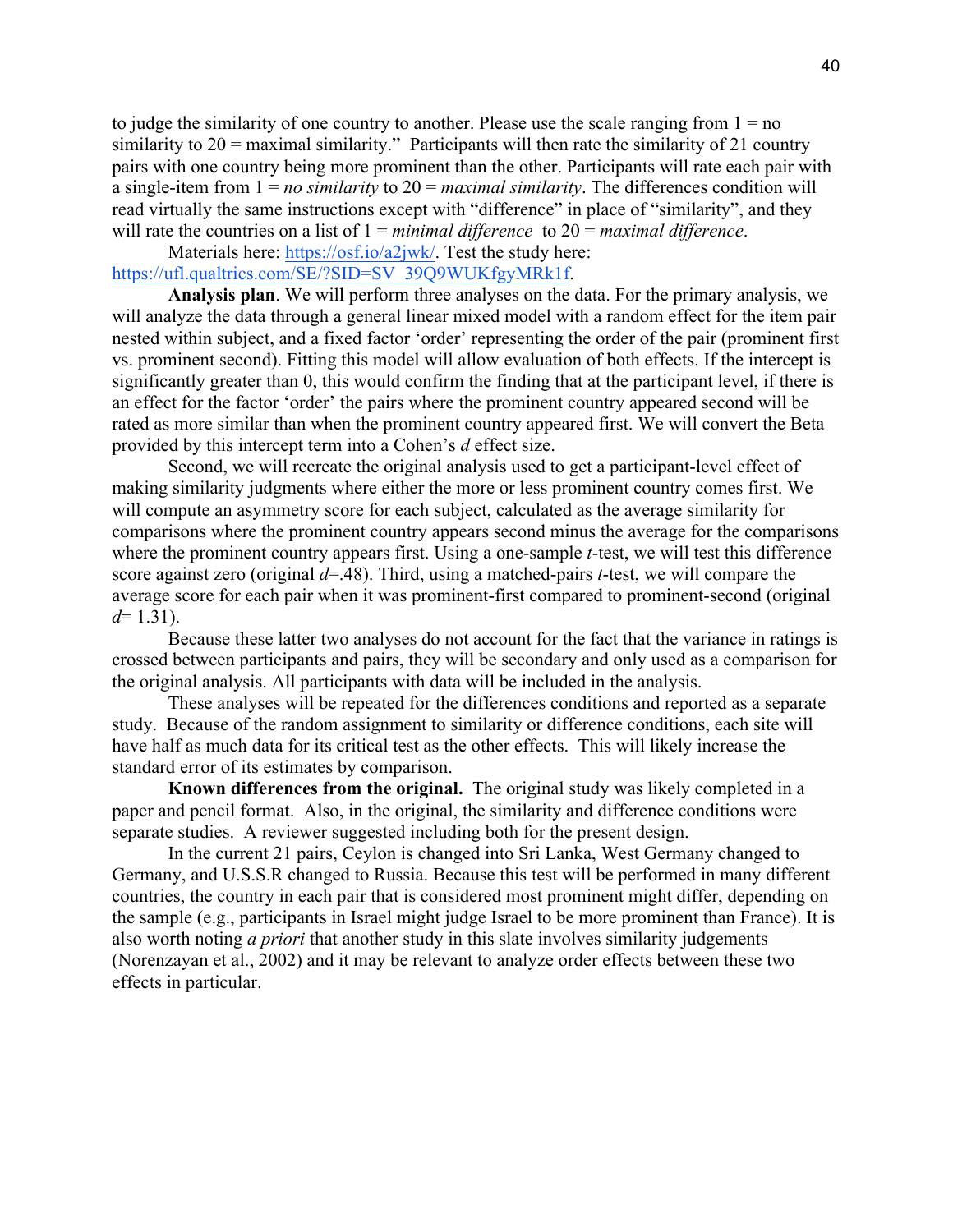to judge the similarity of one country to another. Please use the scale ranging from 1 = no similarity to 20 = maximal similarity." Participants will then rate the similarity of 21 country pairs with one country being more prominent than the other. Participants will rate each pair with a single-item from 1 = *no similarity* to 20 = *maximal similarity*. The differences condition will read virtually the same instructions except with "difference" in place of "similarity", and they will rate the countries on a list of 1 = *minimal difference* to 20 = *maximal difference*.

Materials here: https://osf.io/a2jwk/. Test the study here: https://ufl.qualtrics.com/SE/?SID=SV_39Q9WUKfgyMRk1f.

**Analysis plan**. We will perform three analyses on the data. For the primary analysis, we will analyze the data through a general linear mixed model with a random effect for the item pair nested within subject, and a fixed factor 'order' representing the order of the pair (prominent first vs. prominent second). Fitting this model will allow evaluation of both effects. If the intercept is significantly greater than 0, this would confirm the finding that at the participant level, if there is an effect for the factor 'order' the pairs where the prominent country appeared second will be rated as more similar than when the prominent country appeared first. We will convert the Beta provided by this intercept term into a Cohen's *d* effect size.

Second, we will recreate the original analysis used to get a participant-level effect of making similarity judgments where either the more or less prominent country comes first. We will compute an asymmetry score for each subject, calculated as the average similarity for comparisons where the prominent country appears second minus the average for the comparisons where the prominent country appears first. Using a one-sample *t*-test, we will test this difference score against zero (original $d$=.48). Third, using a matched-pairs *t*-test, we will compare the average score for each pair when it was prominent-first compared to prominent-second (original $d$= 1.31).

Because these latter two analyses do not account for the fact that the variance in ratings is crossed between participants and pairs, they will be secondary and only used as a comparison for the original analysis. All participants with data will be included in the analysis.

These analyses will be repeated for the differences conditions and reported as a separate study. Because of the random assignment to similarity or difference conditions, each site will have half as much data for its critical test as the other effects. This will likely increase the standard error of its estimates by comparison.

**Known differences from the original.** The original study was likely completed in a paper and pencil format. Also, in the original, the similarity and difference conditions were separate studies. A reviewer suggested including both for the present design.

In the current 21 pairs, Ceylon is changed into Sri Lanka, West Germany changed to Germany, and U.S.S.R changed to Russia. Because this test will be performed in many different countries, the country in each pair that is considered most prominent might differ, depending on the sample (e.g., participants in Israel might judge Israel to be more prominent than France). It is also worth noting *a priori* that another study in this slate involves similarity judgements (Norenzayan et al., 2002) and it may be relevant to analyze order effects between these two effects in particular.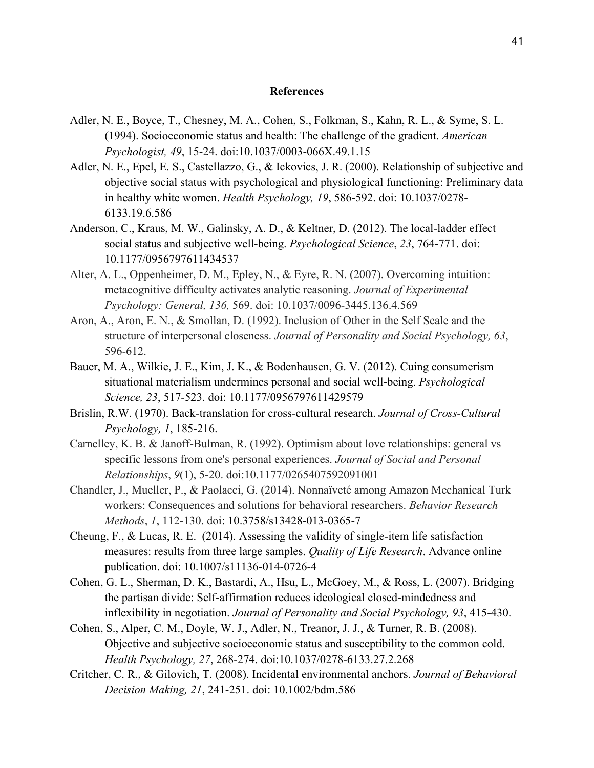## References

Adler, N. E., Boyce, T., Chesney, M. A., Cohen, S., Folkman, S., Kahn, R. L., & Syme, S. L. (1994). Socioeconomic status and health: The challenge of the gradient. *American Psychologist, 49*, 15-24. doi:10.1037/0003-066X.49.1.15

Adler, N. E., Epel, E. S., Castellazzo, G., & Ickovics, J. R. (2000). Relationship of subjective and objective social status with psychological and physiological functioning: Preliminary data in healthy white women. *Health Psychology, 19*, 586-592. doi: 10.1037/0278-6133.19.6.586

Anderson, C., Kraus, M. W., Galinsky, A. D., & Keltner, D. (2012). The local-ladder effect social status and subjective well-being. *Psychological Science*, *23*, 764-771. doi: 10.1177/0956797611434537

Alter, A. L., Oppenheimer, D. M., Epley, N., & Eyre, R. N. (2007). Overcoming intuition: metacognitive difficulty activates analytic reasoning. *Journal of Experimental Psychology: General, 136,* 569. doi: 10.1037/0096-3445.136.4.569

Aron, A., Aron, E. N., & Smollan, D. (1992). Inclusion of Other in the Self Scale and the structure of interpersonal closeness. *Journal of Personality and Social Psychology, 63*, 596-612.

Bauer, M. A., Wilkie, J. E., Kim, J. K., & Bodenhausen, G. V. (2012). Cuing consumerism situational materialism undermines personal and social well-being. *Psychological Science, 23*, 517-523. doi: 10.1177/0956797611429579

Brislin, R.W. (1970). Back-translation for cross-cultural research. *Journal of Cross-Cultural Psychology, 1*, 185-216.

Carnelley, K. B. & Janoff-Bulman, R. (1992). Optimism about love relationships: general vs specific lessons from one's personal experiences. *Journal of Social and Personal Relationships*, *9*(1), 5-20. doi:10.1177/0265407592091001

Chandler, J., Mueller, P., & Paolacci, G. (2014). Nonnaïveté among Amazon Mechanical Turk workers: Consequences and solutions for behavioral researchers. *Behavior Research Methods*, *1*, 112-130. doi: 10.3758/s13428-013-0365-7

Cheung, F., & Lucas, R. E. (2014). Assessing the validity of single-item life satisfaction measures: results from three large samples. *Quality of Life Research*. Advance online publication. doi: 10.1007/s11136-014-0726-4

Cohen, G. L., Sherman, D. K., Bastardi, A., Hsu, L., McGoey, M., & Ross, L. (2007). Bridging the partisan divide: Self-affirmation reduces ideological closed-mindedness and inflexibility in negotiation. *Journal of Personality and Social Psychology, 93*, 415-430.

Cohen, S., Alper, C. M., Doyle, W. J., Adler, N., Treanor, J. J., & Turner, R. B. (2008). Objective and subjective socioeconomic status and susceptibility to the common cold. *Health Psychology, 27*, 268-274. doi:10.1037/0278-6133.27.2.268

Critcher, C. R., & Gilovich, T. (2008). Incidental environmental anchors. *Journal of Behavioral Decision Making, 21*, 241-251. doi: 10.1002/bdm.586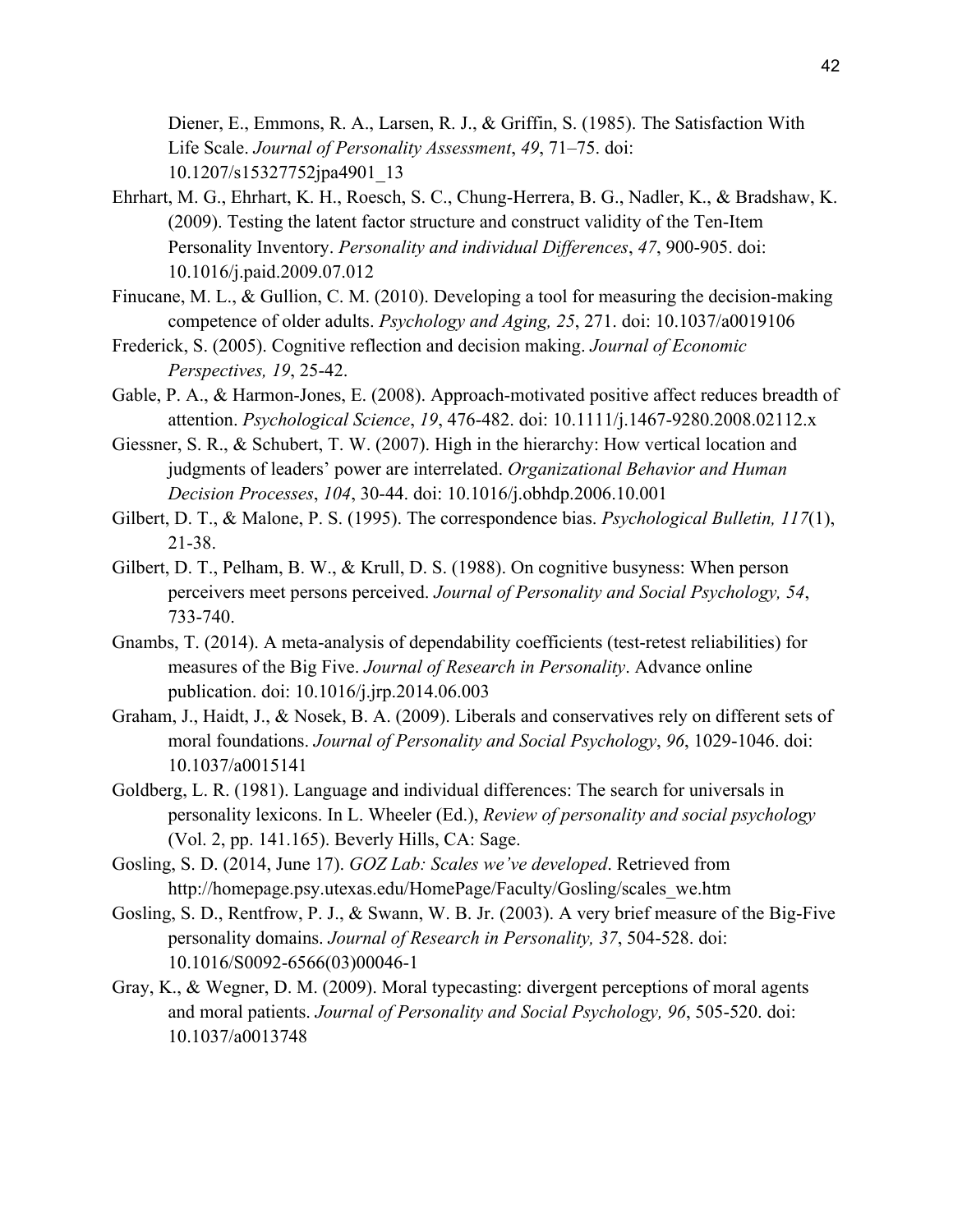Diener, E., Emmons, R. A., Larsen, R. J., & Griffin, S. (1985). The Satisfaction With Life Scale. *Journal of Personality Assessment*, *49*, 71–75. doi: 10.1207/s15327752jpa4901_13

Ehrhart, M. G., Ehrhart, K. H., Roesch, S. C., Chung-Herrera, B. G., Nadler, K., & Bradshaw, K. (2009). Testing the latent factor structure and construct validity of the Ten-Item Personality Inventory. *Personality and individual Differences*, *47*, 900-905. doi: 10.1016/j.paid.2009.07.012

Finucane, M. L., & Gullion, C. M. (2010). Developing a tool for measuring the decision-making competence of older adults. *Psychology and Aging, 25*, 271. doi: 10.1037/a0019106

Frederick, S. (2005). Cognitive reflection and decision making. *Journal of Economic Perspectives, 19*, 25-42.

Gable, P. A., & Harmon-Jones, E. (2008). Approach-motivated positive affect reduces breadth of attention. *Psychological Science*, *19*, 476-482. doi: 10.1111/j.1467-9280.2008.02112.x

Giessner, S. R., & Schubert, T. W. (2007). High in the hierarchy: How vertical location and judgments of leaders' power are interrelated. *Organizational Behavior and Human Decision Processes*, *104*, 30-44. doi: 10.1016/j.obhdp.2006.10.001

Gilbert, D. T., & Malone, P. S. (1995). The correspondence bias. *Psychological Bulletin, 117*(1), 21-38.

Gilbert, D. T., Pelham, B. W., & Krull, D. S. (1988). On cognitive busyness: When person perceivers meet persons perceived. *Journal of Personality and Social Psychology, 54*, 733-740.

Gnambs, T. (2014). A meta-analysis of dependability coefficients (test-retest reliabilities) for measures of the Big Five. *Journal of Research in Personality*. Advance online publication. doi: 10.1016/j.jrp.2014.06.003

Graham, J., Haidt, J., & Nosek, B. A. (2009). Liberals and conservatives rely on different sets of moral foundations. *Journal of Personality and Social Psychology*, *96*, 1029-1046. doi: 10.1037/a0015141

Goldberg, L. R. (1981). Language and individual differences: The search for universals in personality lexicons. In L. Wheeler (Ed.), *Review of personality and social psychology* (Vol. 2, pp. 141.165). Beverly Hills, CA: Sage.

Gosling, S. D. (2014, June 17). *GOZ Lab: Scales we've developed*. Retrieved from http://homepage.psy.utexas.edu/HomePage/Faculty/Gosling/scales_we.htm

Gosling, S. D., Rentfrow, P. J., & Swann, W. B. Jr. (2003). A very brief measure of the Big-Five personality domains. *Journal of Research in Personality, 37*, 504-528. doi: 10.1016/S0092-6566(03)00046-1

Gray, K., & Wegner, D. M. (2009). Moral typecasting: divergent perceptions of moral agents and moral patients. *Journal of Personality and Social Psychology, 96*, 505-520. doi: 10.1037/a0013748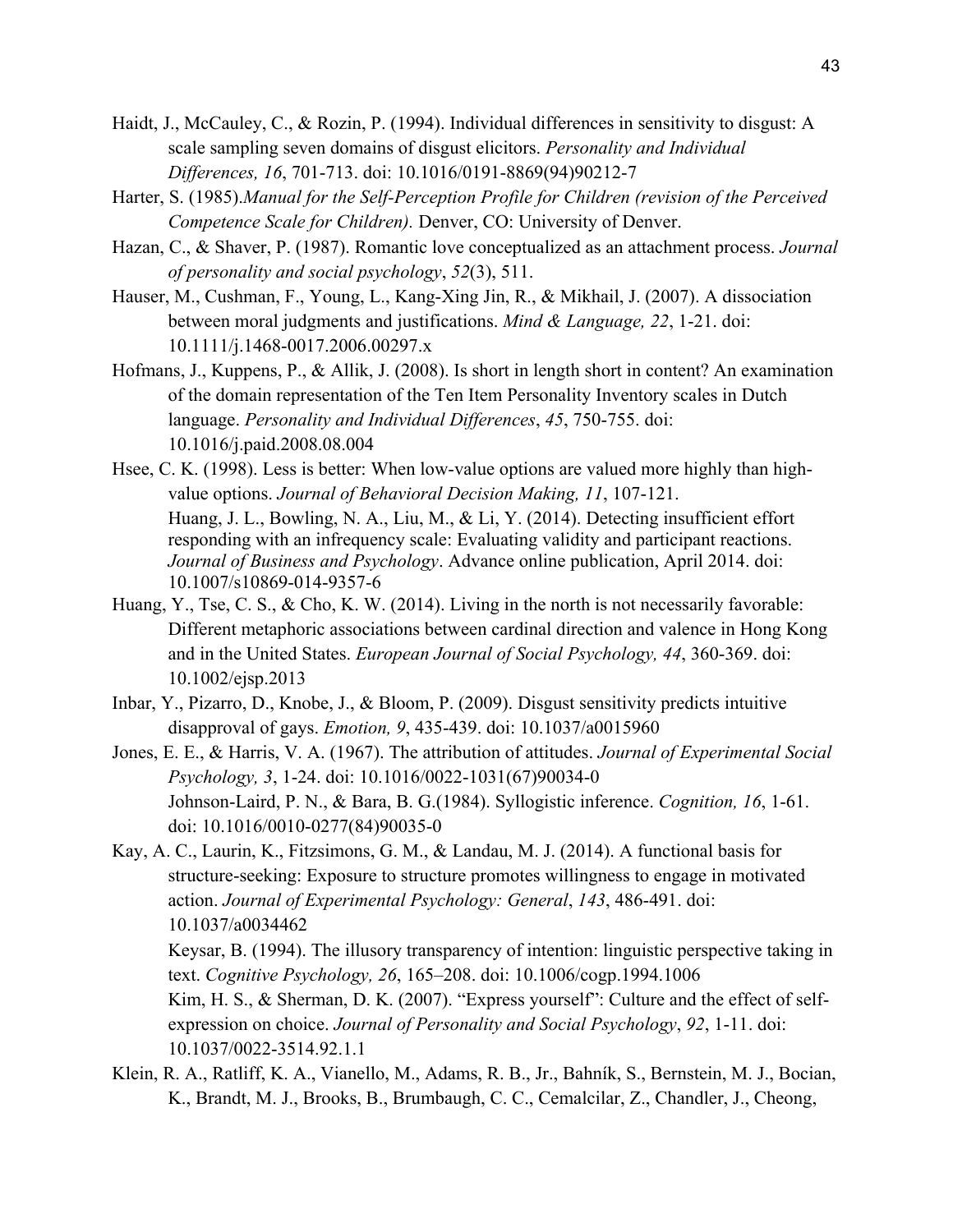Haidt, J., McCauley, C., & Rozin, P. (1994). Individual differences in sensitivity to disgust: A scale sampling seven domains of disgust elicitors. *Personality and Individual Differences, 16*, 701-713. doi: 10.1016/0191-8869(94)90212-7

Harter, S. (1985).*Manual for the Self-Perception Profile for Children (revision of the Perceived Competence Scale for Children).* Denver, CO: University of Denver.

Hazan, C., & Shaver, P. (1987). Romantic love conceptualized as an attachment process. *Journal of personality and social psychology*, *52*(3), 511.

Hauser, M., Cushman, F., Young, L., Kang-Xing Jin, R., & Mikhail, J. (2007). A dissociation between moral judgments and justifications. *Mind & Language, 22*, 1-21. doi: 10.1111/j.1468-0017.2006.00297.x

Hofmans, J., Kuppens, P., & Allik, J. (2008). Is short in length short in content? An examination of the domain representation of the Ten Item Personality Inventory scales in Dutch language. *Personality and Individual Differences*, *45*, 750-755. doi: 10.1016/j.paid.2008.08.004

Hsee, C. K. (1998). Less is better: When low-value options are valued more highly than high-value options. *Journal of Behavioral Decision Making, 11*, 107-121.

Huang, J. L., Bowling, N. A., Liu, M., & Li, Y. (2014). Detecting insufficient effort responding with an infrequency scale: Evaluating validity and participant reactions. *Journal of Business and Psychology*. Advance online publication, April 2014. doi: 10.1007/s10869-014-9357-6

Huang, Y., Tse, C. S., & Cho, K. W. (2014). Living in the north is not necessarily favorable: Different metaphoric associations between cardinal direction and valence in Hong Kong and in the United States. *European Journal of Social Psychology, 44*, 360-369. doi: 10.1002/ejsp.2013

Inbar, Y., Pizarro, D., Knobe, J., & Bloom, P. (2009). Disgust sensitivity predicts intuitive disapproval of gays. *Emotion, 9*, 435-439. doi: 10.1037/a0015960

Jones, E. E., & Harris, V. A. (1967). The attribution of attitudes. *Journal of Experimental Social Psychology, 3*, 1-24. doi: 10.1016/0022-1031(67)90034-0

Johnson-Laird, P. N., & Bara, B. G.(1984). Syllogistic inference. *Cognition, 16*, 1-61. doi: 10.1016/0010-0277(84)90035-0

Kay, A. C., Laurin, K., Fitzsimons, G. M., & Landau, M. J. (2014). A functional basis for structure-seeking: Exposure to structure promotes willingness to engage in motivated action. *Journal of Experimental Psychology: General*, *143*, 486-491. doi: 10.1037/a0034462

Keysar, B. (1994). The illusory transparency of intention: linguistic perspective taking in text. *Cognitive Psychology, 26*, 165–208. doi: 10.1006/cogp.1994.1006

Kim, H. S., & Sherman, D. K. (2007). "Express yourself": Culture and the effect of self-expression on choice. *Journal of Personality and Social Psychology*, *92*, 1-11. doi: 10.1037/0022-3514.92.1.1

Klein, R. A., Ratliff, K. A., Vianello, M., Adams, R. B., Jr., Bahník, S., Bernstein, M. J., Bocian, K., Brandt, M. J., Brooks, B., Brumbaugh, C. C., Cemalcilar, Z., Chandler, J., Cheong,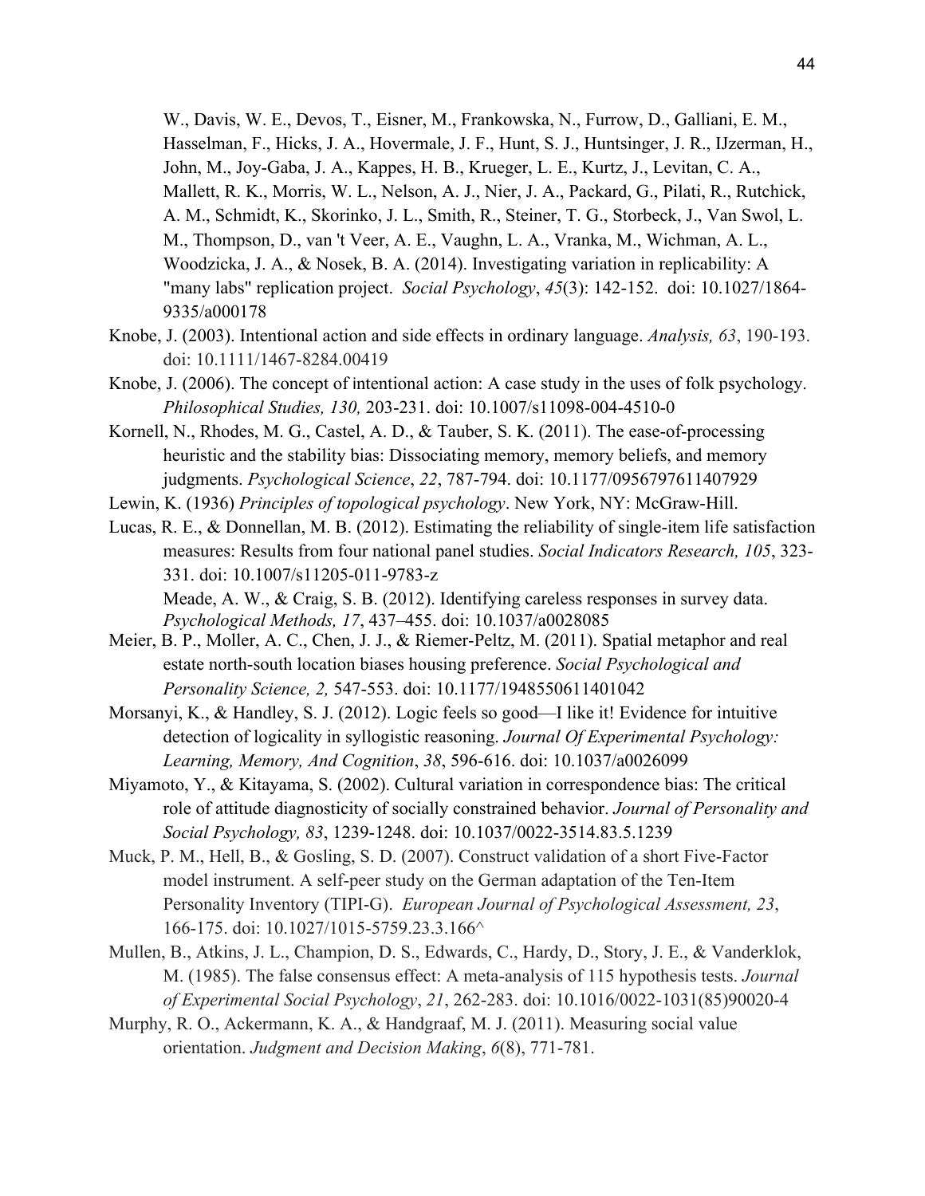W., Davis, W. E., Devos, T., Eisner, M., Frankowska, N., Furrow, D., Galliani, E. M., Hasselman, F., Hicks, J. A., Hovermale, J. F., Hunt, S. J., Huntsinger, J. R., IJzerman, H., John, M., Joy-Gaba, J. A., Kappes, H. B., Krueger, L. E., Kurtz, J., Levitan, C. A., Mallett, R. K., Morris, W. L., Nelson, A. J., Nier, J. A., Packard, G., Pilati, R., Rutchick, A. M., Schmidt, K., Skorinko, J. L., Smith, R., Steiner, T. G., Storbeck, J., Van Swol, L. M., Thompson, D., van 't Veer, A. E., Vaughn, L. A., Vranka, M., Wichman, A. L., Woodzicka, J. A., & Nosek, B. A. (2014). Investigating variation in replicability: A "many labs" replication project. *Social Psychology*, *45*(3): 142-152. doi: 10.1027/1864-9335/a000178

Knobe, J. (2003). Intentional action and side effects in ordinary language. *Analysis, 63*, 190-193. doi: 10.1111/1467-8284.00419

Knobe, J. (2006). The concept of intentional action: A case study in the uses of folk psychology. *Philosophical Studies, 130,* 203-231. doi: 10.1007/s11098-004-4510-0

Kornell, N., Rhodes, M. G., Castel, A. D., & Tauber, S. K. (2011). The ease-of-processing heuristic and the stability bias: Dissociating memory, memory beliefs, and memory judgments. *Psychological Science*, *22*, 787-794. doi: 10.1177/0956797611407929

Lewin, K. (1936) *Principles of topological psychology*. New York, NY: McGraw-Hill.

Lucas, R. E., & Donnellan, M. B. (2012). Estimating the reliability of single-item life satisfaction measures: Results from four national panel studies. *Social Indicators Research, 105*, 323-331. doi: 10.1007/s11205-011-9783-z

Meade, A. W., & Craig, S. B. (2012). Identifying careless responses in survey data. *Psychological Methods, 17*, 437–455. doi: 10.1037/a0028085

Meier, B. P., Moller, A. C., Chen, J. J., & Riemer-Peltz, M. (2011). Spatial metaphor and real estate north-south location biases housing preference. *Social Psychological and Personality Science, 2,* 547-553. doi: 10.1177/1948550611401042

Morsanyi, K., & Handley, S. J. (2012). Logic feels so good—I like it! Evidence for intuitive detection of logicality in syllogistic reasoning. *Journal Of Experimental Psychology: Learning, Memory, And Cognition*, *38*, 596-616. doi: 10.1037/a0026099

Miyamoto, Y., & Kitayama, S. (2002). Cultural variation in correspondence bias: The critical role of attitude diagnosticity of socially constrained behavior. *Journal of Personality and Social Psychology, 83*, 1239-1248. doi: 10.1037/0022-3514.83.5.1239

Muck, P. M., Hell, B., & Gosling, S. D. (2007). Construct validation of a short Five-Factor model instrument. A self-peer study on the German adaptation of the Ten-Item Personality Inventory (TIPI-G). *European Journal of Psychological Assessment, 23*, 166-175. doi: 10.1027/1015-5759.23.3.166^

Mullen, B., Atkins, J. L., Champion, D. S., Edwards, C., Hardy, D., Story, J. E., & Vanderklok, M. (1985). The false consensus effect: A meta-analysis of 115 hypothesis tests. *Journal of Experimental Social Psychology*, *21*, 262-283. doi: 10.1016/0022-1031(85)90020-4

Murphy, R. O., Ackermann, K. A., & Handgraaf, M. J. (2011). Measuring social value orientation. *Judgment and Decision Making*, *6*(8), 771-781.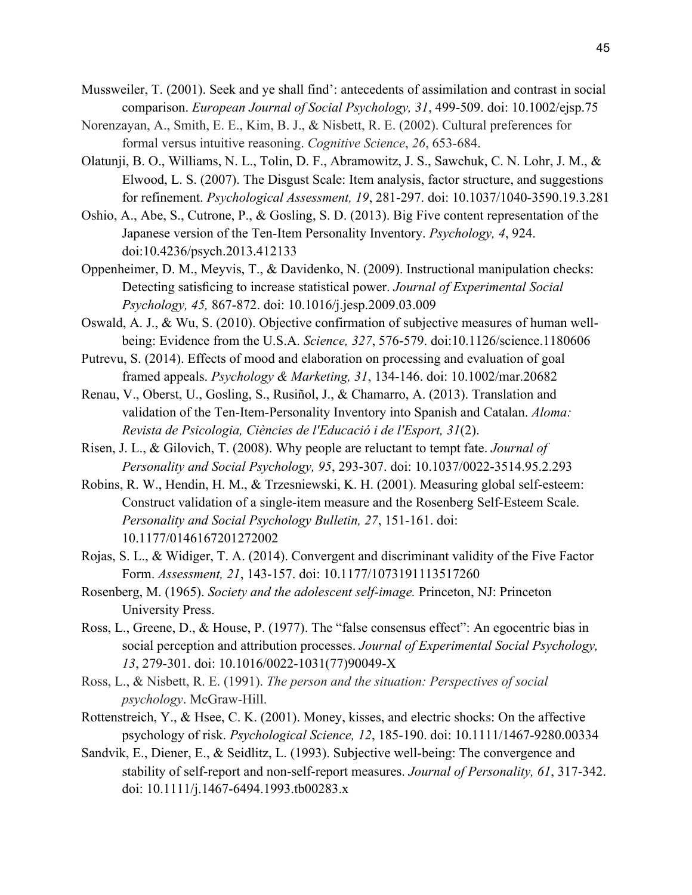Mussweiler, T. (2001). Seek and ye shall find': antecedents of assimilation and contrast in social comparison. *European Journal of Social Psychology, 31*, 499-509. doi: 10.1002/ejsp.75

Norenzayan, A., Smith, E. E., Kim, B. J., & Nisbett, R. E. (2002). Cultural preferences for formal versus intuitive reasoning. *Cognitive Science*, *26*, 653-684.

Olatunji, B. O., Williams, N. L., Tolin, D. F., Abramowitz, J. S., Sawchuk, C. N. Lohr, J. M., & Elwood, L. S. (2007). The Disgust Scale: Item analysis, factor structure, and suggestions for refinement. *Psychological Assessment, 19*, 281-297. doi: 10.1037/1040-3590.19.3.281

Oshio, A., Abe, S., Cutrone, P., & Gosling, S. D. (2013). Big Five content representation of the Japanese version of the Ten-Item Personality Inventory. *Psychology, 4*, 924. doi:10.4236/psych.2013.412133

Oppenheimer, D. M., Meyvis, T., & Davidenko, N. (2009). Instructional manipulation checks: Detecting satisficing to increase statistical power. *Journal of Experimental Social Psychology, 45,* 867-872. doi: 10.1016/j.jesp.2009.03.009

Oswald, A. J., & Wu, S. (2010). Objective confirmation of subjective measures of human well-being: Evidence from the U.S.A. *Science, 327*, 576-579. doi:10.1126/science.1180606

Putrevu, S. (2014). Effects of mood and elaboration on processing and evaluation of goal framed appeals. *Psychology & Marketing, 31*, 134-146. doi: 10.1002/mar.20682

Renau, V., Oberst, U., Gosling, S., Rusiñol, J., & Chamarro, A. (2013). Translation and validation of the Ten-Item-Personality Inventory into Spanish and Catalan. *Aloma: Revista de Psicologia, Ciències de l'Educació i de l'Esport, 31*(2).

Risen, J. L., & Gilovich, T. (2008). Why people are reluctant to tempt fate. *Journal of Personality and Social Psychology, 95*, 293-307. doi: 10.1037/0022-3514.95.2.293

Robins, R. W., Hendin, H. M., & Trzesniewski, K. H. (2001). Measuring global self-esteem: Construct validation of a single-item measure and the Rosenberg Self-Esteem Scale. *Personality and Social Psychology Bulletin, 27*, 151-161. doi: 10.1177/0146167201272002

Rojas, S. L., & Widiger, T. A. (2014). Convergent and discriminant validity of the Five Factor Form. *Assessment, 21*, 143-157. doi: 10.1177/1073191113517260

Rosenberg, M. (1965). *Society and the adolescent self-image.* Princeton, NJ: Princeton University Press.

Ross, L., Greene, D., & House, P. (1977). The "false consensus effect": An egocentric bias in social perception and attribution processes. *Journal of Experimental Social Psychology, 13*, 279-301. doi: 10.1016/0022-1031(77)90049-X

Ross, L., & Nisbett, R. E. (1991). *The person and the situation: Perspectives of social psychology*. McGraw-Hill.

Rottenstreich, Y., & Hsee, C. K. (2001). Money, kisses, and electric shocks: On the affective psychology of risk. *Psychological Science, 12*, 185-190. doi: 10.1111/1467-9280.00334

Sandvik, E., Diener, E., & Seidlitz, L. (1993). Subjective well-being: The convergence and stability of self-report and non-self-report measures. *Journal of Personality, 61*, 317-342. doi: 10.1111/j.1467-6494.1993.tb00283.x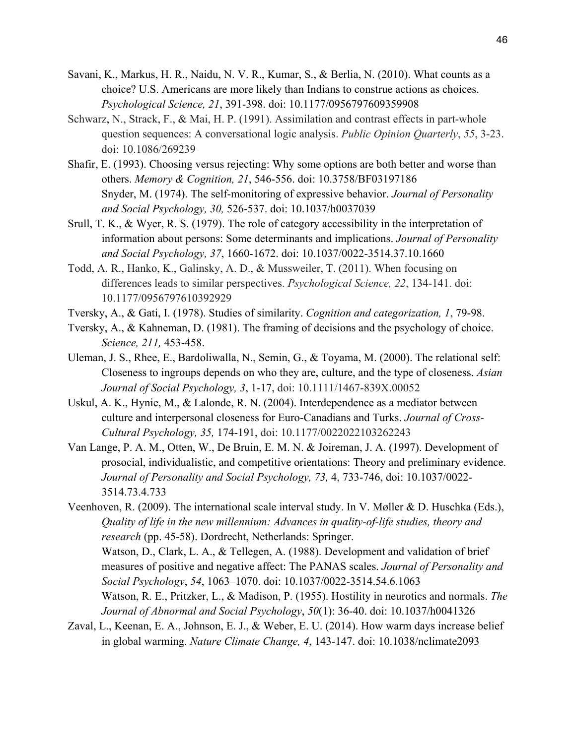Savani, K., Markus, H. R., Naidu, N. V. R., Kumar, S., & Berlia, N. (2010). What counts as a choice? U.S. Americans are more likely than Indians to construe actions as choices. *Psychological Science, 21*, 391-398. doi: 10.1177/0956797609359908

Schwarz, N., Strack, F., & Mai, H. P. (1991). Assimilation and contrast effects in part-whole question sequences: A conversational logic analysis. *Public Opinion Quarterly*, *55*, 3-23. doi: 10.1086/269239

Shafir, E. (1993). Choosing versus rejecting: Why some options are both better and worse than others. *Memory & Cognition, 21*, 546-556. doi: 10.3758/BF03197186

Snyder, M. (1974). The self-monitoring of expressive behavior. *Journal of Personality and Social Psychology, 30,* 526-537. doi: 10.1037/h0037039

Srull, T. K., & Wyer, R. S. (1979). The role of category accessibility in the interpretation of information about persons: Some determinants and implications. *Journal of Personality and Social Psychology, 37*, 1660-1672. doi: 10.1037/0022-3514.37.10.1660

Todd, A. R., Hanko, K., Galinsky, A. D., & Mussweiler, T. (2011). When focusing on differences leads to similar perspectives. *Psychological Science, 22*, 134-141. doi: 10.1177/0956797610392929

Tversky, A., & Gati, I. (1978). Studies of similarity. *Cognition and categorization, 1*, 79-98.

Tversky, A., & Kahneman, D. (1981). The framing of decisions and the psychology of choice. *Science, 211,* 453-458.

Uleman, J. S., Rhee, E., Bardoliwalla, N., Semin, G., & Toyama, M. (2000). The relational self: Closeness to ingroups depends on who they are, culture, and the type of closeness. *Asian Journal of Social Psychology, 3*, 1-17, doi: 10.1111/1467-839X.00052

Uskul, A. K., Hynie, M., & Lalonde, R. N. (2004). Interdependence as a mediator between culture and interpersonal closeness for Euro-Canadians and Turks. *Journal of Cross-Cultural Psychology, 35,* 174-191, doi: 10.1177/0022022103262243

Van Lange, P. A. M., Otten, W., De Bruin, E. M. N. & Joireman, J. A. (1997). Development of prosocial, individualistic, and competitive orientations: Theory and preliminary evidence. *Journal of Personality and Social Psychology, 73,* 4, 733-746, doi: 10.1037/0022-3514.73.4.733

Veenhoven, R. (2009). The international scale interval study. In V. Møller & D. Huschka (Eds.), *Quality of life in the new millennium: Advances in quality-of-life studies, theory and research* (pp. 45-58). Dordrecht, Netherlands: Springer.

Watson, D., Clark, L. A., & Tellegen, A. (1988). Development and validation of brief measures of positive and negative affect: The PANAS scales. *Journal of Personality and Social Psychology*, *54*, 1063–1070. doi: 10.1037/0022-3514.54.6.1063

Watson, R. E., Pritzker, L., & Madison, P. (1955). Hostility in neurotics and normals. *The Journal of Abnormal and Social Psychology*, *50*(1): 36-40. doi: 10.1037/h0041326

Zaval, L., Keenan, E. A., Johnson, E. J., & Weber, E. U. (2014). How warm days increase belief in global warming. *Nature Climate Change, 4*, 143-147. doi: 10.1038/nclimate2093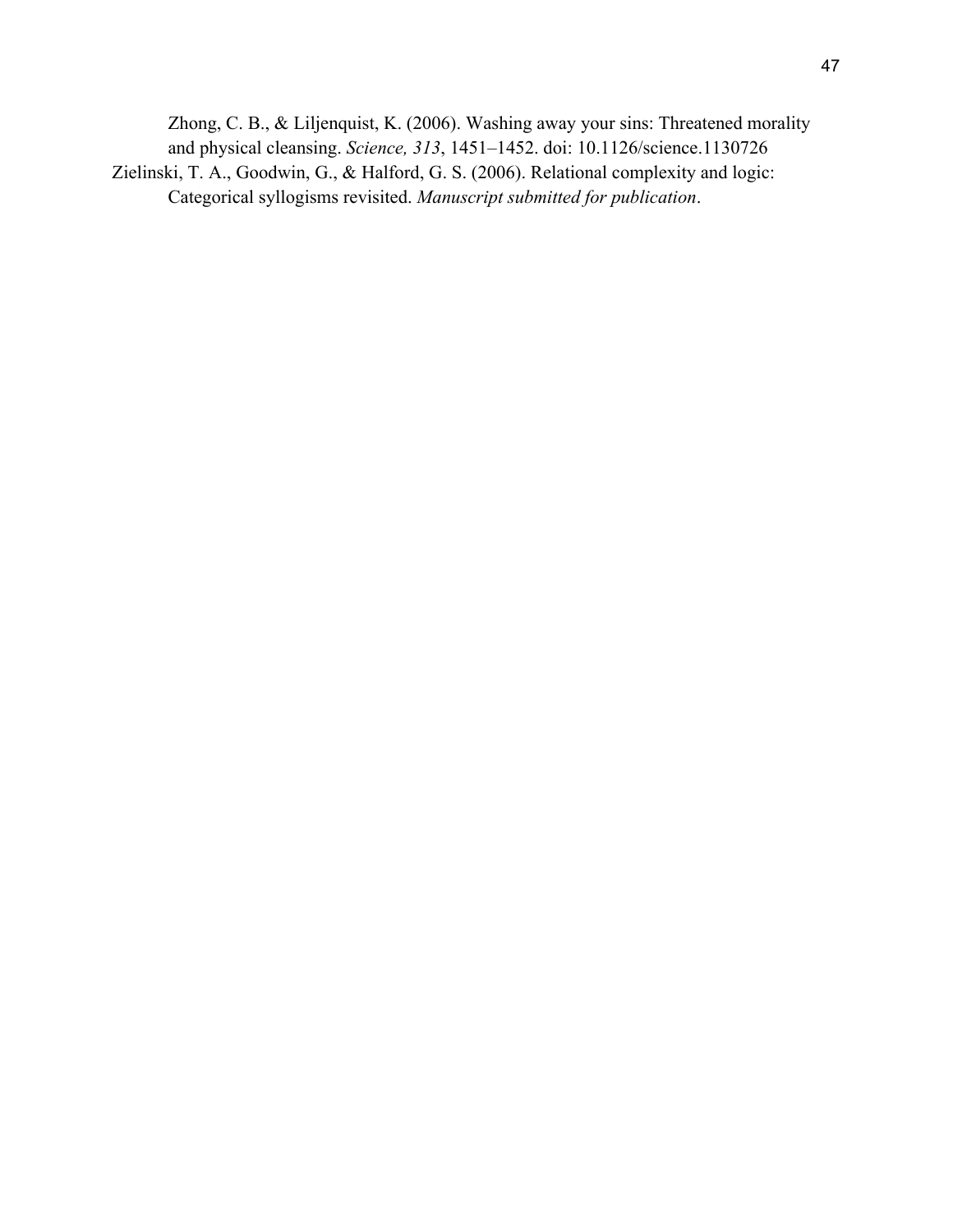Zhong, C. B., & Liljenquist, K. (2006). Washing away your sins: Threatened morality and physical cleansing. *Science, 313*, 1451–1452. doi: 10.1126/science.1130726

Zielinski, T. A., Goodwin, G., & Halford, G. S. (2006). Relational complexity and logic: Categorical syllogisms revisited. *Manuscript submitted for publication*.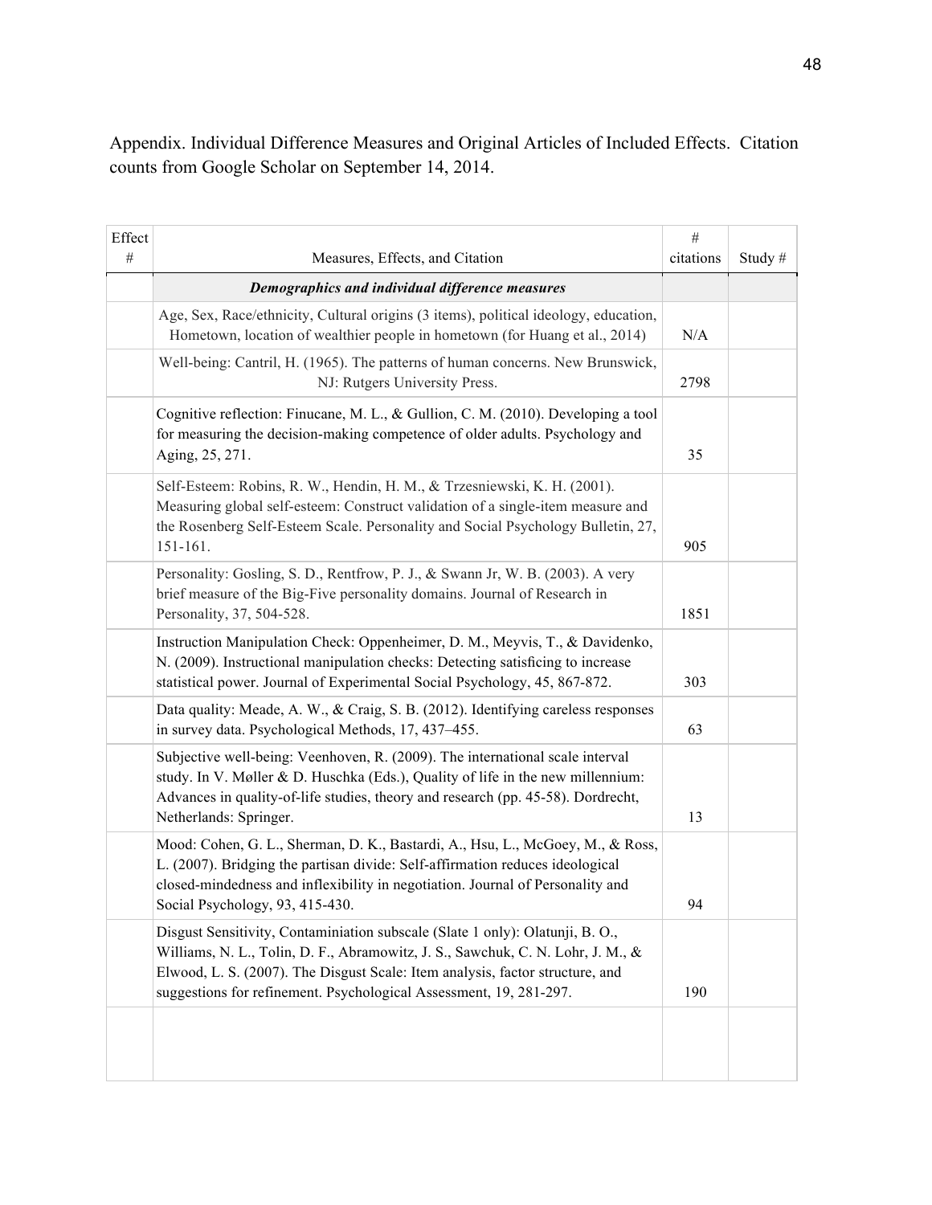Appendix. Individual Difference Measures and Original Articles of Included Effects. Citation counts from Google Scholar on September 14, 2014.

| Effect # | Measures, Effects, and Citation | # citations | Study # |
|---|---|---|---|
| | ***Demographics and individual difference measures*** | | |
| | Age, Sex, Race/ethnicity, Cultural origins (3 items), political ideology, education, Hometown, location of wealthier people in hometown (for Huang et al., 2014) | N/A | |
| | Well-being: Cantril, H. (1965). The patterns of human concerns. New Brunswick, NJ: Rutgers University Press. | 2798 | |
| | Cognitive reflection: Finucane, M. L., & Gullion, C. M. (2010). Developing a tool for measuring the decision-making competence of older adults. Psychology and Aging, 25, 271. | 35 | |
| | Self-Esteem: Robins, R. W., Hendin, H. M., & Trzesniewski, K. H. (2001). Measuring global self-esteem: Construct validation of a single-item measure and the Rosenberg Self-Esteem Scale. Personality and Social Psychology Bulletin, 27, 151-161. | 905 | |
| | Personality: Gosling, S. D., Rentfrow, P. J., & Swann Jr, W. B. (2003). A very brief measure of the Big-Five personality domains. Journal of Research in Personality, 37, 504-528. | 1851 | |
| | Instruction Manipulation Check: Oppenheimer, D. M., Meyvis, T., & Davidenko, N. (2009). Instructional manipulation checks: Detecting satisficing to increase statistical power. Journal of Experimental Social Psychology, 45, 867-872. | 303 | |
| | Data quality: Meade, A. W., & Craig, S. B. (2012). Identifying careless responses in survey data. Psychological Methods, 17, 437–455. | 63 | |
| | Subjective well-being: Veenhoven, R. (2009). The international scale interval study. In V. Møller & D. Huschka (Eds.), Quality of life in the new millennium: Advances in quality-of-life studies, theory and research (pp. 45-58). Dordrecht, Netherlands: Springer. | 13 | |
| | Mood: Cohen, G. L., Sherman, D. K., Bastardi, A., Hsu, L., McGoey, M., & Ross, L. (2007). Bridging the partisan divide: Self-affirmation reduces ideological closed-mindedness and inflexibility in negotiation. Journal of Personality and Social Psychology, 93, 415-430. | 94 | |
| | Disgust Sensitivity, Contaminiation subscale (Slate 1 only): Olatunji, B. O., Williams, N. L., Tolin, D. F., Abramowitz, J. S., Sawchuk, C. N. Lohr, J. M., & Elwood, L. S. (2007). The Disgust Scale: Item analysis, factor structure, and suggestions for refinement. Psychological Assessment, 19, 281-297. | 190 | |
| | | | |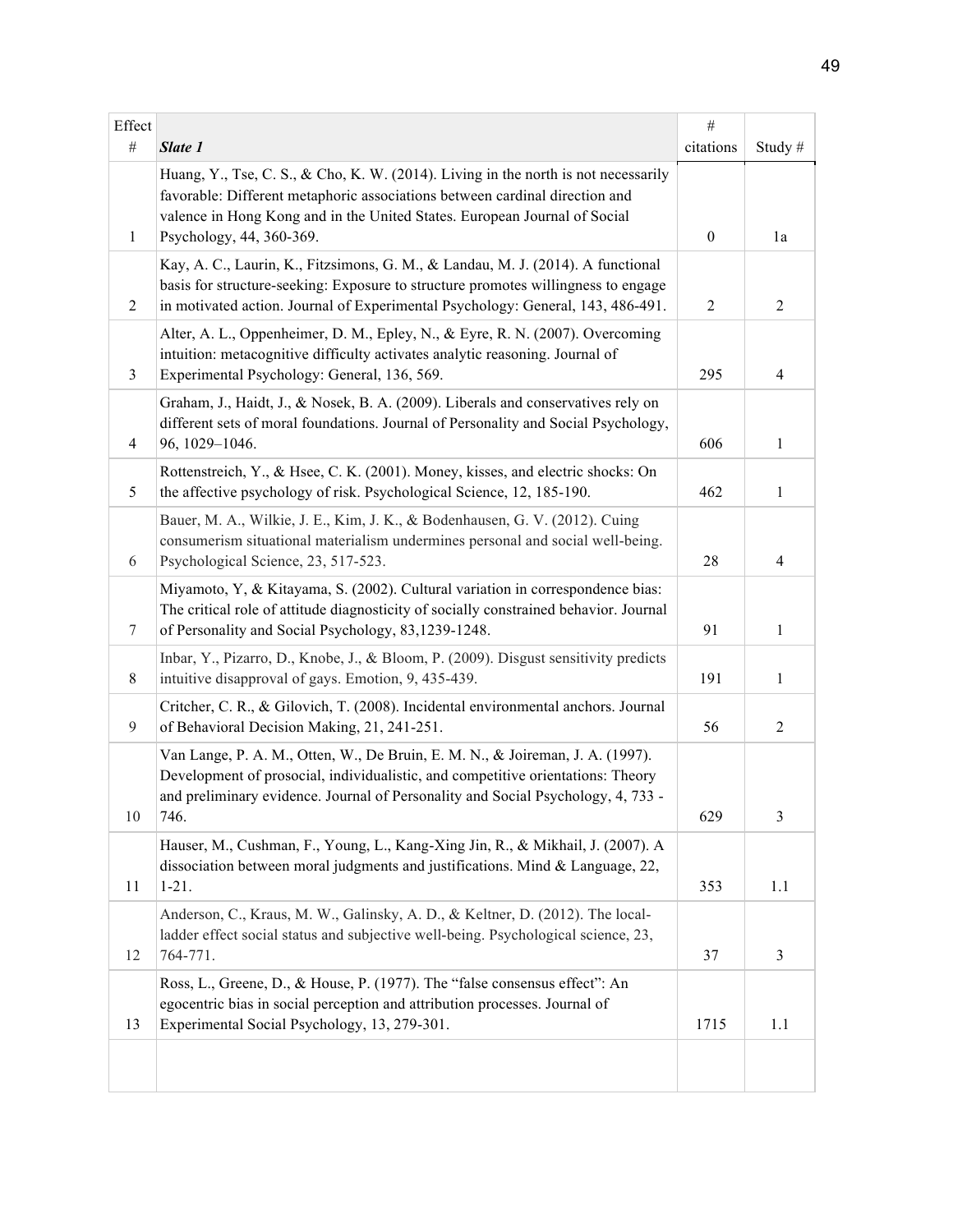| Effect # | *Slate 1* | # citations | Study # |
|---|---|---|---|
| 1 | Huang, Y., Tse, C. S., & Cho, K. W. (2014). Living in the north is not necessarily favorable: Different metaphoric associations between cardinal direction and valence in Hong Kong and in the United States. European Journal of Social Psychology, 44, 360-369. | 0 | 1a |
| 2 | Kay, A. C., Laurin, K., Fitzsimons, G. M., & Landau, M. J. (2014). A functional basis for structure-seeking: Exposure to structure promotes willingness to engage in motivated action. Journal of Experimental Psychology: General, 143, 486-491. | 2 | 2 |
| 3 | Alter, A. L., Oppenheimer, D. M., Epley, N., & Eyre, R. N. (2007). Overcoming intuition: metacognitive difficulty activates analytic reasoning. Journal of Experimental Psychology: General, 136, 569. | 295 | 4 |
| 4 | Graham, J., Haidt, J., & Nosek, B. A. (2009). Liberals and conservatives rely on different sets of moral foundations. Journal of Personality and Social Psychology, 96, 1029–1046. | 606 | 1 |
| 5 | Rottenstreich, Y., & Hsee, C. K. (2001). Money, kisses, and electric shocks: On the affective psychology of risk. Psychological Science, 12, 185-190. | 462 | 1 |
| 6 | Bauer, M. A., Wilkie, J. E., Kim, J. K., & Bodenhausen, G. V. (2012). Cuing consumerism situational materialism undermines personal and social well-being. Psychological Science, 23, 517-523. | 28 | 4 |
| 7 | Miyamoto, Y, & Kitayama, S. (2002). Cultural variation in correspondence bias: The critical role of attitude diagnosticity of socially constrained behavior. Journal of Personality and Social Psychology, 83,1239-1248. | 91 | 1 |
| 8 | Inbar, Y., Pizarro, D., Knobe, J., & Bloom, P. (2009). Disgust sensitivity predicts intuitive disapproval of gays. Emotion, 9, 435-439. | 191 | 1 |
| 9 | Critcher, C. R., & Gilovich, T. (2008). Incidental environmental anchors. Journal of Behavioral Decision Making, 21, 241-251. | 56 | 2 |
| 10 | Van Lange, P. A. M., Otten, W., De Bruin, E. M. N., & Joireman, J. A. (1997). Development of prosocial, individualistic, and competitive orientations: Theory and preliminary evidence. Journal of Personality and Social Psychology, 4, 733 - 746. | 629 | 3 |
| 11 | Hauser, M., Cushman, F., Young, L., Kang-Xing Jin, R., & Mikhail, J. (2007). A dissociation between moral judgments and justifications. Mind & Language, 22, 1-21. | 353 | 1.1 |
| 12 | Anderson, C., Kraus, M. W., Galinsky, A. D., & Keltner, D. (2012). The local-ladder effect social status and subjective well-being. Psychological science, 23, 764-771. | 37 | 3 |
| 13 | Ross, L., Greene, D., & House, P. (1977). The "false consensus effect": An egocentric bias in social perception and attribution processes. Journal of Experimental Social Psychology, 13, 279-301. | 1715 | 1.1 |
| | | | |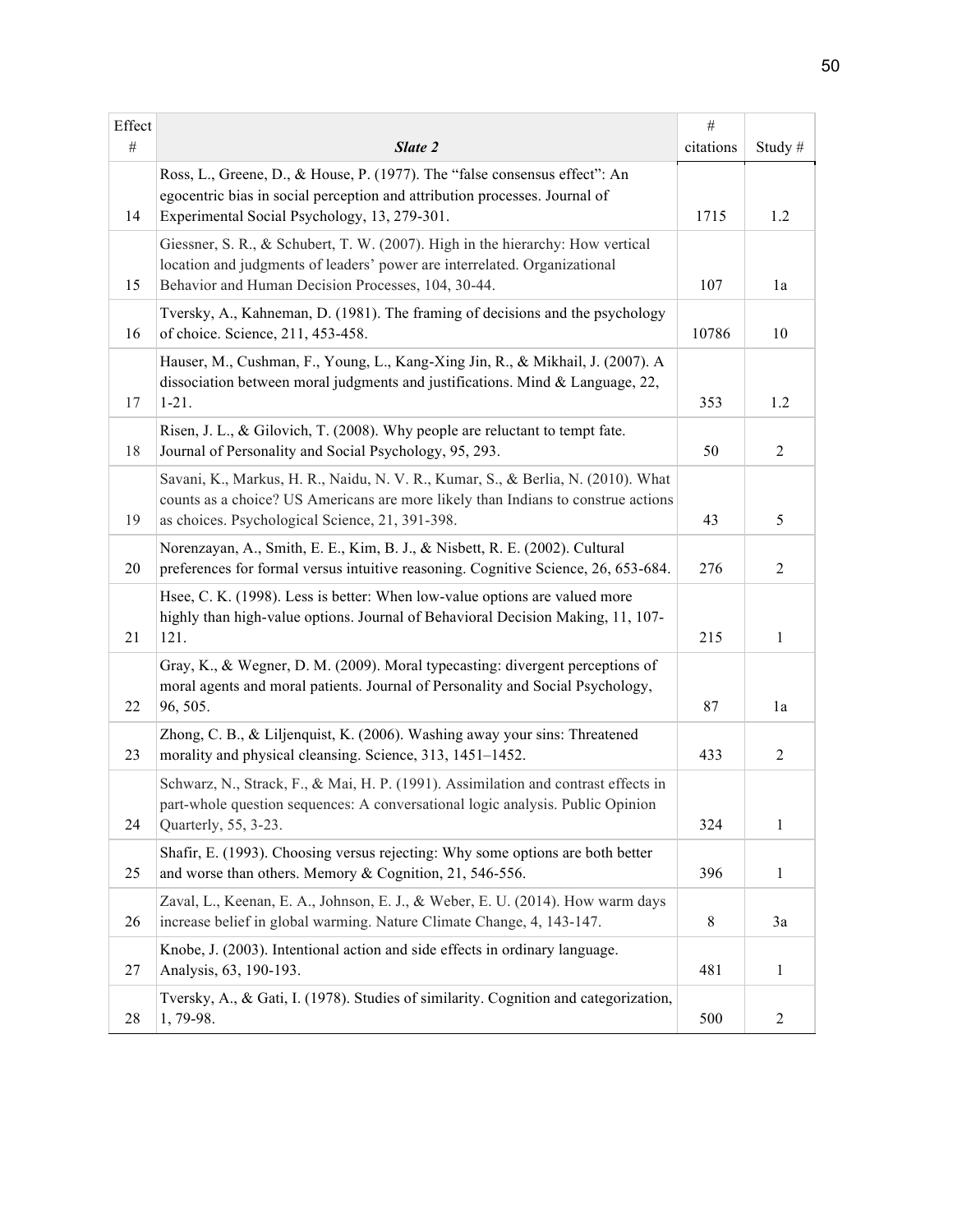| Effect # | *Slate 2* | # citations | Study # |
|---|---|---|---|
| 14 | Ross, L., Greene, D., & House, P. (1977). The "false consensus effect": An egocentric bias in social perception and attribution processes. Journal of Experimental Social Psychology, 13, 279-301. | 1715 | 1.2 |
| 15 | Giessner, S. R., & Schubert, T. W. (2007). High in the hierarchy: How vertical location and judgments of leaders' power are interrelated. Organizational Behavior and Human Decision Processes, 104, 30-44. | 107 | 1a |
| 16 | Tversky, A., Kahneman, D. (1981). The framing of decisions and the psychology of choice. Science, 211, 453-458. | 10786 | 10 |
| 17 | Hauser, M., Cushman, F., Young, L., Kang-Xing Jin, R., & Mikhail, J. (2007). A dissociation between moral judgments and justifications. Mind & Language, 22, 1-21. | 353 | 1.2 |
| 18 | Risen, J. L., & Gilovich, T. (2008). Why people are reluctant to tempt fate. Journal of Personality and Social Psychology, 95, 293. | 50 | 2 |
| 19 | Savani, K., Markus, H. R., Naidu, N. V. R., Kumar, S., & Berlia, N. (2010). What counts as a choice? US Americans are more likely than Indians to construe actions as choices. Psychological Science, 21, 391-398. | 43 | 5 |
| 20 | Norenzayan, A., Smith, E. E., Kim, B. J., & Nisbett, R. E. (2002). Cultural preferences for formal versus intuitive reasoning. Cognitive Science, 26, 653-684. | 276 | 2 |
| 21 | Hsee, C. K. (1998). Less is better: When low-value options are valued more highly than high-value options. Journal of Behavioral Decision Making, 11, 107-121. | 215 | 1 |
| 22 | Gray, K., & Wegner, D. M. (2009). Moral typecasting: divergent perceptions of moral agents and moral patients. Journal of Personality and Social Psychology, 96, 505. | 87 | 1a |
| 23 | Zhong, C. B., & Liljenquist, K. (2006). Washing away your sins: Threatened morality and physical cleansing. Science, 313, 1451–1452. | 433 | 2 |
| 24 | Schwarz, N., Strack, F., & Mai, H. P. (1991). Assimilation and contrast effects in part-whole question sequences: A conversational logic analysis. Public Opinion Quarterly, 55, 3-23. | 324 | 1 |
| 25 | Shafir, E. (1993). Choosing versus rejecting: Why some options are both better and worse than others. Memory & Cognition, 21, 546-556. | 396 | 1 |
| 26 | Zaval, L., Keenan, E. A., Johnson, E. J., & Weber, E. U. (2014). How warm days increase belief in global warming. Nature Climate Change, 4, 143-147. | 8 | 3a |
| 27 | Knobe, J. (2003). Intentional action and side effects in ordinary language. Analysis, 63, 190-193. | 481 | 1 |
| 28 | Tversky, A., & Gati, I. (1978). Studies of similarity. Cognition and categorization, 1, 79-98. | 500 | 2 |